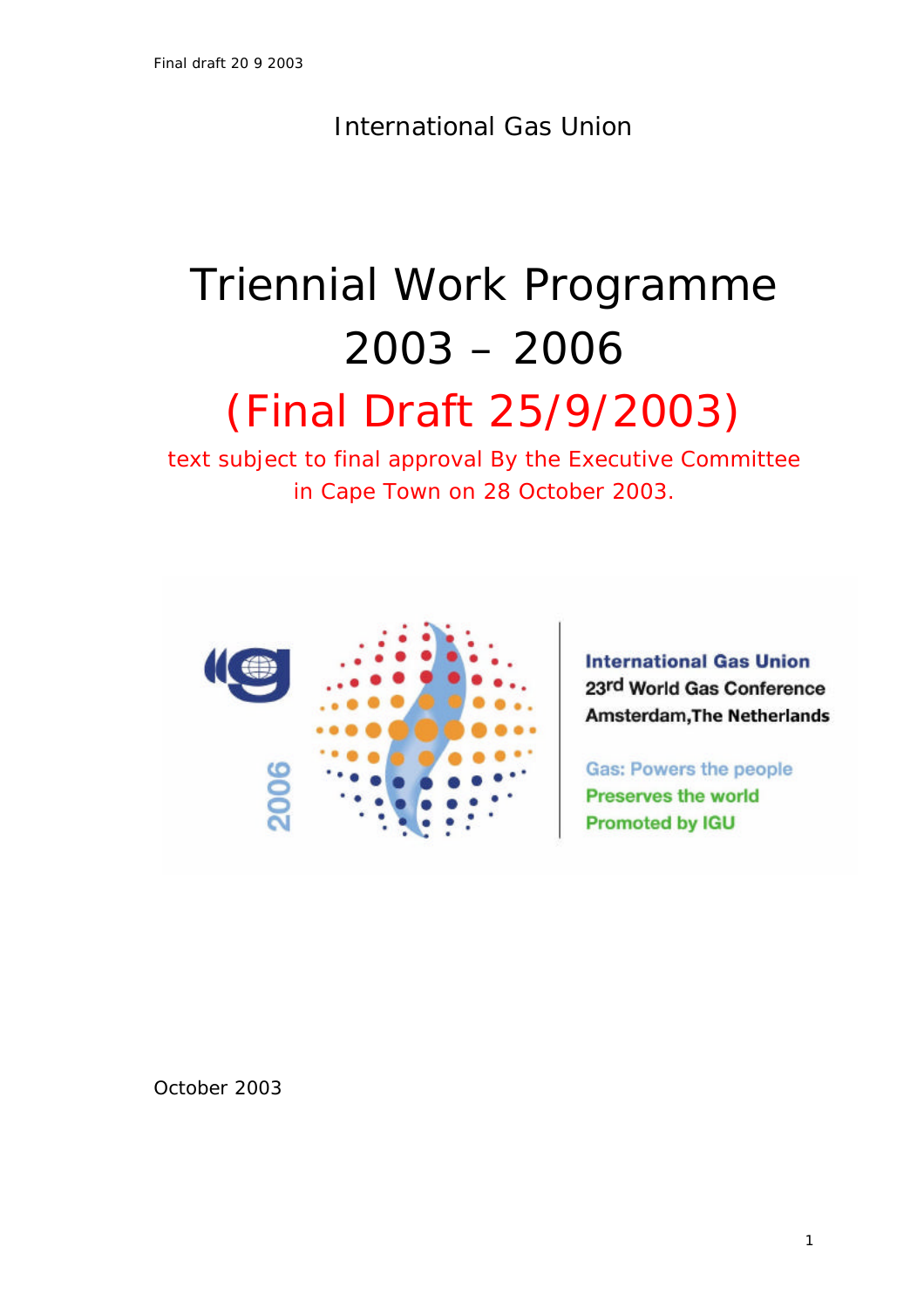Final draft 20 9 2003

International Gas Union

# Triennial Work Programme 2003 – 2006

## (Final Draft 25/9/2003)

text subject to final approval By the Executive Committee in Cape Town on 28 October 2003.

International Gas Union
23rd World Gas Conference
Amsterdam,The Netherlands

Gas: Powers the people
Preserves the world
Promoted by IGU

October 2003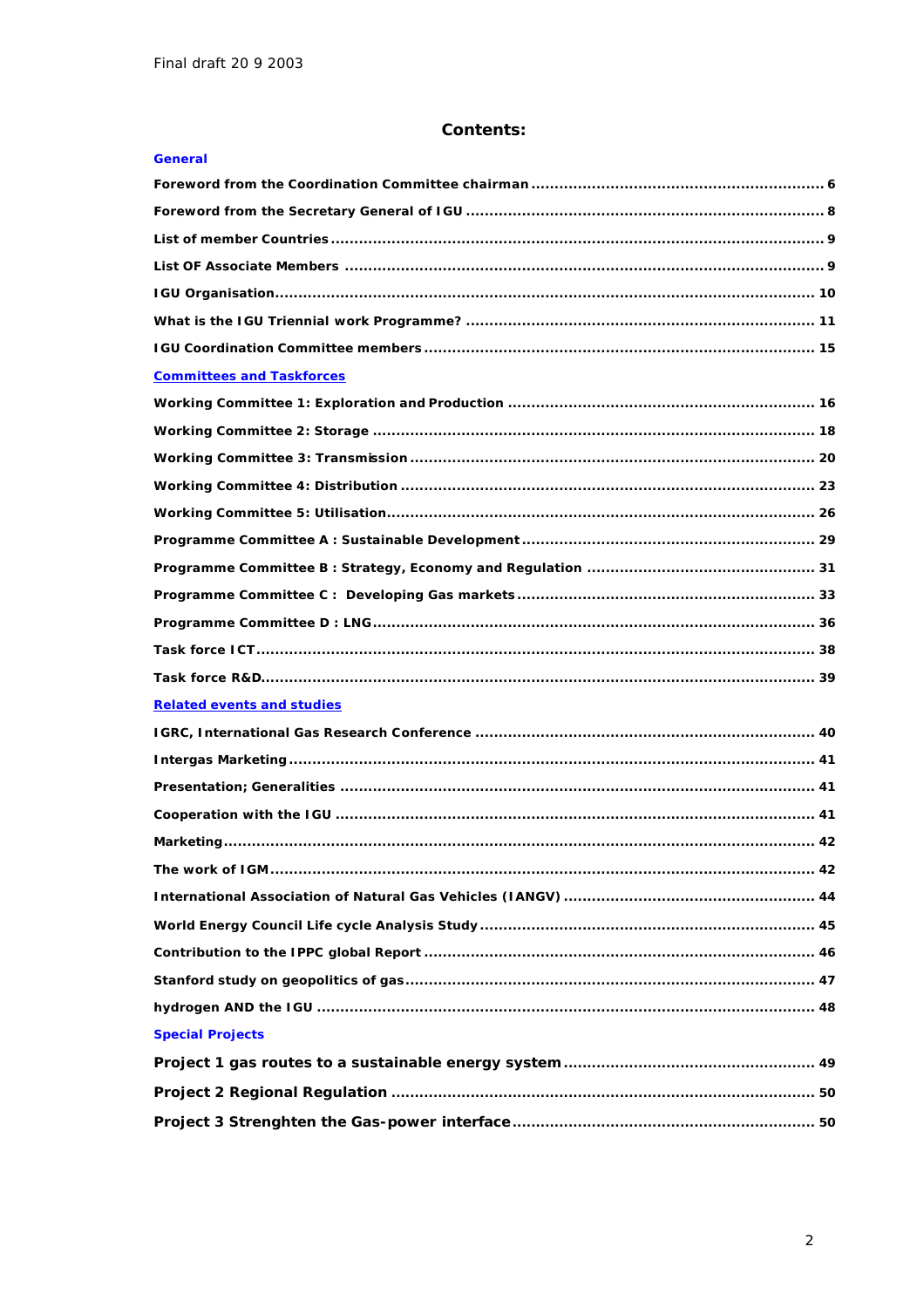Final draft 20 9 2003

# Contents:

**General**

**Foreword from the Coordination Committee chairman** ........ 6

**Foreword from the Secretary General of IGU** ........ 8

**List of member Countries** ........ 9

**List OF Associate Members** ........ 9

**IGU Organisation** ........ 10

**What is the IGU Triennial work Programme?** ........ 11

**IGU Coordination Committee members** ........ 15

**Committees and Taskforces**

**Working Committee 1: Exploration and Production** ........ 16

**Working Committee 2: Storage** ........ 18

**Working Committee 3: Transmission** ........ 20

**Working Committee 4: Distribution** ........ 23

**Working Committee 5: Utilisation** ........ 26

**Programme Committee A : Sustainable Development** ........ 29

**Programme Committee B : Strategy, Economy and Regulation** ........ 31

**Programme Committee C : Developing Gas markets** ........ 33

**Programme Committee D : LNG** ........ 36

**Task force ICT** ........ 38

**Task force R&D** ........ 39

**Related events and studies**

**IGRC, International Gas Research Conference** ........ 40

**Intergas Marketing** ........ 41

**Presentation; Generalities** ........ 41

**Cooperation with the IGU** ........ 41

**Marketing** ........ 42

**The work of IGM** ........ 42

**International Association of Natural Gas Vehicles (IANGV)** ........ 44

**World Energy Council Life cycle Analysis Study** ........ 45

**Contribution to the IPPC global Report** ........ 46

**Stanford study on geopolitics of gas** ........ 47

**hydrogen AND the IGU** ........ 48

**Special Projects**

**Project 1 gas routes to a sustainable energy system** ........ 49

**Project 2 Regional Regulation** ........ 50

**Project 3 Strenghten the Gas-power interface** ........ 50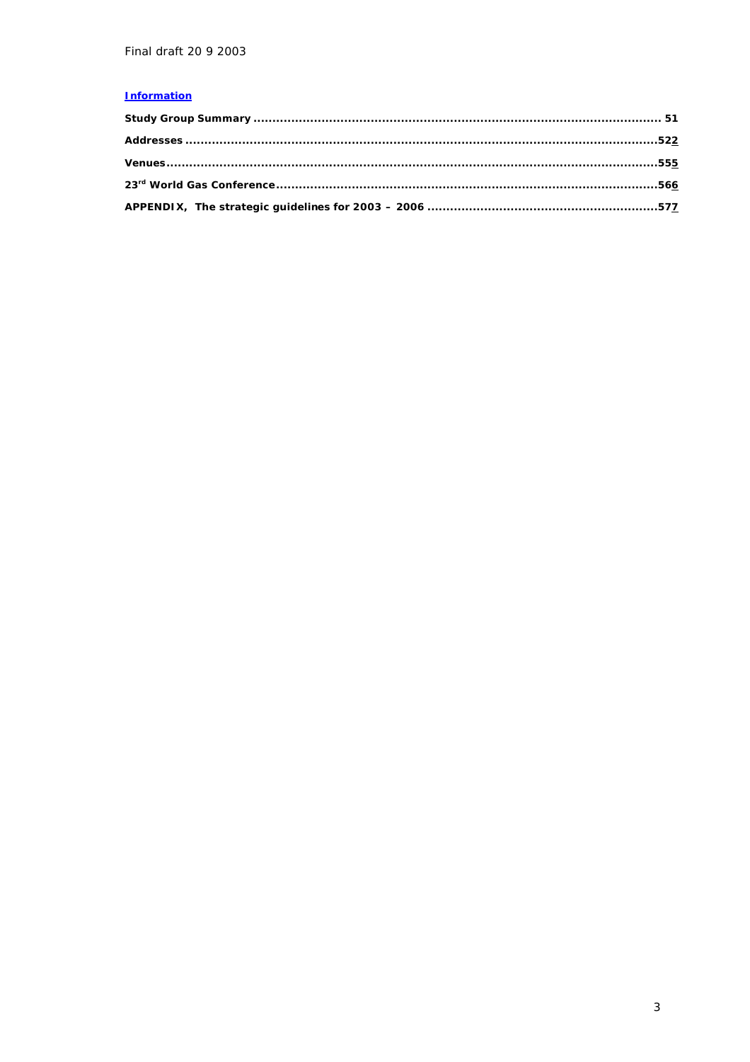Final draft 20 9 2003

**Information**

**Study Group Summary .......................................................................................................... 51**

**Addresses ..........................................................................................................................522**

**Venues...............................................................................................................................555**

**23rd World Gas Conference..................................................................................................566**

**APPENDIX, The strategic guidelines for 2003 – 2006 ...........................................................577**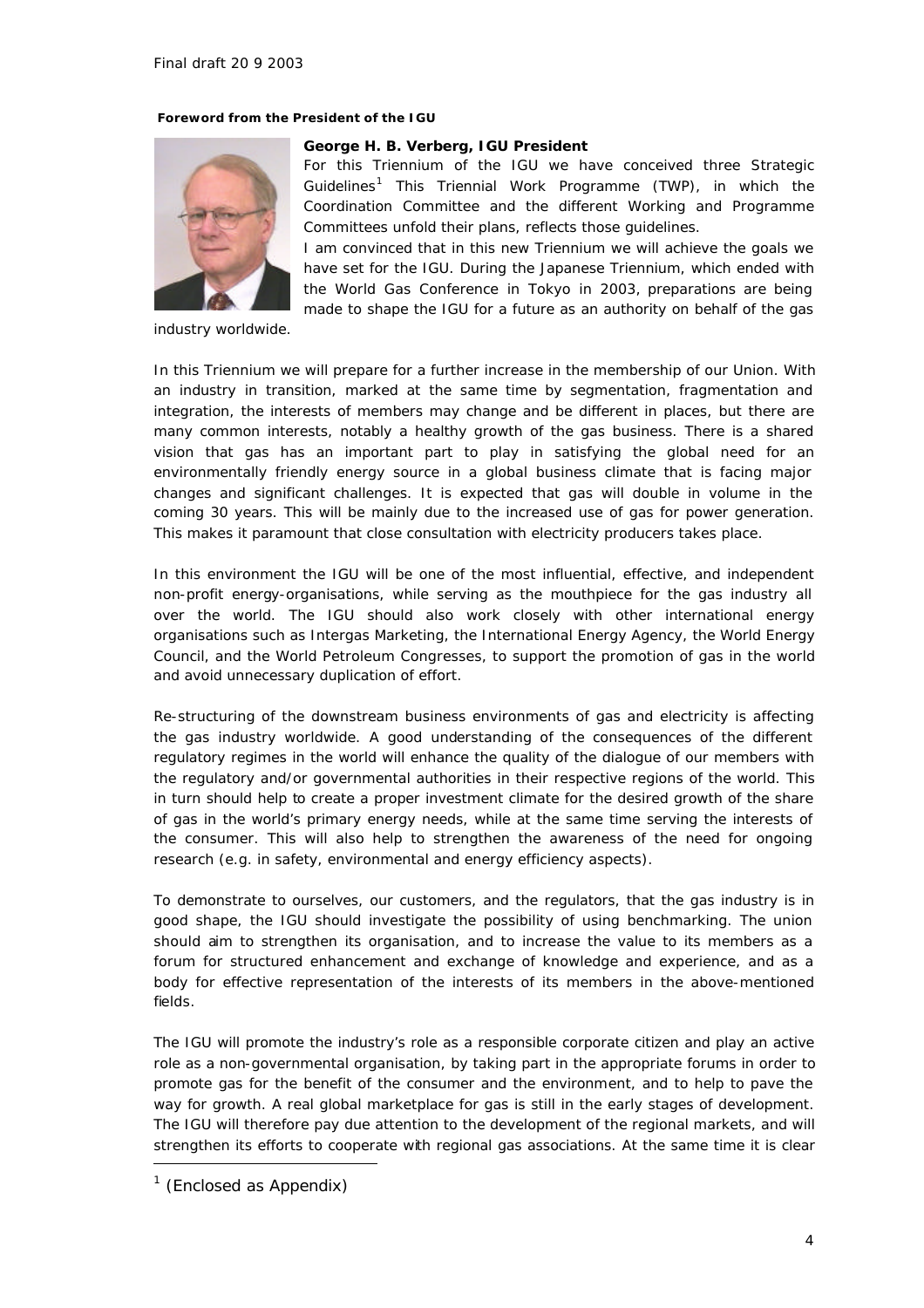Final draft 20 9 2003

**Foreword from the President of the IGU**

**George H. B. Verberg, IGU President**

For this Triennium of the IGU we have conceived three Strategic Guidelines[1] This Triennial Work Programme (TWP), in which the Coordination Committee and the different Working and Programme Committees unfold their plans, reflects those guidelines.

I am convinced that in this new Triennium we will achieve the goals we have set for the IGU. During the Japanese Triennium, which ended with the World Gas Conference in Tokyo in 2003, preparations are being made to shape the IGU for a future as an authority on behalf of the gas industry worldwide.

In this Triennium we will prepare for a further increase in the membership of our Union. With an industry in transition, marked at the same time by segmentation, fragmentation and integration, the interests of members may change and be different in places, but there are many common interests, notably a healthy growth of the gas business. There is a shared vision that gas has an important part to play in satisfying the global need for an environmentally friendly energy source in a global business climate that is facing major changes and significant challenges. It is expected that gas will double in volume in the coming 30 years. This will be mainly due to the increased use of gas for power generation. This makes it paramount that close consultation with electricity producers takes place.

In this environment the IGU will be one of the most influential, effective, and independent non-profit energy-organisations, while serving as the mouthpiece for the gas industry all over the world. The IGU should also work closely with other international energy organisations such as Intergas Marketing, the International Energy Agency, the World Energy Council, and the World Petroleum Congresses, to support the promotion of gas in the world and avoid unnecessary duplication of effort.

Re-structuring of the downstream business environments of gas and electricity is affecting the gas industry worldwide. A good understanding of the consequences of the different regulatory regimes in the world will enhance the quality of the dialogue of our members with the regulatory and/or governmental authorities in their respective regions of the world. This in turn should help to create a proper investment climate for the desired growth of the share of gas in the world's primary energy needs, while at the same time serving the interests of the consumer. This will also help to strengthen the awareness of the need for ongoing research (e.g. in safety, environmental and energy efficiency aspects).

To demonstrate to ourselves, our customers, and the regulators, that the gas industry is in good shape, the IGU should investigate the possibility of using benchmarking. The union should aim to strengthen its organisation, and to increase the value to its members as a forum for structured enhancement and exchange of knowledge and experience, and as a body for effective representation of the interests of its members in the above-mentioned fields.

The IGU will promote the industry's role as a responsible corporate citizen and play an active role as a non-governmental organisation, by taking part in the appropriate forums in order to promote gas for the benefit of the consumer and the environment, and to help to pave the way for growth. A real global marketplace for gas is still in the early stages of development. The IGU will therefore pay due attention to the development of the regional markets, and will strengthen its efforts to cooperate with regional gas associations. At the same time it is clear

[1] (Enclosed as Appendix)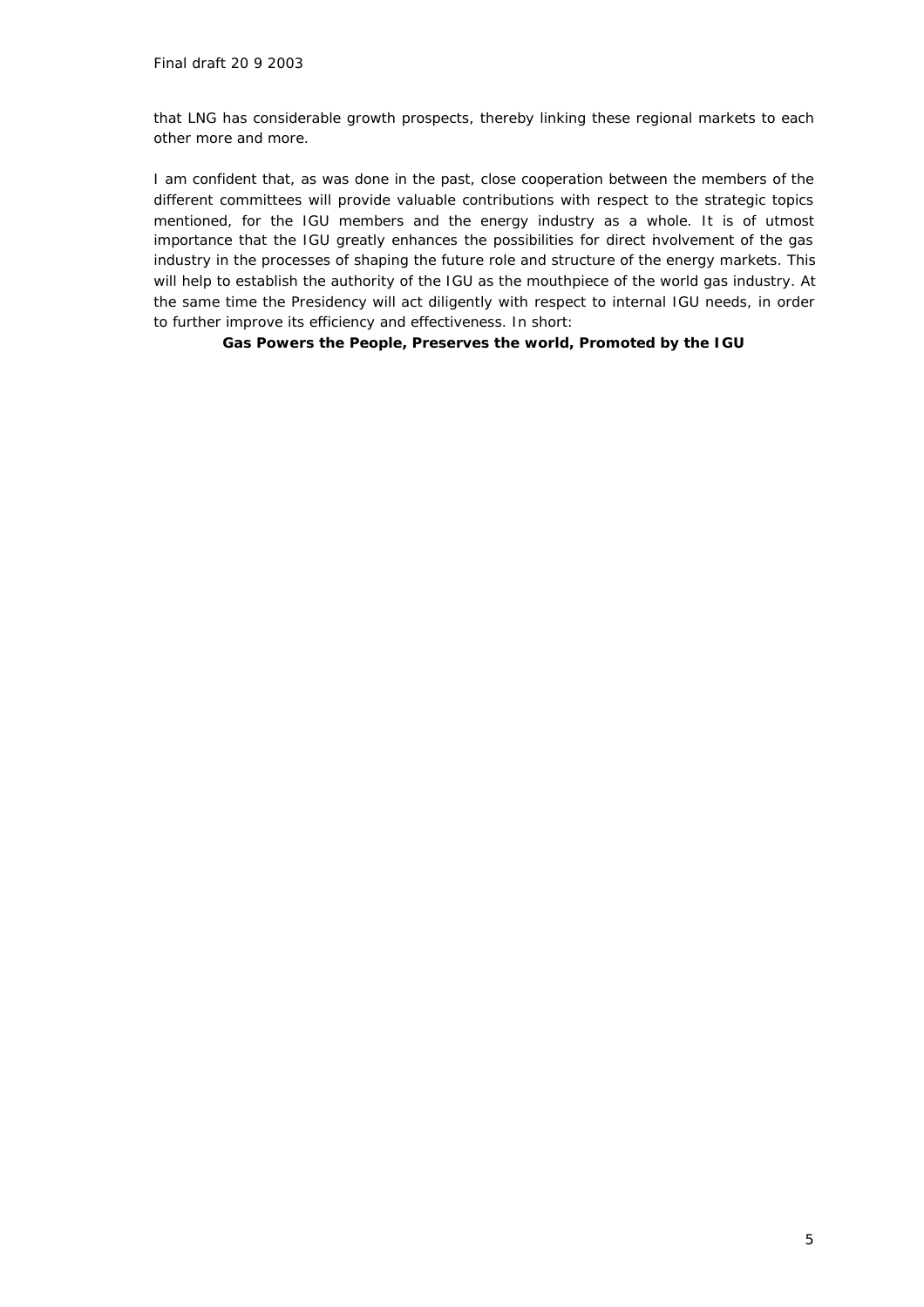that LNG has considerable growth prospects, thereby linking these regional markets to each other more and more.

I am confident that, as was done in the past, close cooperation between the members of the different committees will provide valuable contributions with respect to the strategic topics mentioned, for the IGU members and the energy industry as a whole. It is of utmost importance that the IGU greatly enhances the possibilities for direct involvement of the gas industry in the processes of shaping the future role and structure of the energy markets. This will help to establish the authority of the IGU as the mouthpiece of the world gas industry. At the same time the Presidency will act diligently with respect to internal IGU needs, in order to further improve its efficiency and effectiveness. In short:

**Gas Powers the People, Preserves the world, Promoted by the IGU**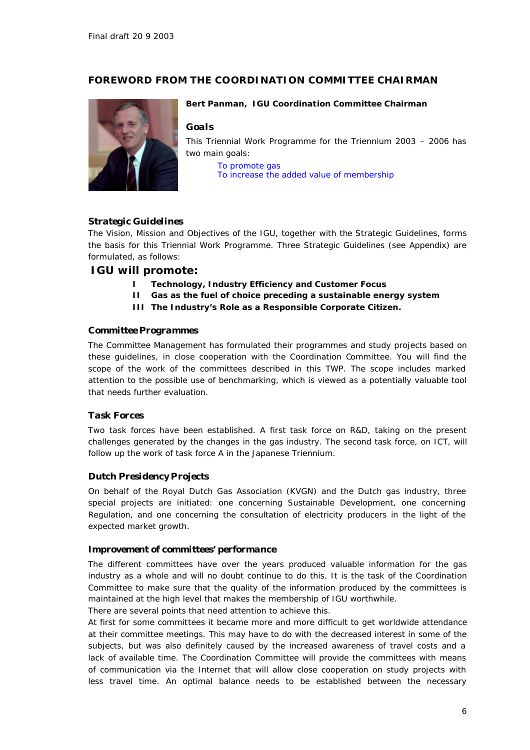Final draft 20 9 2003

## FOREWORD FROM THE COORDINATION COMMITTEE CHAIRMAN

**Bert Panman, IGU Coordination Committee Chairman**

### Goals

This Triennial Work Programme for the Triennium 2003 – 2006 has two main goals:

To promote gas
To increase the added value of membership

### Strategic Guidelines

The Vision, Mission and Objectives of the IGU, together with the Strategic Guidelines, forms the basis for this Triennial Work Programme. Three Strategic Guidelines (see Appendix) are formulated, as follows:

## IGU will promote:

**I Technology, Industry Efficiency and Customer Focus**
**II Gas as the fuel of choice preceding a sustainable energy system**
**III The Industry's Role as a Responsible Corporate Citizen.**

### Committee Programmes

The Committee Management has formulated their programmes and study projects based on these guidelines, in close cooperation with the Coordination Committee. You will find the scope of the work of the committees described in this TWP. The scope includes marked attention to the possible use of benchmarking, which is viewed as a potentially valuable tool that needs further evaluation.

### Task Forces

Two task forces have been established. A first task force on R&D, taking on the present challenges generated by the changes in the gas industry. The second task force, on ICT, will follow up the work of task force A in the Japanese Triennium.

### Dutch Presidency Projects

On behalf of the Royal Dutch Gas Association (KVGN) and the Dutch gas industry, three special projects are initiated: one concerning Sustainable Development, one concerning Regulation, and one concerning the consultation of electricity producers in the light of the expected market growth.

### Improvement of committees' performance

The different committees have over the years produced valuable information for the gas industry as a whole and will no doubt continue to do this. It is the task of the Coordination Committee to make sure that the quality of the information produced by the committees is maintained at the high level that makes the membership of IGU worthwhile.

There are several points that need attention to achieve this.

At first for some committees it became more and more difficult to get worldwide attendance at their committee meetings. This may have to do with the decreased interest in some of the subjects, but was also definitely caused by the increased awareness of travel costs and a lack of available time. The Coordination Committee will provide the committees with means of communication via the Internet that will allow close cooperation on study projects with less travel time. An optimal balance needs to be established between the necessary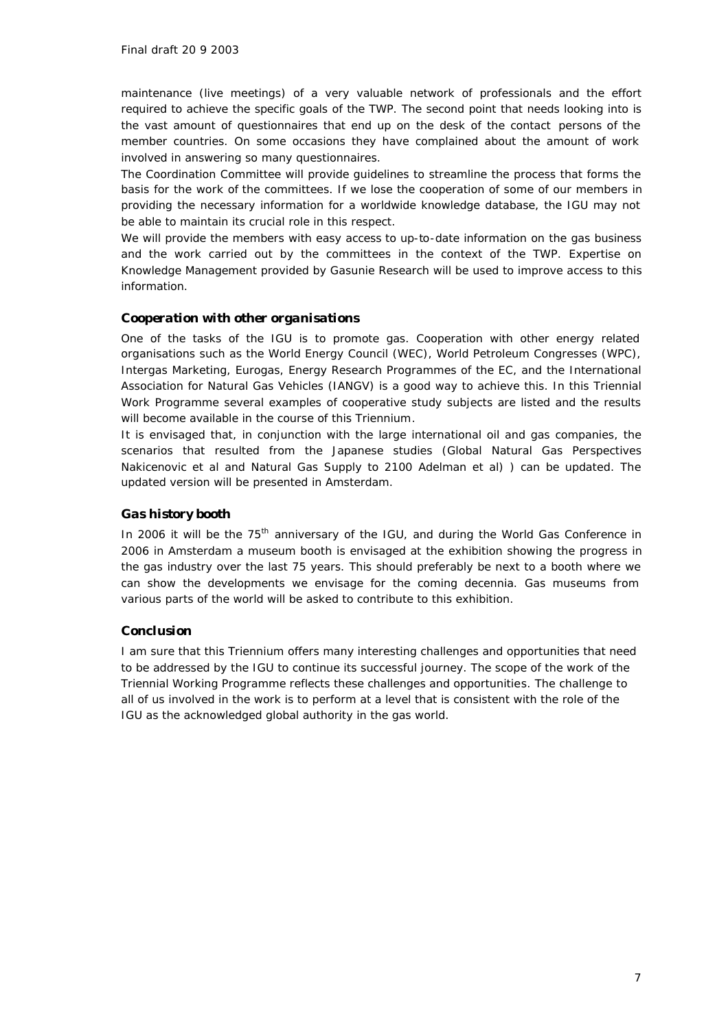maintenance (live meetings) of a very valuable network of professionals and the effort required to achieve the specific goals of the TWP. The second point that needs looking into is the vast amount of questionnaires that end up on the desk of the contact persons of the member countries. On some occasions they have complained about the amount of work involved in answering so many questionnaires.

The Coordination Committee will provide guidelines to streamline the process that forms the basis for the work of the committees. If we lose the cooperation of some of our members in providing the necessary information for a worldwide knowledge database, the IGU may not be able to maintain its crucial role in this respect.

We will provide the members with easy access to up-to-date information on the gas business and the work carried out by the committees in the context of the TWP. Expertise on Knowledge Management provided by Gasunie Research will be used to improve access to this information.

### *Cooperation with other organisations*

One of the tasks of the IGU is to promote gas. Cooperation with other energy related organisations such as the World Energy Council (WEC), World Petroleum Congresses (WPC), Intergas Marketing, Eurogas, Energy Research Programmes of the EC, and the International Association for Natural Gas Vehicles (IANGV) is a good way to achieve this. In this Triennial Work Programme several examples of cooperative study subjects are listed and the results will become available in the course of this Triennium.

It is envisaged that, in conjunction with the large international oil and gas companies, the scenarios that resulted from the Japanese studies (Global Natural Gas Perspectives Nakicenovic et al and Natural Gas Supply to 2100 Adelman et al) ) can be updated. The updated version will be presented in Amsterdam.

### *Gas history booth*

In 2006 it will be the 75th anniversary of the IGU, and during the World Gas Conference in 2006 in Amsterdam a museum booth is envisaged at the exhibition showing the progress in the gas industry over the last 75 years. This should preferably be next to a booth where we can show the developments we envisage for the coming decennia. Gas museums from various parts of the world will be asked to contribute to this exhibition.

### *Conclusion*

I am sure that this Triennium offers many interesting challenges and opportunities that need to be addressed by the IGU to continue its successful journey. The scope of the work of the Triennial Working Programme reflects these challenges and opportunities. The challenge to all of us involved in the work is to perform at a level that is consistent with the role of the IGU as the acknowledged global authority in the gas world.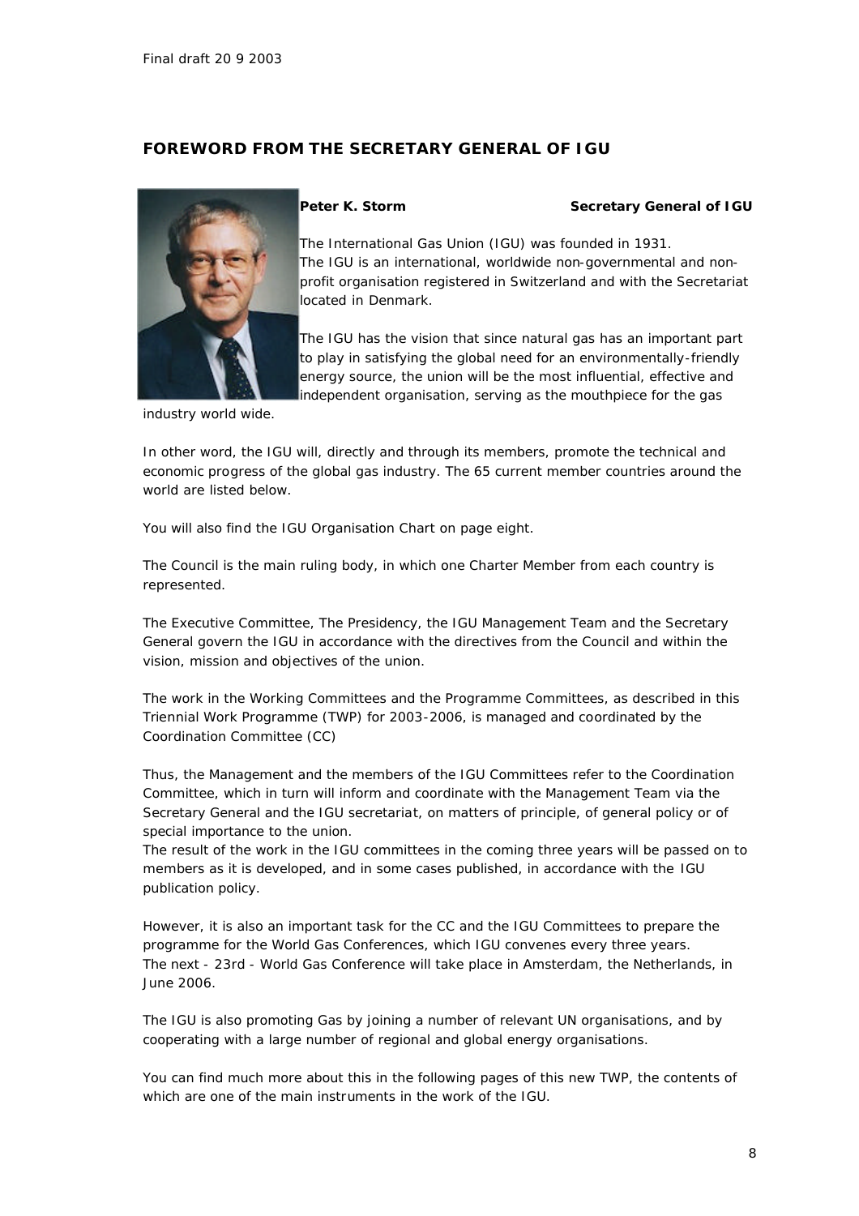# FOREWORD FROM THE SECRETARY GENERAL OF IGU

**Peter K. Storm** **Secretary General of IGU**

The International Gas Union (IGU) was founded in 1931.
The IGU is an international, worldwide non-governmental and non-profit organisation registered in Switzerland and with the Secretariat located in Denmark.

The IGU has the vision that since natural gas has an important part to play in satisfying the global need for an environmentally-friendly energy source, the union will be the most influential, effective and independent organisation, serving as the mouthpiece for the gas industry world wide.

In other word, the IGU will, directly and through its members, promote the technical and economic progress of the global gas industry. The 65 current member countries around the world are listed below.

You will also find the IGU Organisation Chart on page eight.

The Council is the main ruling body, in which one Charter Member from each country is represented.

The Executive Committee, The Presidency, the IGU Management Team and the Secretary General govern the IGU in accordance with the directives from the Council and within the vision, mission and objectives of the union.

The work in the Working Committees and the Programme Committees, as described in this Triennial Work Programme (TWP) for 2003-2006, is managed and coordinated by the Coordination Committee (CC)

Thus, the Management and the members of the IGU Committees refer to the Coordination Committee, which in turn will inform and coordinate with the Management Team via the Secretary General and the IGU secretariat, on matters of principle, of general policy or of special importance to the union.
The result of the work in the IGU committees in the coming three years will be passed on to members as it is developed, and in some cases published, in accordance with the IGU publication policy.

However, it is also an important task for the CC and the IGU Committees to prepare the programme for the World Gas Conferences, which IGU convenes every three years.
The next - 23rd - World Gas Conference will take place in Amsterdam, the Netherlands, in June 2006.

The IGU is also promoting Gas by joining a number of relevant UN organisations, and by cooperating with a large number of regional and global energy organisations.

You can find much more about this in the following pages of this new TWP, the contents of which are one of the main instruments in the work of the IGU.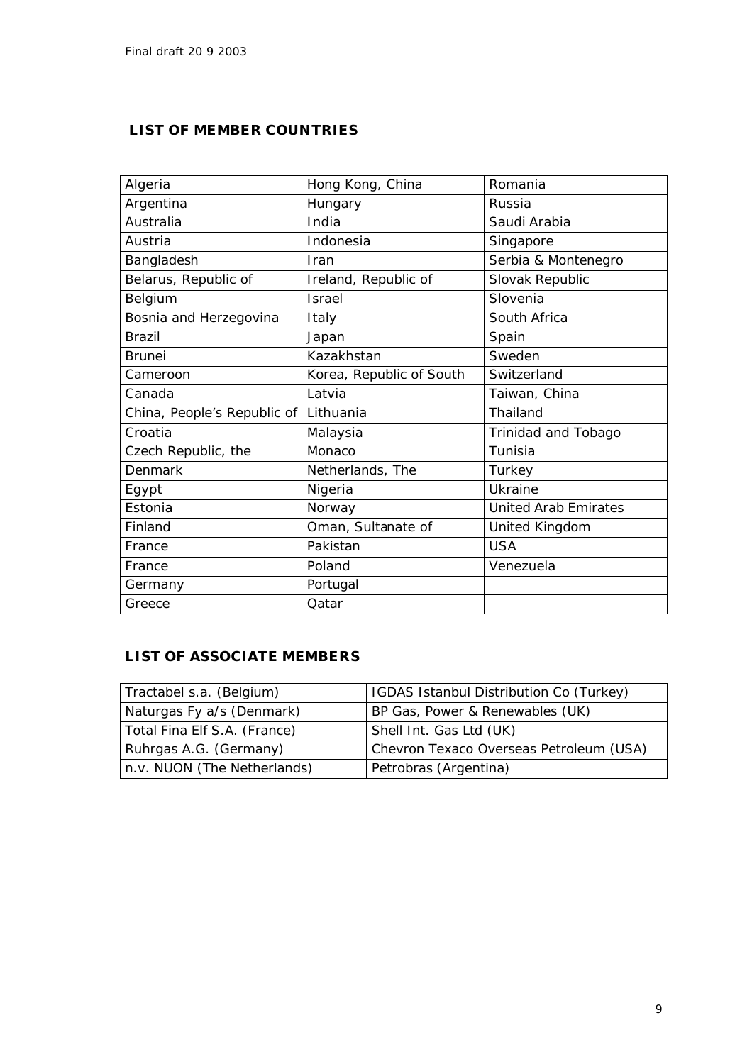## LIST OF MEMBER COUNTRIES

| Algeria | Hong Kong, China | Romania |
|---|---|---|
| Argentina | Hungary | Russia |
| Australia | India | Saudi Arabia |
| Austria | Indonesia | Singapore |
| Bangladesh | Iran | Serbia & Montenegro |
| Belarus, Republic of | Ireland, Republic of | Slovak Republic |
| Belgium | Israel | Slovenia |
| Bosnia and Herzegovina | Italy | South Africa |
| Brazil | Japan | Spain |
| Brunei | Kazakhstan | Sweden |
| Cameroon | Korea, Republic of South | Switzerland |
| Canada | Latvia | Taiwan, China |
| China, People's Republic of | Lithuania | Thailand |
| Croatia | Malaysia | Trinidad and Tobago |
| Czech Republic, the | Monaco | Tunisia |
| Denmark | Netherlands, The | Turkey |
| Egypt | Nigeria | Ukraine |
| Estonia | Norway | United Arab Emirates |
| Finland | Oman, Sultanate of | United Kingdom |
| France | Pakistan | USA |
| France | Poland | Venezuela |
| Germany | Portugal | |
| Greece | Qatar | |

## LIST OF ASSOCIATE MEMBERS

| Tractabel s.a. (Belgium) | IGDAS Istanbul Distribution Co (Turkey) |
|---|---|
| Naturgas Fy a/s (Denmark) | BP Gas, Power & Renewables (UK) |
| Total Fina Elf S.A. (France) | Shell Int. Gas Ltd (UK) |
| Ruhrgas A.G. (Germany) | Chevron Texaco Overseas Petroleum (USA) |
| n.v. NUON (The Netherlands) | Petrobras (Argentina) |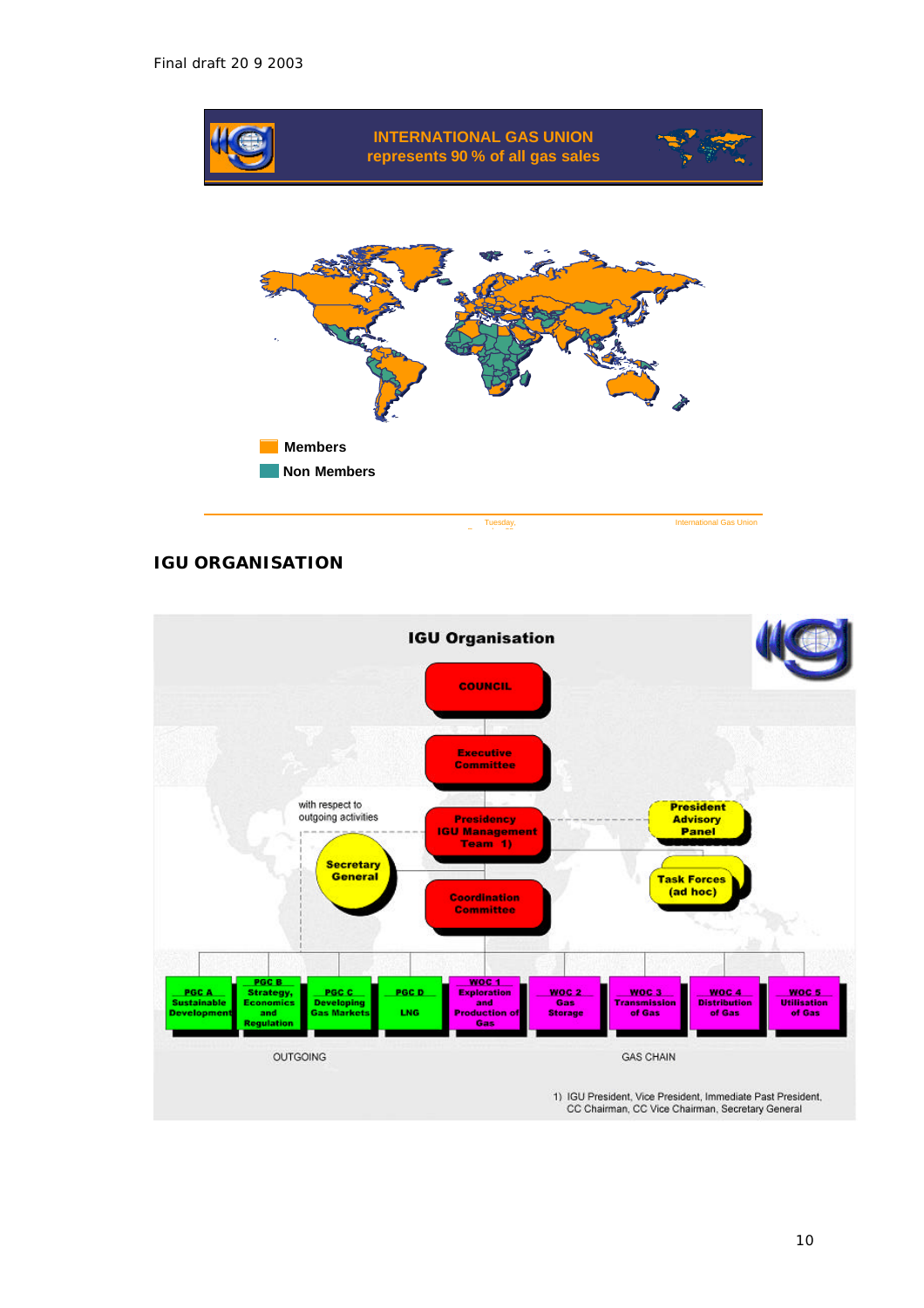INTERNATIONAL GAS UNION
represents 90 % of all gas sales

Members

Non Members

## IGU ORGANISATION

**IGU Organisation**

COUNCIL

Executive Committee

with respect to outgoing activities

Presidency IGU Management Team 1)

President Advisory Panel

Secretary General

Task Forces (ad hoc)

Coordination Committee

| PGC A Sustainable Development | PGC B Strategy, Economics and Regulation | PGC C Developing Gas Markets | PGC D LNG | WOC 1 Exploration and Production of Gas | WOC 2 Gas Storage | WOC 3 Transmission of Gas | WOC 4 Distribution of Gas | WOC 5 Utilisation of Gas |
|---|---|---|---|---|---|---|---|---|

OUTGOING

GAS CHAIN

1) IGU President, Vice President, Immediate Past President, CC Chairman, CC Vice Chairman, Secretary General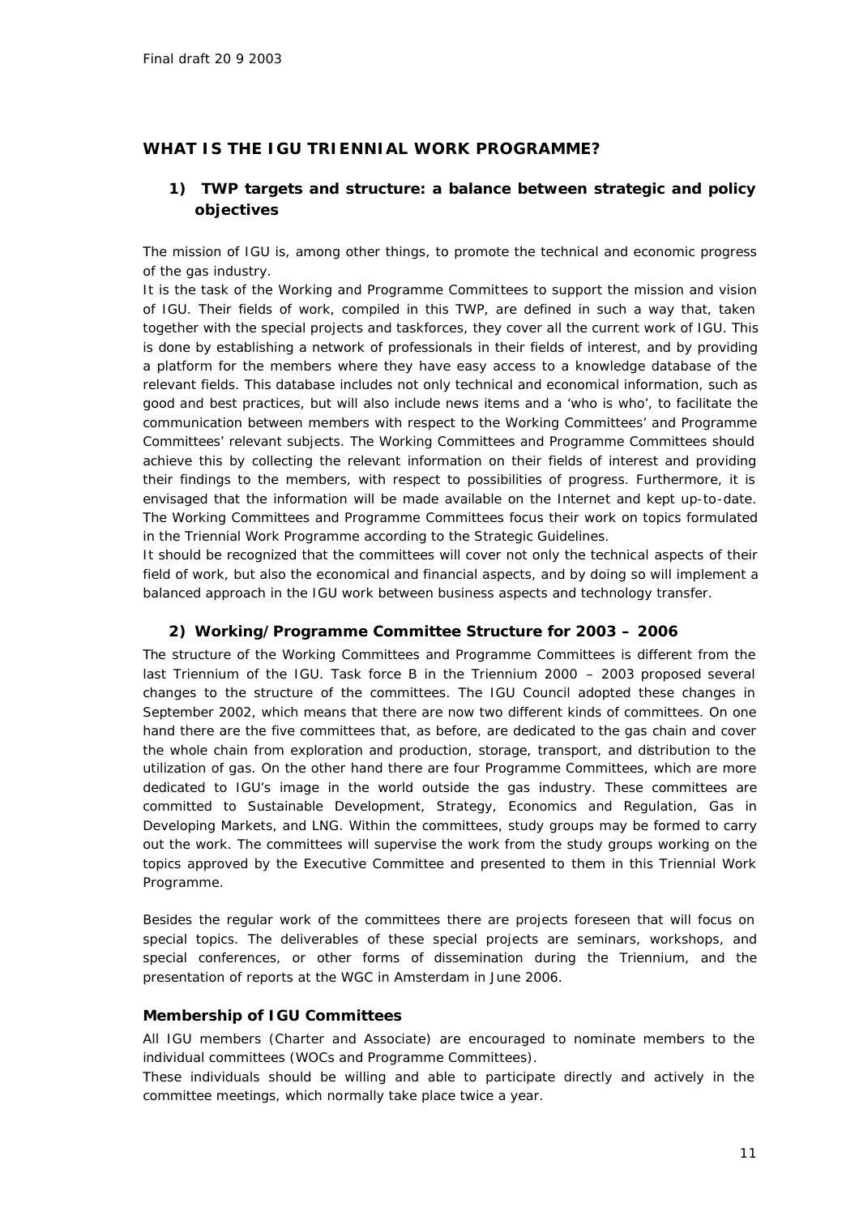# WHAT IS THE IGU TRIENNIAL WORK PROGRAMME?

## 1) TWP targets and structure: a balance between strategic and policy objectives

The mission of IGU is, among other things, to promote the technical and economic progress of the gas industry.

It is the task of the Working and Programme Committees to support the mission and vision of IGU. Their fields of work, compiled in this TWP, are defined in such a way that, taken together with the special projects and taskforces, they cover all the current work of IGU. This is done by establishing a network of professionals in their fields of interest, and by providing a platform for the members where they have easy access to a knowledge database of the relevant fields. This database includes not only technical and economical information, such as good and best practices, but will also include news items and a 'who is who', to facilitate the communication between members with respect to the Working Committees' and Programme Committees' relevant subjects. The Working Committees and Programme Committees should achieve this by collecting the relevant information on their fields of interest and providing their findings to the members, with respect to possibilities of progress. Furthermore, it is envisaged that the information will be made available on the Internet and kept up-to-date. The Working Committees and Programme Committees focus their work on topics formulated in the Triennial Work Programme according to the Strategic Guidelines.

It should be recognized that the committees will cover not only the technical aspects of their field of work, but also the economical and financial aspects, and by doing so will implement a balanced approach in the IGU work between business aspects and technology transfer.

## 2) Working/Programme Committee Structure for 2003 – 2006

The structure of the Working Committees and Programme Committees is different from the last Triennium of the IGU. Task force B in the Triennium 2000 – 2003 proposed several changes to the structure of the committees. The IGU Council adopted these changes in September 2002, which means that there are now two different kinds of committees. On one hand there are the five committees that, as before, are dedicated to the gas chain and cover the whole chain from exploration and production, storage, transport, and distribution to the utilization of gas. On the other hand there are four Programme Committees, which are more dedicated to IGU's image in the world outside the gas industry. These committees are committed to Sustainable Development, Strategy, Economics and Regulation, Gas in Developing Markets, and LNG. Within the committees, study groups may be formed to carry out the work. The committees will supervise the work from the study groups working on the topics approved by the Executive Committee and presented to them in this Triennial Work Programme.

Besides the regular work of the committees there are projects foreseen that will focus on special topics. The deliverables of these special projects are seminars, workshops, and special conferences, or other forms of dissemination during the Triennium, and the presentation of reports at the WGC in Amsterdam in June 2006.

### Membership of IGU Committees

All IGU members (Charter and Associate) are encouraged to nominate members to the individual committees (WOCs and Programme Committees).

These individuals should be willing and able to participate directly and actively in the committee meetings, which normally take place twice a year.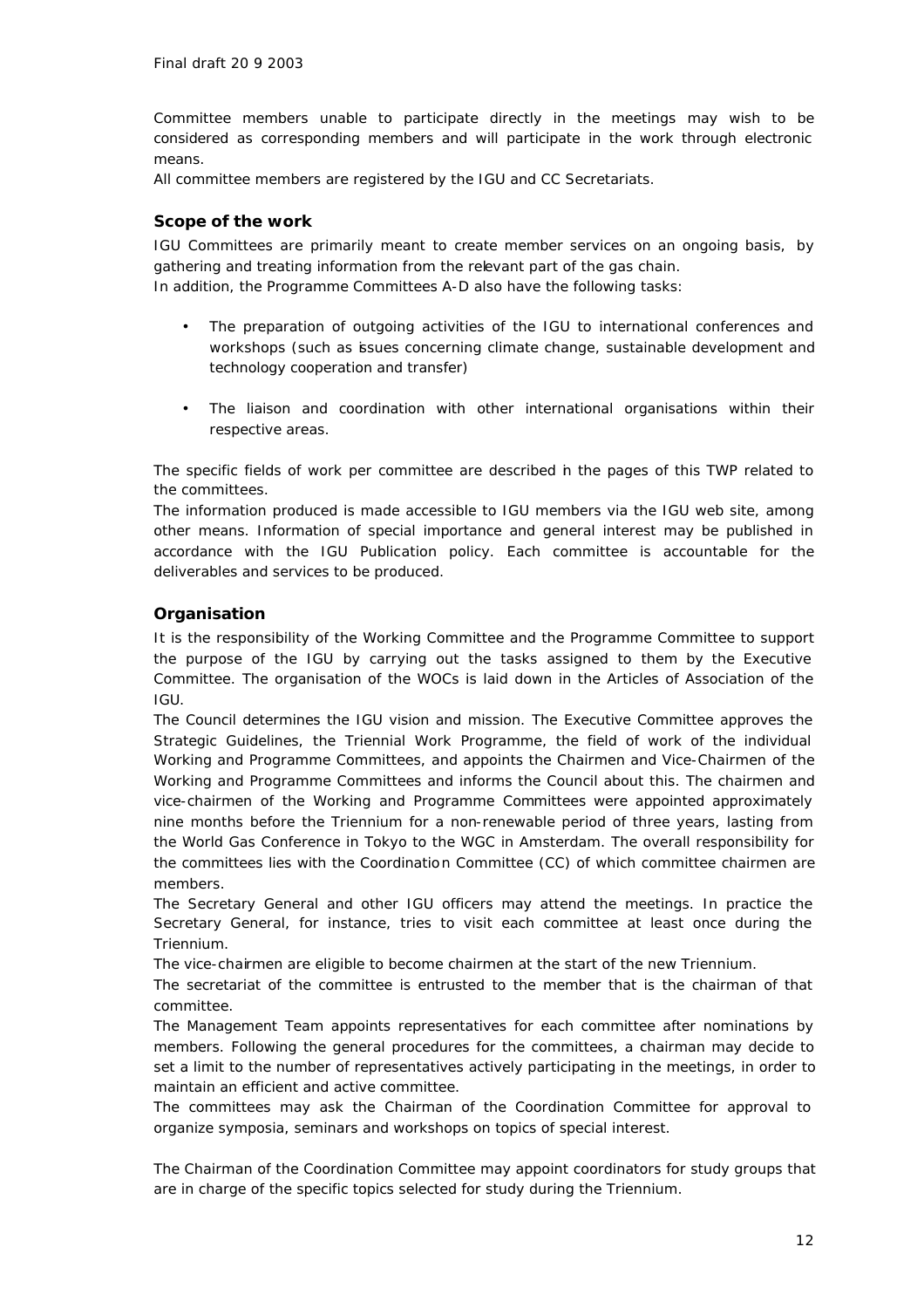Committee members unable to participate directly in the meetings may wish to be considered as corresponding members and will participate in the work through electronic means.

All committee members are registered by the IGU and CC Secretariats.

## Scope of the work

IGU Committees are primarily meant to create member services on an ongoing basis, by gathering and treating information from the relevant part of the gas chain.

In addition, the Programme Committees A-D also have the following tasks:

- The preparation of outgoing activities of the IGU to international conferences and workshops (such as issues concerning climate change, sustainable development and technology cooperation and transfer)
- The liaison and coordination with other international organisations within their respective areas.

The specific fields of work per committee are described in the pages of this TWP related to the committees.

The information produced is made accessible to IGU members via the IGU web site, among other means. Information of special importance and general interest may be published in accordance with the IGU Publication policy. Each committee is accountable for the deliverables and services to be produced.

## Organisation

It is the responsibility of the Working Committee and the Programme Committee to support the purpose of the IGU by carrying out the tasks assigned to them by the Executive Committee. The organisation of the WOCs is laid down in the Articles of Association of the IGU.

The Council determines the IGU vision and mission. The Executive Committee approves the Strategic Guidelines, the Triennial Work Programme, the field of work of the individual Working and Programme Committees, and appoints the Chairmen and Vice-Chairmen of the Working and Programme Committees and informs the Council about this. The chairmen and vice-chairmen of the Working and Programme Committees were appointed approximately nine months before the Triennium for a non-renewable period of three years, lasting from the World Gas Conference in Tokyo to the WGC in Amsterdam. The overall responsibility for the committees lies with the Coordination Committee (CC) of which committee chairmen are members.

The Secretary General and other IGU officers may attend the meetings. In practice the Secretary General, for instance, tries to visit each committee at least once during the Triennium.

The vice-chairmen are eligible to become chairmen at the start of the new Triennium.

The secretariat of the committee is entrusted to the member that is the chairman of that committee.

The Management Team appoints representatives for each committee after nominations by members. Following the general procedures for the committees, a chairman may decide to set a limit to the number of representatives actively participating in the meetings, in order to maintain an efficient and active committee.

The committees may ask the Chairman of the Coordination Committee for approval to organize symposia, seminars and workshops on topics of special interest.

The Chairman of the Coordination Committee may appoint coordinators for study groups that are in charge of the specific topics selected for study during the Triennium.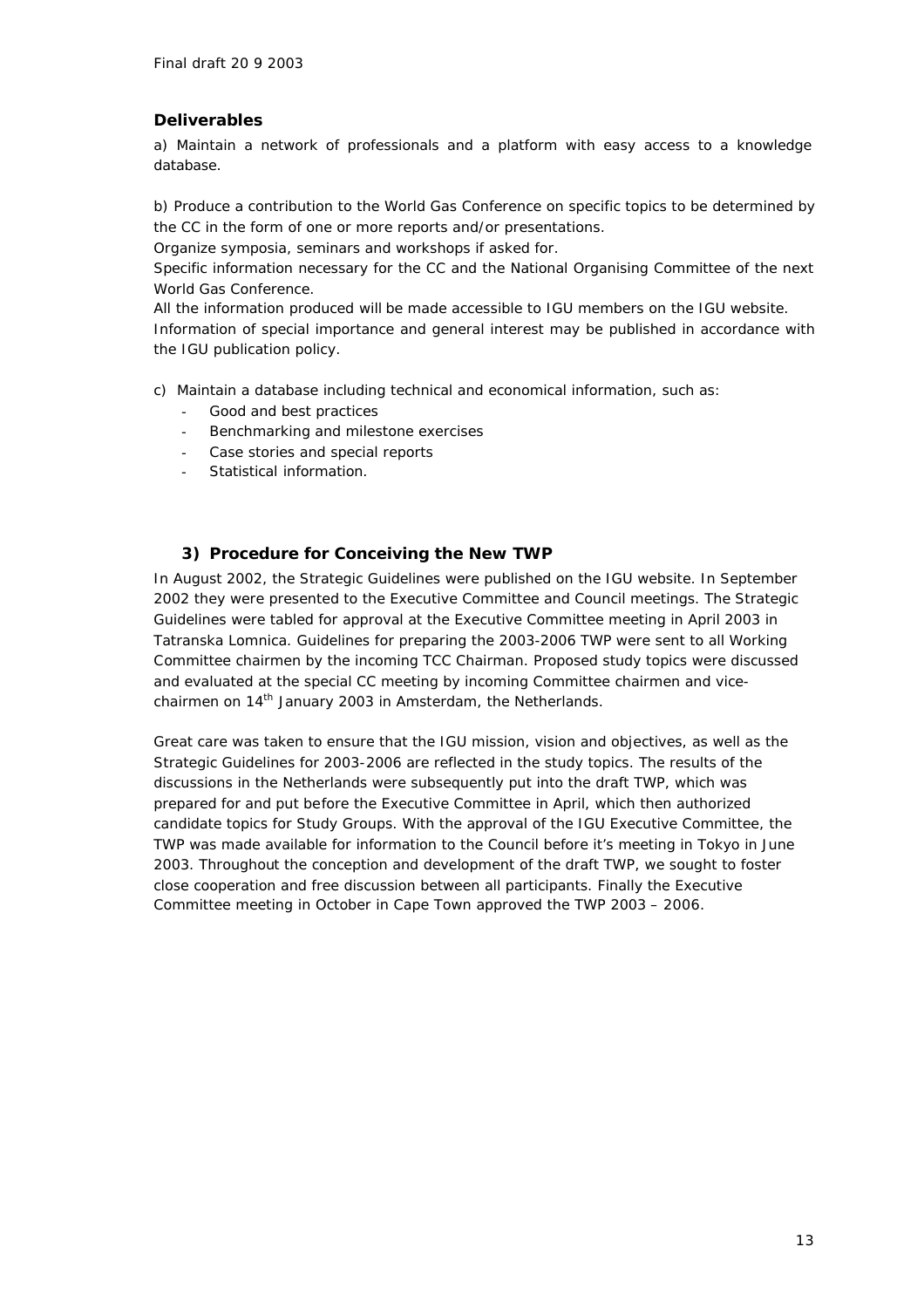**Deliverables**

a) Maintain a network of professionals and a platform with easy access to a knowledge database.

b) Produce a contribution to the World Gas Conference on specific topics to be determined by the CC in the form of one or more reports and/or presentations.
Organize symposia, seminars and workshops if asked for.
Specific information necessary for the CC and the National Organising Committee of the next World Gas Conference.
All the information produced will be made accessible to IGU members on the IGU website.
Information of special importance and general interest may be published in accordance with the IGU publication policy.

c) Maintain a database including technical and economical information, such as:

- Good and best practices
- Benchmarking and milestone exercises
- Case stories and special reports
- Statistical information.

### 3) Procedure for Conceiving the New TWP

In August 2002, the Strategic Guidelines were published on the IGU website. In September 2002 they were presented to the Executive Committee and Council meetings. The Strategic Guidelines were tabled for approval at the Executive Committee meeting in April 2003 in Tatranska Lomnica. Guidelines for preparing the 2003-2006 TWP were sent to all Working Committee chairmen by the incoming TCC Chairman. Proposed study topics were discussed and evaluated at the special CC meeting by incoming Committee chairmen and vice-chairmen on 14th January 2003 in Amsterdam, the Netherlands.

Great care was taken to ensure that the IGU mission, vision and objectives, as well as the Strategic Guidelines for 2003-2006 are reflected in the study topics. The results of the discussions in the Netherlands were subsequently put into the draft TWP, which was prepared for and put before the Executive Committee in April, which then authorized candidate topics for Study Groups. With the approval of the IGU Executive Committee, the TWP was made available for information to the Council before it's meeting in Tokyo in June 2003. Throughout the conception and development of the draft TWP, we sought to foster close cooperation and free discussion between all participants. Finally the Executive Committee meeting in October in Cape Town approved the TWP 2003 – 2006.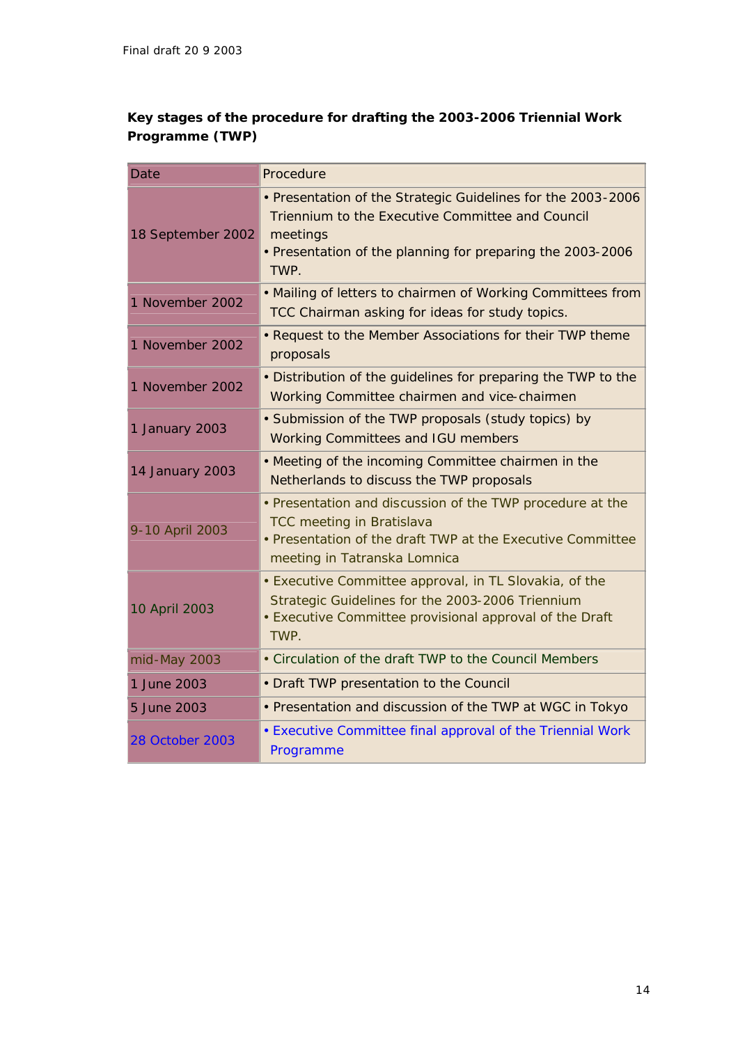**Key stages of the procedure for drafting the 2003-2006 Triennial Work Programme (TWP)**

| Date | Procedure |
|---|---|
| 18 September 2002 | • Presentation of the Strategic Guidelines for the 2003-2006 Triennium to the Executive Committee and Council meetings<br>• Presentation of the planning for preparing the 2003-2006 TWP. |
| 1 November 2002 | • Mailing of letters to chairmen of Working Committees from TCC Chairman asking for ideas for study topics. |
| 1 November 2002 | • Request to the Member Associations for their TWP theme proposals |
| 1 November 2002 | • Distribution of the guidelines for preparing the TWP to the Working Committee chairmen and vice-chairmen |
| 1 January 2003 | • Submission of the TWP proposals (study topics) by Working Committees and IGU members |
| 14 January 2003 | • Meeting of the incoming Committee chairmen in the Netherlands to discuss the TWP proposals |
| 9-10 April 2003 | • Presentation and discussion of the TWP procedure at the TCC meeting in Bratislava<br>• Presentation of the draft TWP at the Executive Committee meeting in Tatranska Lomnica |
| 10 April 2003 | • Executive Committee approval, in TL Slovakia, of the Strategic Guidelines for the 2003-2006 Triennium<br>• Executive Committee provisional approval of the Draft TWP. |
| mid-May 2003 | • Circulation of the draft TWP to the Council Members |
| 1 June 2003 | • Draft TWP presentation to the Council |
| 5 June 2003 | • Presentation and discussion of the TWP at WGC in Tokyo |
| 28 October 2003 | • Executive Committee final approval of the Triennial Work Programme |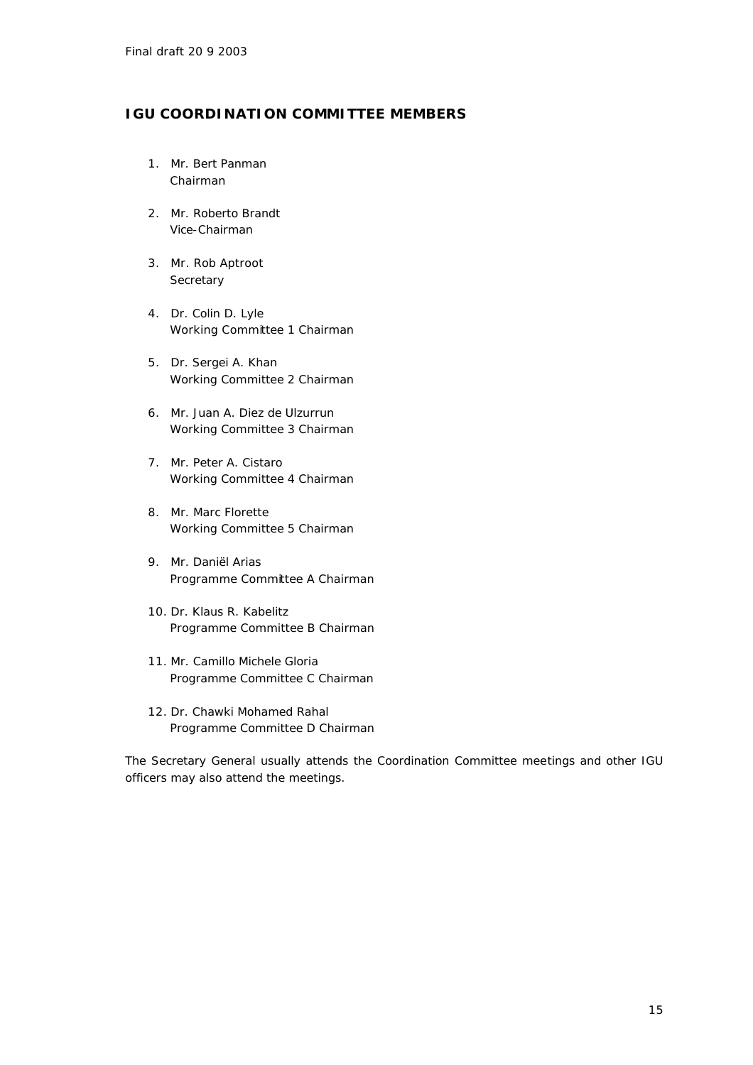## IGU COORDINATION COMMITTEE MEMBERS

1. Mr. Bert Panman
   Chairman

2. Mr. Roberto Brandt
   Vice-Chairman

3. Mr. Rob Aptroot
   Secretary

4. Dr. Colin D. Lyle
   Working Committee 1 Chairman

5. Dr. Sergei A. Khan
   Working Committee 2 Chairman

6. Mr. Juan A. Diez de Ulzurrun
   Working Committee 3 Chairman

7. Mr. Peter A. Cistaro
   Working Committee 4 Chairman

8. Mr. Marc Florette
   Working Committee 5 Chairman

9. Mr. Daniël Arias
   Programme Committee A Chairman

10. Dr. Klaus R. Kabelitz
    Programme Committee B Chairman

11. Mr. Camillo Michele Gloria
    Programme Committee C Chairman

12. Dr. Chawki Mohamed Rahal
    Programme Committee D Chairman

The Secretary General usually attends the Coordination Committee meetings and other IGU officers may also attend the meetings.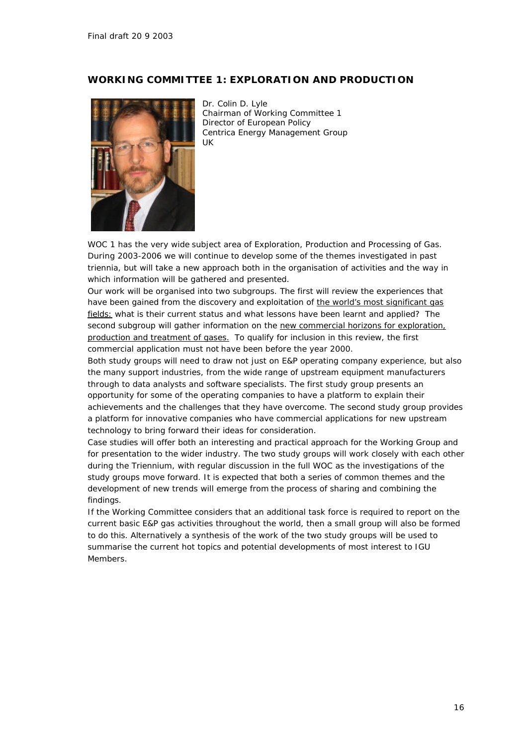## WORKING COMMITTEE 1: EXPLORATION AND PRODUCTION

Dr. Colin D. Lyle
Chairman of Working Committee 1
Director of European Policy
Centrica Energy Management Group
UK

WOC 1 has the very wide subject area of Exploration, Production and Processing of Gas. During 2003-2006 we will continue to develop some of the themes investigated in past triennia, but will take a new approach both in the organisation of activities and the way in which information will be gathered and presented.

Our work will be organised into two subgroups. The first will review the experiences that have been gained from the discovery and exploitation of the world's most significant gas fields: what is their current status and what lessons have been learnt and applied? The second subgroup will gather information on the new commercial horizons for exploration, production and treatment of gases. To qualify for inclusion in this review, the first commercial application must not have been before the year 2000.

Both study groups will need to draw not just on E&P operating company experience, but also the many support industries, from the wide range of upstream equipment manufacturers through to data analysts and software specialists. The first study group presents an opportunity for some of the operating companies to have a platform to explain their achievements and the challenges that they have overcome. The second study group provides a platform for innovative companies who have commercial applications for new upstream technology to bring forward their ideas for consideration.

Case studies will offer both an interesting and practical approach for the Working Group and for presentation to the wider industry. The two study groups will work closely with each other during the Triennium, with regular discussion in the full WOC as the investigations of the study groups move forward. It is expected that both a series of common themes and the development of new trends will emerge from the process of sharing and combining the findings.

If the Working Committee considers that an additional task force is required to report on the current basic E&P gas activities throughout the world, then a small group will also be formed to do this. Alternatively a synthesis of the work of the two study groups will be used to summarise the current hot topics and potential developments of most interest to IGU Members.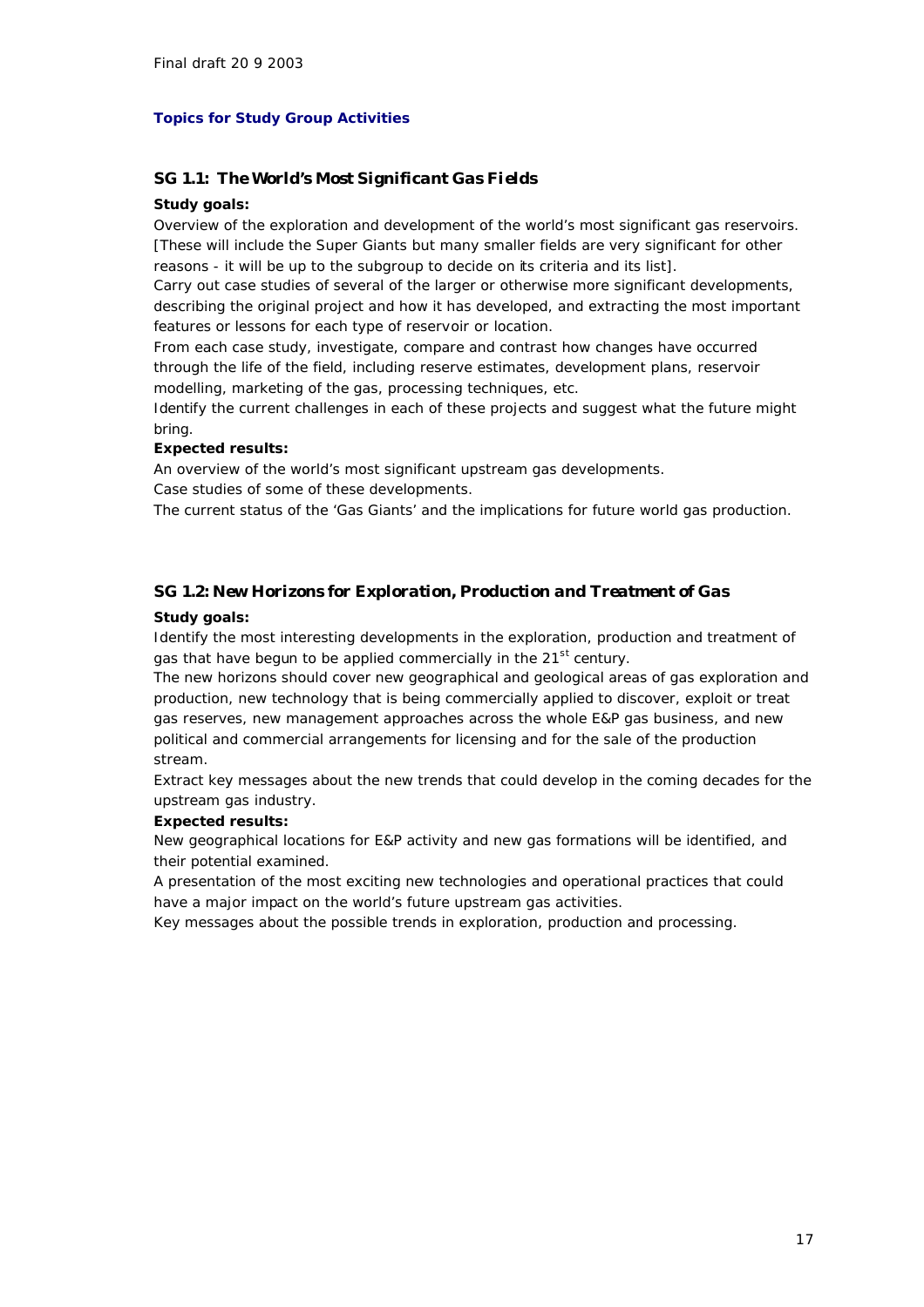Final draft 20 9 2003

## Topics for Study Group Activities

### SG 1.1: The World's Most Significant Gas Fields

**Study goals:**

Overview of the exploration and development of the world's most significant gas reservoirs. [These will include the Super Giants but many smaller fields are very significant for other reasons - it will be up to the subgroup to decide on its criteria and its list].

Carry out case studies of several of the larger or otherwise more significant developments, describing the original project and how it has developed, and extracting the most important features or lessons for each type of reservoir or location.

From each case study, investigate, compare and contrast how changes have occurred through the life of the field, including reserve estimates, development plans, reservoir modelling, marketing of the gas, processing techniques, etc.

Identify the current challenges in each of these projects and suggest what the future might bring.

**Expected results:**

An overview of the world's most significant upstream gas developments.

Case studies of some of these developments.

The current status of the 'Gas Giants' and the implications for future world gas production.

### SG 1.2: New Horizons for Exploration, Production and Treatment of Gas

**Study goals:**

Identify the most interesting developments in the exploration, production and treatment of gas that have begun to be applied commercially in the 21st century.

The new horizons should cover new geographical and geological areas of gas exploration and production, new technology that is being commercially applied to discover, exploit or treat gas reserves, new management approaches across the whole E&P gas business, and new political and commercial arrangements for licensing and for the sale of the production stream.

Extract key messages about the new trends that could develop in the coming decades for the upstream gas industry.

**Expected results:**

New geographical locations for E&P activity and new gas formations will be identified, and their potential examined.

A presentation of the most exciting new technologies and operational practices that could have a major impact on the world's future upstream gas activities.

Key messages about the possible trends in exploration, production and processing.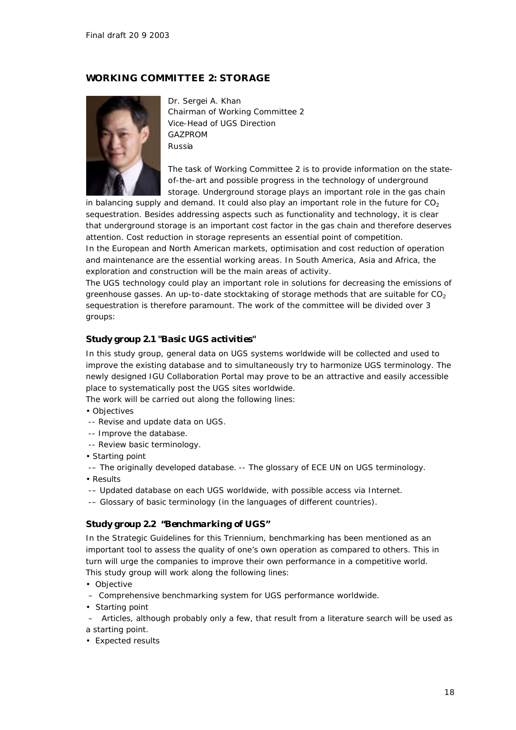## WORKING COMMITTEE 2: STORAGE

Dr. Sergei A. Khan
Chairman of Working Committee 2
Vice-Head of UGS Direction
GAZPROM
Russia

The task of Working Committee 2 is to provide information on the state-of-the-art and possible progress in the technology of underground storage. Underground storage plays an important role in the gas chain in balancing supply and demand. It could also play an important role in the future for $CO_2$ sequestration. Besides addressing aspects such as functionality and technology, it is clear that underground storage is an important cost factor in the gas chain and therefore deserves attention. Cost reduction in storage represents an essential point of competition.

In the European and North American markets, optimisation and cost reduction of operation and maintenance are the essential working areas. In South America, Asia and Africa, the exploration and construction will be the main areas of activity.

The UGS technology could play an important role in solutions for decreasing the emissions of greenhouse gasses. An up-to-date stocktaking of storage methods that are suitable for $CO_2$ sequestration is therefore paramount. The work of the committee will be divided over 3 groups:

### Study group 2.1 "Basic UGS activities"

In this study group, general data on UGS systems worldwide will be collected and used to improve the existing database and to simultaneously try to harmonize UGS terminology. The newly designed IGU Collaboration Portal may prove to be an attractive and easily accessible place to systematically post the UGS sites worldwide.

The work will be carried out along the following lines:

- Objectives
  - -- Revise and update data on UGS.
  - -- Improve the database.
  - -- Review basic terminology.
- Starting point
  - –– The originally developed database. -- The glossary of ECE UN on UGS terminology.
- Results
  - –– Updated database on each UGS worldwide, with possible access via Internet.
  - –– Glossary of basic terminology (in the languages of different countries).

### Study group 2.2 "Benchmarking of UGS"

In the Strategic Guidelines for this Triennium, benchmarking has been mentioned as an important tool to assess the quality of one's own operation as compared to others. This in turn will urge the companies to improve their own performance in a competitive world.

This study group will work along the following lines:

- Objective
  - – Comprehensive benchmarking system for UGS performance worldwide.
- Starting point
  - – Articles, although probably only a few, that result from a literature search will be used as a starting point.
- Expected results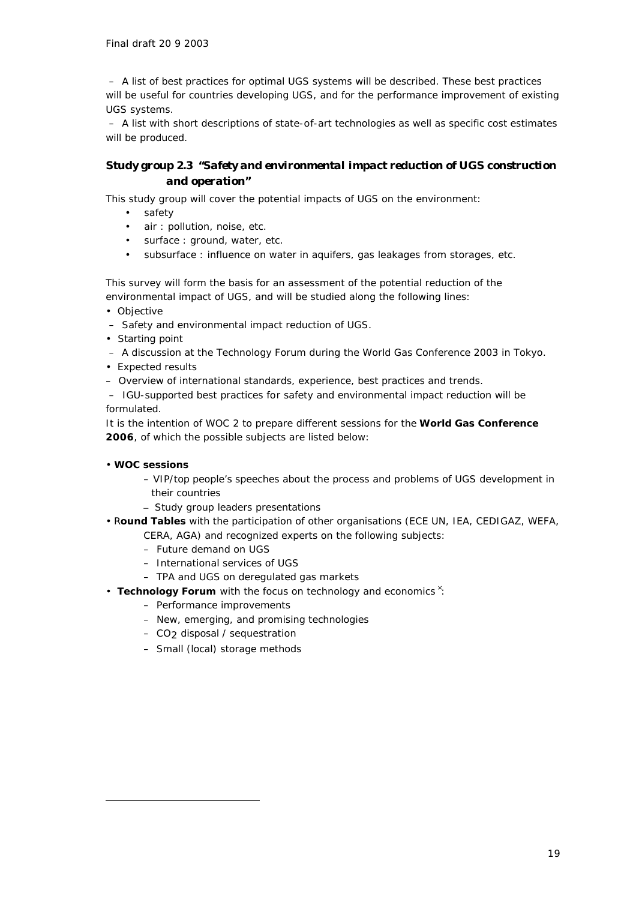– A list of best practices for optimal UGS systems will be described. These best practices will be useful for countries developing UGS, and for the performance improvement of existing UGS systems.

– A list with short descriptions of state-of-art technologies as well as specific cost estimates will be produced.

### Study group 2.3 *"Safety and environmental impact reduction of UGS construction and operation"*

This study group will cover the potential impacts of UGS on the environment:

- safety
- air : pollution, noise, etc.
- surface : ground, water, etc.
- subsurface : influence on water in aquifers, gas leakages from storages, etc.

This survey will form the basis for an assessment of the potential reduction of the environmental impact of UGS, and will be studied along the following lines:

- Objective
  – Safety and environmental impact reduction of UGS.
- Starting point
  – A discussion at the Technology Forum during the World Gas Conference 2003 in Tokyo.
- Expected results
  – Overview of international standards, experience, best practices and trends.
  – IGU-supported best practices for safety and environmental impact reduction will be formulated.

It is the intention of WOC 2 to prepare different sessions for the **World Gas Conference 2006**, of which the possible subjects are listed below:

- **WOC sessions**
  – VIP/top people's speeches about the process and problems of UGS development in their countries
  – Study group leaders presentations
- R**ound Tables** with the participation of other organisations (ECE UN, IEA, CEDIGAZ, WEFA, CERA, AGA) and recognized experts on the following subjects:
  – Future demand on UGS
  – International services of UGS
  – TPA and UGS on deregulated gas markets
- **Technology Forum** with the focus on technology and economics [x]:
  – Performance improvements
  – New, emerging, and promising technologies
  – $CO_2$ disposal / sequestration
  – Small (local) storage methods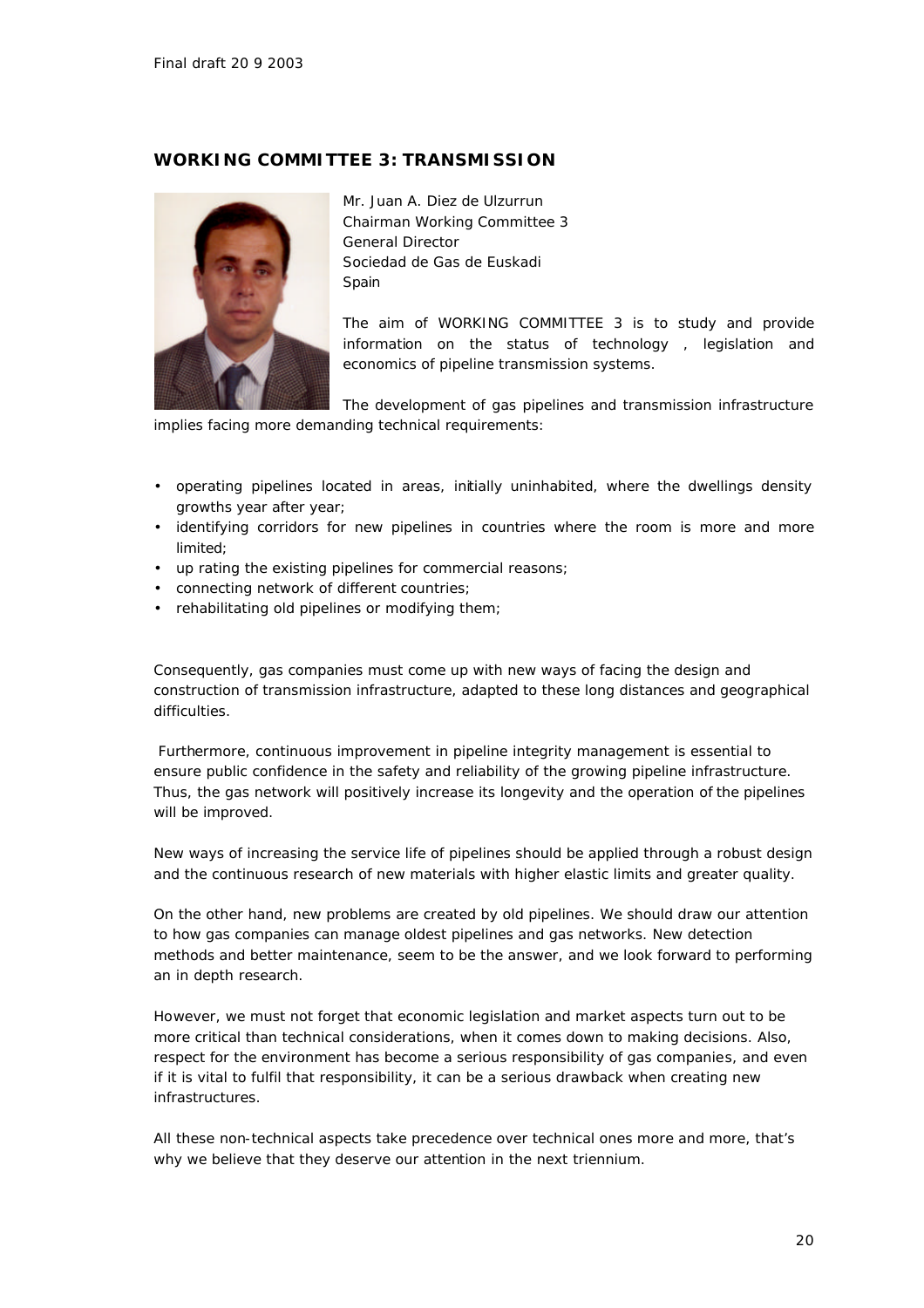## WORKING COMMITTEE 3: TRANSMISSION

Mr. Juan A. Diez de Ulzurrun
Chairman Working Committee 3
General Director
Sociedad de Gas de Euskadi
Spain

The aim of WORKING COMMITTEE 3 is to study and provide information on the status of technology , legislation and economics of pipeline transmission systems.

The development of gas pipelines and transmission infrastructure implies facing more demanding technical requirements:

- operating pipelines located in areas, initially uninhabited, where the dwellings density growths year after year;
- identifying corridors for new pipelines in countries where the room is more and more limited;
- up rating the existing pipelines for commercial reasons;
- connecting network of different countries;
- rehabilitating old pipelines or modifying them;

Consequently, gas companies must come up with new ways of facing the design and construction of transmission infrastructure, adapted to these long distances and geographical difficulties.

Furthermore, continuous improvement in pipeline integrity management is essential to ensure public confidence in the safety and reliability of the growing pipeline infrastructure. Thus, the gas network will positively increase its longevity and the operation of the pipelines will be improved.

New ways of increasing the service life of pipelines should be applied through a robust design and the continuous research of new materials with higher elastic limits and greater quality.

On the other hand, new problems are created by old pipelines. We should draw our attention to how gas companies can manage oldest pipelines and gas networks. New detection methods and better maintenance, seem to be the answer, and we look forward to performing an in depth research.

However, we must not forget that economic legislation and market aspects turn out to be more critical than technical considerations, when it comes down to making decisions. Also, respect for the environment has become a serious responsibility of gas companies, and even if it is vital to fulfil that responsibility, it can be a serious drawback when creating new infrastructures.

All these non-technical aspects take precedence over technical ones more and more, that's why we believe that they deserve our attention in the next triennium.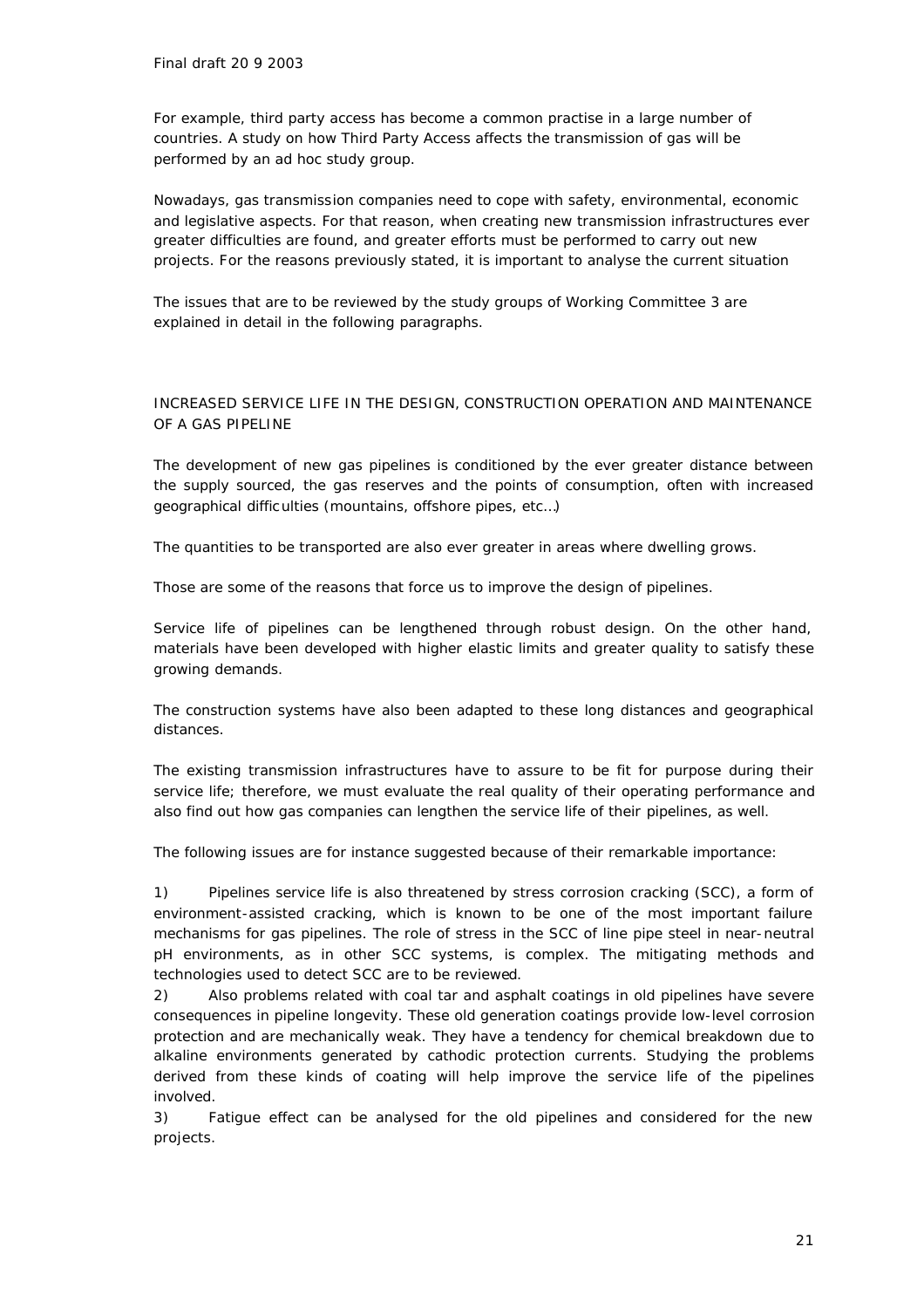For example, third party access has become a common practise in a large number of countries. A study on how Third Party Access affects the transmission of gas will be performed by an ad hoc study group.

Nowadays, gas transmission companies need to cope with safety, environmental, economic and legislative aspects. For that reason, when creating new transmission infrastructures ever greater difficulties are found, and greater efforts must be performed to carry out new projects. For the reasons previously stated, it is important to analyse the current situation

The issues that are to be reviewed by the study groups of Working Committee 3 are explained in detail in the following paragraphs.

## INCREASED SERVICE LIFE IN THE DESIGN, CONSTRUCTION OPERATION AND MAINTENANCE OF A GAS PIPELINE

The development of new gas pipelines is conditioned by the ever greater distance between the supply sourced, the gas reserves and the points of consumption, often with increased geographical difficulties (mountains, offshore pipes, etc…)

The quantities to be transported are also ever greater in areas where dwelling grows.

Those are some of the reasons that force us to improve the design of pipelines.

Service life of pipelines can be lengthened through robust design. On the other hand, materials have been developed with higher elastic limits and greater quality to satisfy these growing demands.

The construction systems have also been adapted to these long distances and geographical distances.

The existing transmission infrastructures have to assure to be fit for purpose during their service life; therefore, we must evaluate the real quality of their operating performance and also find out how gas companies can lengthen the service life of their pipelines, as well.

The following issues are for instance suggested because of their remarkable importance:

1) Pipelines service life is also threatened by stress corrosion cracking (SCC), a form of environment-assisted cracking, which is known to be one of the most important failure mechanisms for gas pipelines. The role of stress in the SCC of line pipe steel in near-neutral pH environments, as in other SCC systems, is complex. The mitigating methods and technologies used to detect SCC are to be reviewed.
2) Also problems related with coal tar and asphalt coatings in old pipelines have severe consequences in pipeline longevity. These old generation coatings provide low-level corrosion protection and are mechanically weak. They have a tendency for chemical breakdown due to alkaline environments generated by cathodic protection currents. Studying the problems derived from these kinds of coating will help improve the service life of the pipelines involved.
3) Fatigue effect can be analysed for the old pipelines and considered for the new projects.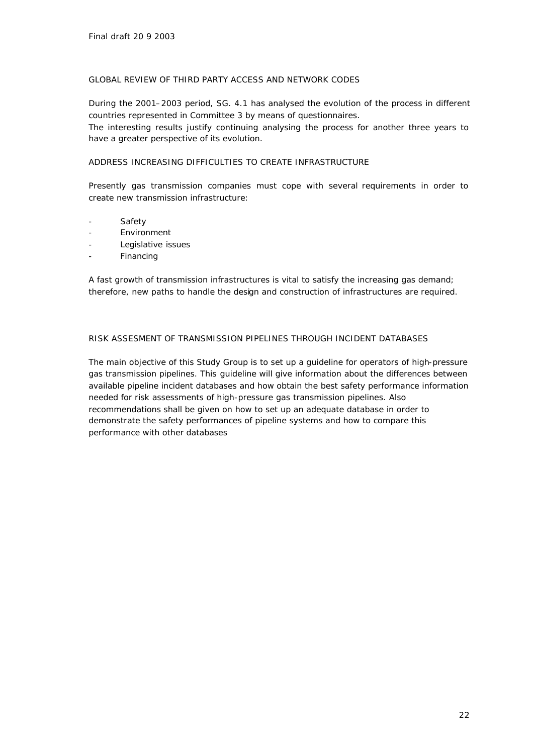## GLOBAL REVIEW OF THIRD PARTY ACCESS AND NETWORK CODES

During the 2001–2003 period, SG. 4.1 has analysed the evolution of the process in different countries represented in Committee 3 by means of questionnaires.
The interesting results justify continuing analysing the process for another three years to have a greater perspective of its evolution.

## ADDRESS INCREASING DIFFICULTIES TO CREATE INFRASTRUCTURE

Presently gas transmission companies must cope with several requirements in order to create new transmission infrastructure:

- Safety
- Environment
- Legislative issues
- Financing

A fast growth of transmission infrastructures is vital to satisfy the increasing gas demand; therefore, new paths to handle the design and construction of infrastructures are required.

## RISK ASSESMENT OF TRANSMISSION PIPELINES THROUGH INCIDENT DATABASES

The main objective of this Study Group is to set up a guideline for operators of high-pressure gas transmission pipelines. This guideline will give information about the differences between available pipeline incident databases and how obtain the best safety performance information needed for risk assessments of high-pressure gas transmission pipelines. Also recommendations shall be given on how to set up an adequate database in order to demonstrate the safety performances of pipeline systems and how to compare this performance with other databases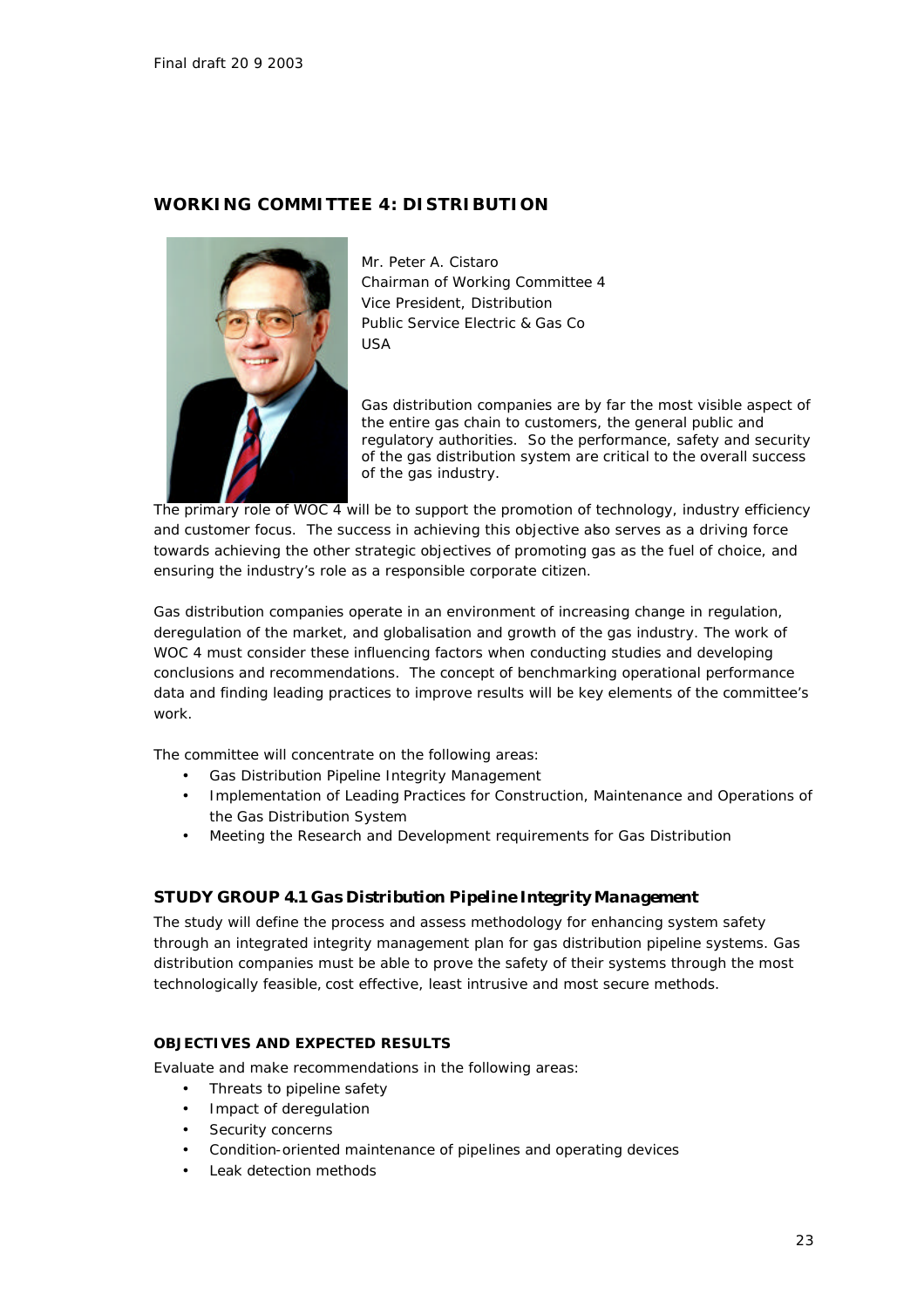Final draft 20 9 2003

## WORKING COMMITTEE 4: DISTRIBUTION

Mr. Peter A. Cistaro
Chairman of Working Committee 4
Vice President, Distribution
Public Service Electric & Gas Co
USA

Gas distribution companies are by far the most visible aspect of the entire gas chain to customers, the general public and regulatory authorities. So the performance, safety and security of the gas distribution system are critical to the overall success of the gas industry.

The primary role of WOC 4 will be to support the promotion of technology, industry efficiency and customer focus. The success in achieving this objective also serves as a driving force towards achieving the other strategic objectives of promoting gas as the fuel of choice, and ensuring the industry's role as a responsible corporate citizen.

Gas distribution companies operate in an environment of increasing change in regulation, deregulation of the market, and globalisation and growth of the gas industry. The work of WOC 4 must consider these influencing factors when conducting studies and developing conclusions and recommendations. The concept of benchmarking operational performance data and finding leading practices to improve results will be key elements of the committee's work.

The committee will concentrate on the following areas:

- Gas Distribution Pipeline Integrity Management
- Implementation of Leading Practices for Construction, Maintenance and Operations of the Gas Distribution System
- Meeting the Research and Development requirements for Gas Distribution

### STUDY GROUP 4.1 Gas Distribution Pipeline Integrity Management

The study will define the process and assess methodology for enhancing system safety through an integrated integrity management plan for gas distribution pipeline systems. Gas distribution companies must be able to prove the safety of their systems through the most technologically feasible, cost effective, least intrusive and most secure methods.

#### OBJECTIVES AND EXPECTED RESULTS

Evaluate and make recommendations in the following areas:

- Threats to pipeline safety
- Impact of deregulation
- Security concerns
- Condition-oriented maintenance of pipelines and operating devices
- Leak detection methods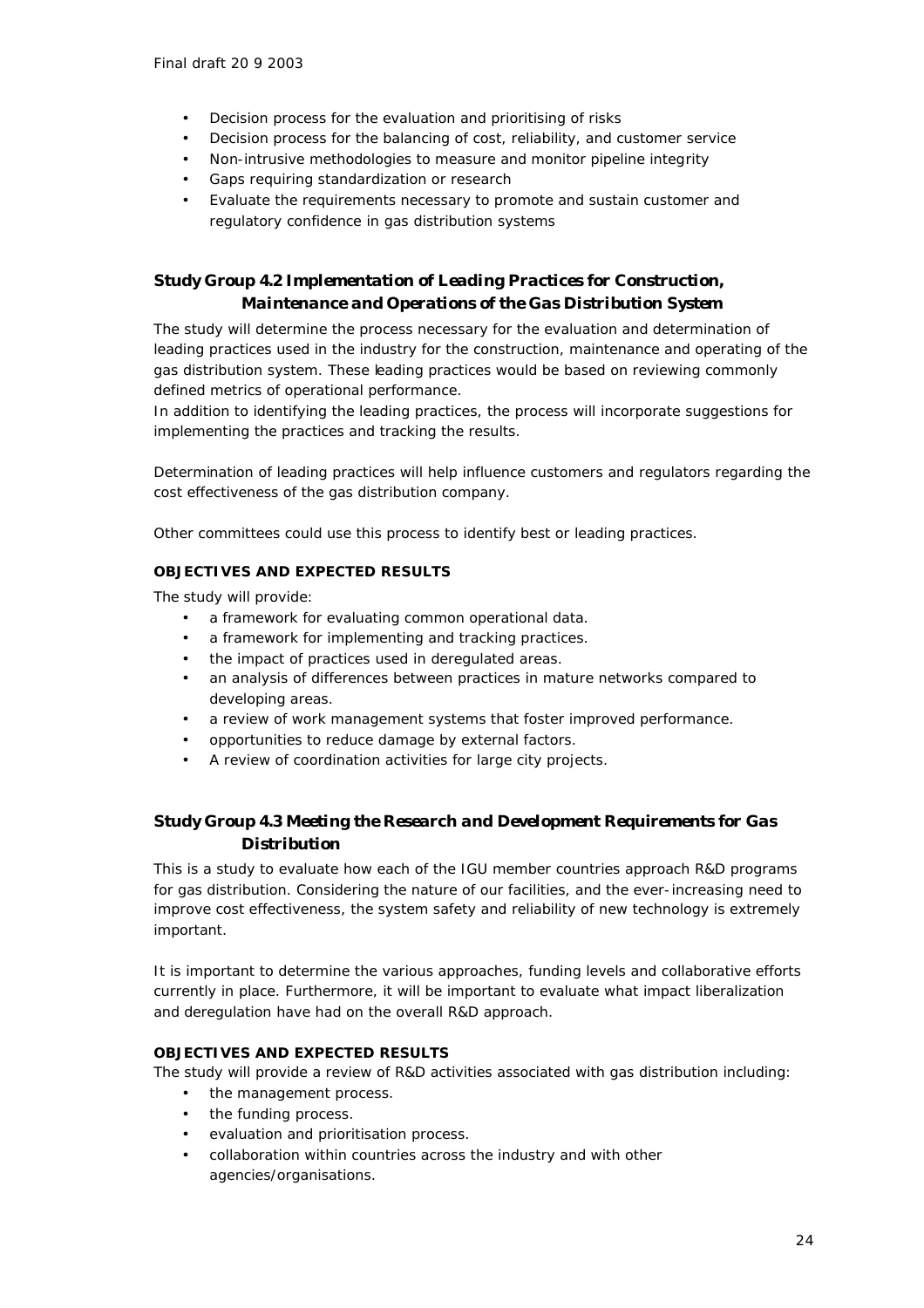- Decision process for the evaluation and prioritising of risks
- Decision process for the balancing of cost, reliability, and customer service
- Non-intrusive methodologies to measure and monitor pipeline integrity
- Gaps requiring standardization or research
- Evaluate the requirements necessary to promote and sustain customer and regulatory confidence in gas distribution systems

### Study Group 4.2 Implementation of Leading Practices for Construction, Maintenance and Operations of the Gas Distribution System

The study will determine the process necessary for the evaluation and determination of leading practices used in the industry for the construction, maintenance and operating of the gas distribution system. These leading practices would be based on reviewing commonly defined metrics of operational performance.
In addition to identifying the leading practices, the process will incorporate suggestions for implementing the practices and tracking the results.

Determination of leading practices will help influence customers and regulators regarding the cost effectiveness of the gas distribution company.

Other committees could use this process to identify best or leading practices.

#### OBJECTIVES AND EXPECTED RESULTS

The study will provide:

- a framework for evaluating common operational data.
- a framework for implementing and tracking practices.
- the impact of practices used in deregulated areas.
- an analysis of differences between practices in mature networks compared to developing areas.
- a review of work management systems that foster improved performance.
- opportunities to reduce damage by external factors.
- A review of coordination activities for large city projects.

### Study Group 4.3 Meeting the Research and Development Requirements for Gas Distribution

This is a study to evaluate how each of the IGU member countries approach R&D programs for gas distribution. Considering the nature of our facilities, and the ever-increasing need to improve cost effectiveness, the system safety and reliability of new technology is extremely important.

It is important to determine the various approaches, funding levels and collaborative efforts currently in place. Furthermore, it will be important to evaluate what impact liberalization and deregulation have had on the overall R&D approach.

#### OBJECTIVES AND EXPECTED RESULTS

The study will provide a review of R&D activities associated with gas distribution including:

- the management process.
- the funding process.
- evaluation and prioritisation process.
- collaboration within countries across the industry and with other agencies/organisations.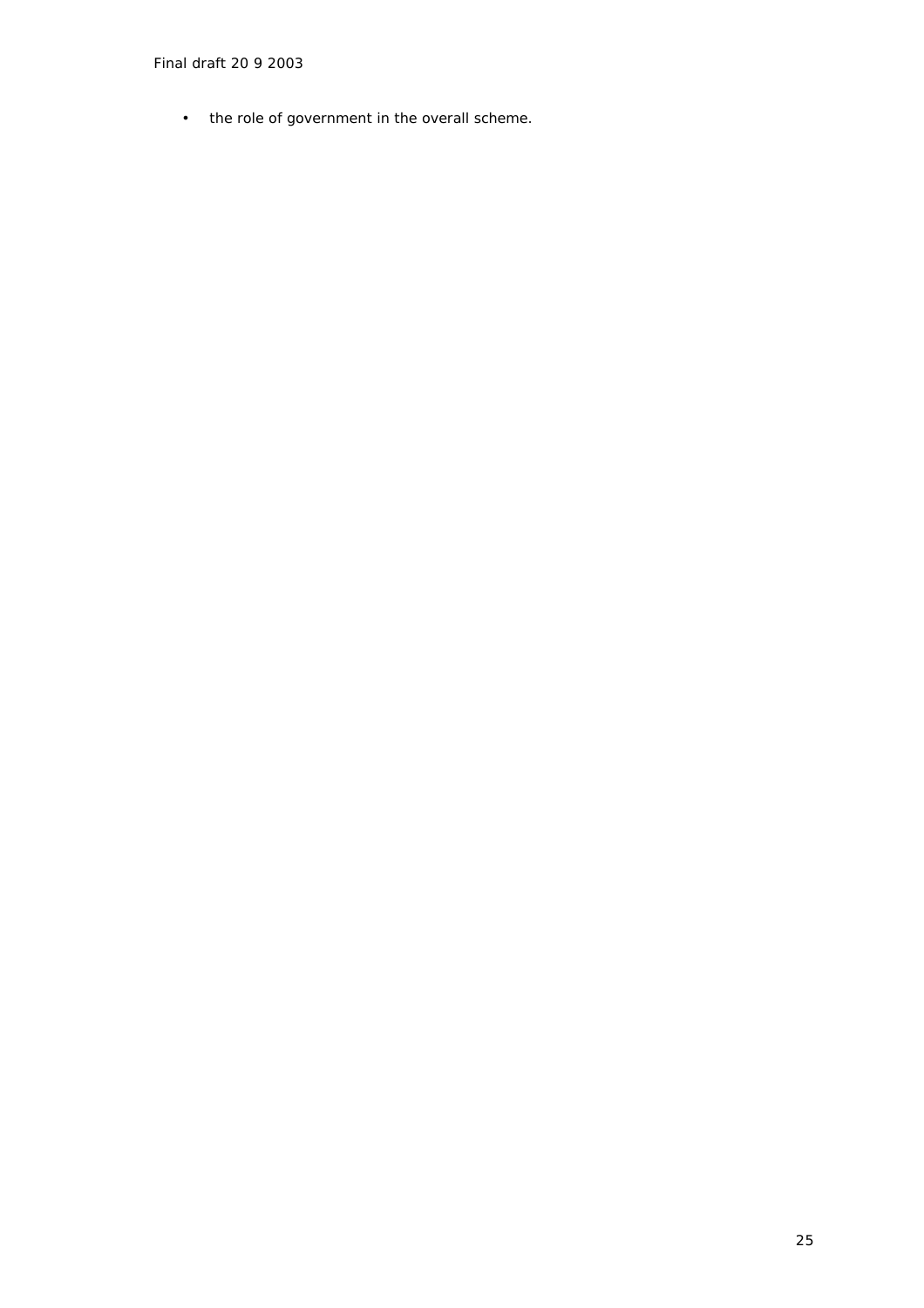- the role of government in the overall scheme.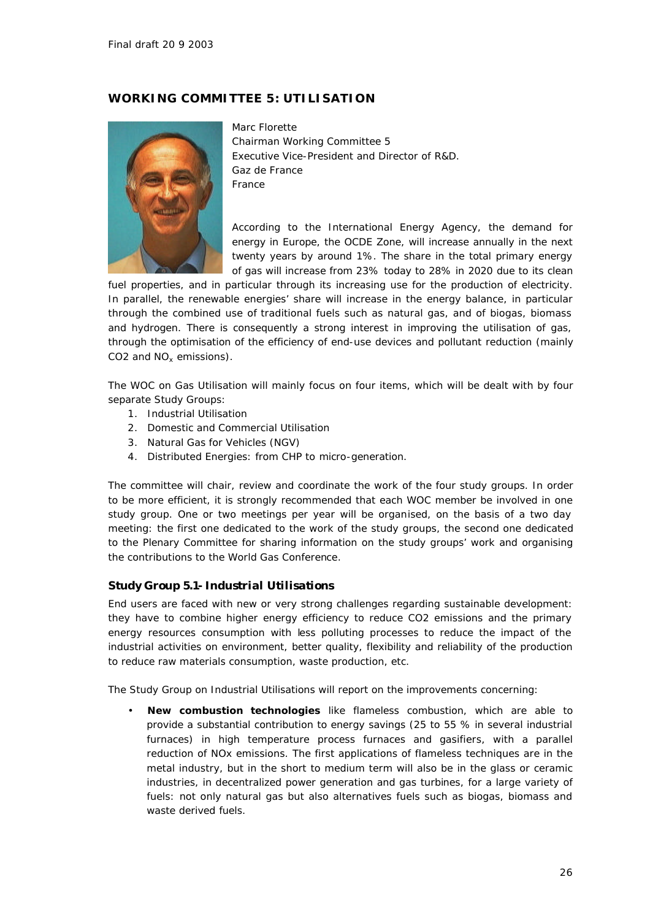## WORKING COMMITTEE 5: UTILISATION

Marc Florette
Chairman Working Committee 5
Executive Vice-President and Director of R&D.
Gaz de France
France

According to the International Energy Agency, the demand for energy in Europe, the OCDE Zone, will increase annually in the next twenty years by around 1%. The share in the total primary energy of gas will increase from 23% today to 28% in 2020 due to its clean fuel properties, and in particular through its increasing use for the production of electricity. In parallel, the renewable energies' share will increase in the energy balance, in particular through the combined use of traditional fuels such as natural gas, and of biogas, biomass and hydrogen. There is consequently a strong interest in improving the utilisation of gas, through the optimisation of the efficiency of end-use devices and pollutant reduction (mainly CO2 and $NO_x$ emissions).

The WOC on Gas Utilisation will mainly focus on four items, which will be dealt with by four separate Study Groups:

1. Industrial Utilisation
2. Domestic and Commercial Utilisation
3. Natural Gas for Vehicles (NGV)
4. Distributed Energies: from CHP to micro-generation.

The committee will chair, review and coordinate the work of the four study groups. In order to be more efficient, it is strongly recommended that each WOC member be involved in one study group. One or two meetings per year will be organised, on the basis of a two day meeting: the first one dedicated to the work of the study groups, the second one dedicated to the Plenary Committee for sharing information on the study groups' work and organising the contributions to the World Gas Conference.

### Study Group 5.1- Industrial Utilisations

End users are faced with new or very strong challenges regarding sustainable development: they have to combine higher energy efficiency to reduce CO2 emissions and the primary energy resources consumption with less polluting processes to reduce the impact of the industrial activities on environment, better quality, flexibility and reliability of the production to reduce raw materials consumption, waste production, etc.

The Study Group on Industrial Utilisations will report on the improvements concerning:

- **New combustion technologies** like flameless combustion, which are able to provide a substantial contribution to energy savings (25 to 55 % in several industrial furnaces) in high temperature process furnaces and gasifiers, with a parallel reduction of NOx emissions. The first applications of flameless techniques are in the metal industry, but in the short to medium term will also be in the glass or ceramic industries, in decentralized power generation and gas turbines, for a large variety of fuels: not only natural gas but also alternatives fuels such as biogas, biomass and waste derived fuels.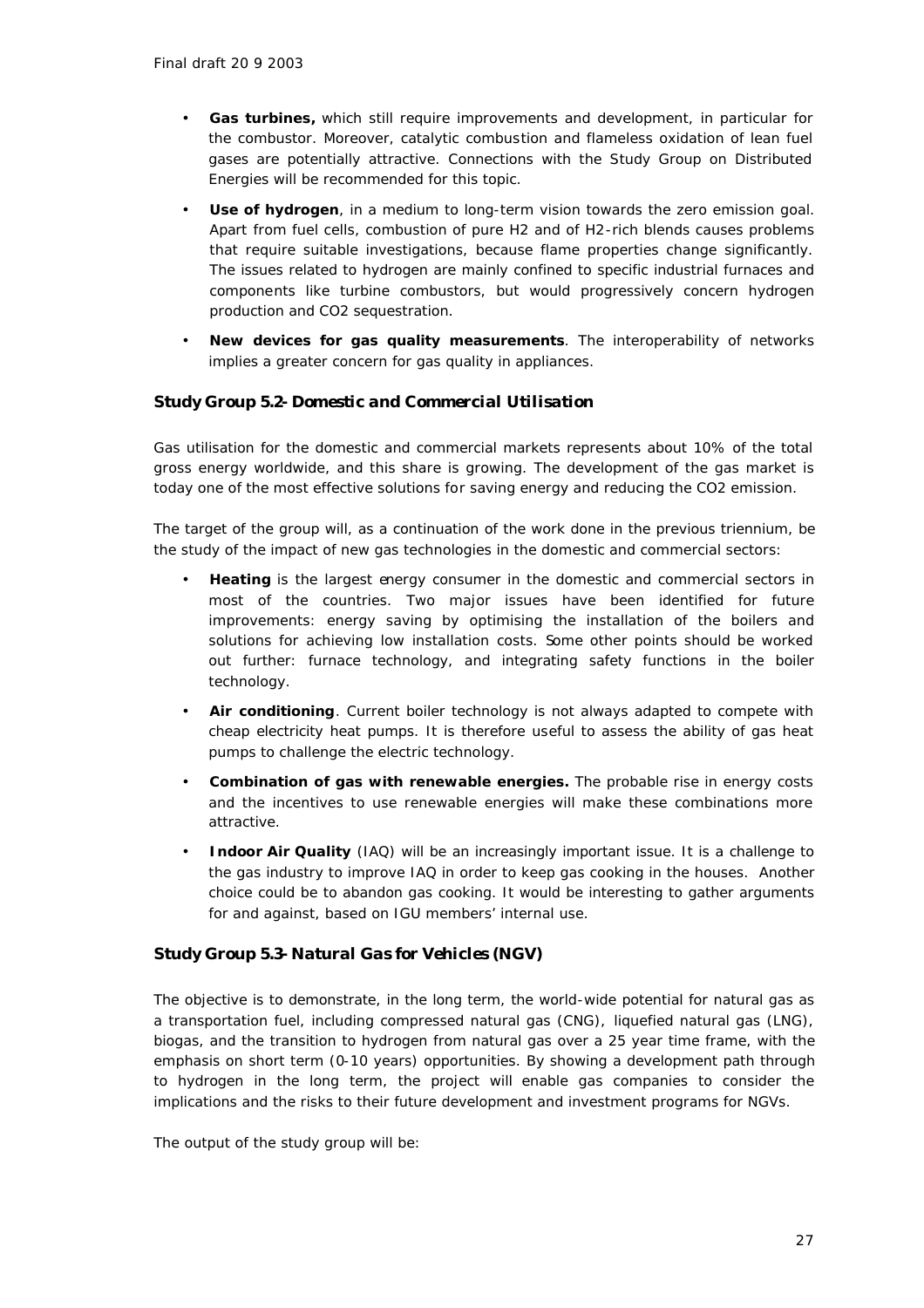- **Gas turbines,** which still require improvements and development, in particular for the combustor. Moreover, catalytic combustion and flameless oxidation of lean fuel gases are potentially attractive. Connections with the Study Group on Distributed Energies will be recommended for this topic.
- **Use of hydrogen**, in a medium to long-term vision towards the zero emission goal. Apart from fuel cells, combustion of pure $H_2$ and of $H_2$-rich blends causes problems that require suitable investigations, because flame properties change significantly. The issues related to hydrogen are mainly confined to specific industrial furnaces and components like turbine combustors, but would progressively concern hydrogen production and $CO_2$ sequestration.
- **New devices for gas quality measurements**. The interoperability of networks implies a greater concern for gas quality in appliances.

### *Study Group 5.2- Domestic and Commercial Utilisation*

Gas utilisation for the domestic and commercial markets represents about 10% of the total gross energy worldwide, and this share is growing. The development of the gas market is today one of the most effective solutions for saving energy and reducing the $CO_2$ emission.

The target of the group will, as a continuation of the work done in the previous triennium, be the study of the impact of new gas technologies in the domestic and commercial sectors:

- **Heating** is the largest energy consumer in the domestic and commercial sectors in most of the countries. Two major issues have been identified for future improvements: energy saving by optimising the installation of the boilers and solutions for achieving low installation costs. Some other points should be worked out further: furnace technology, and integrating safety functions in the boiler technology.
- **Air conditioning**. Current boiler technology is not always adapted to compete with cheap electricity heat pumps. It is therefore useful to assess the ability of gas heat pumps to challenge the electric technology.
- **Combination of gas with renewable energies.** The probable rise in energy costs and the incentives to use renewable energies will make these combinations more attractive.
- **Indoor Air Quality** (IAQ) will be an increasingly important issue. It is a challenge to the gas industry to improve IAQ in order to keep gas cooking in the houses. Another choice could be to abandon gas cooking. It would be interesting to gather arguments for and against, based on IGU members' internal use.

### *Study Group 5.3- Natural Gas for Vehicles (NGV)*

The objective is to demonstrate, in the long term, the world-wide potential for natural gas as a transportation fuel, including compressed natural gas (CNG), liquefied natural gas (LNG), biogas, and the transition to hydrogen from natural gas over a 25 year time frame, with the emphasis on short term (0-10 years) opportunities. By showing a development path through to hydrogen in the long term, the project will enable gas companies to consider the implications and the risks to their future development and investment programs for NGVs.

The output of the study group will be: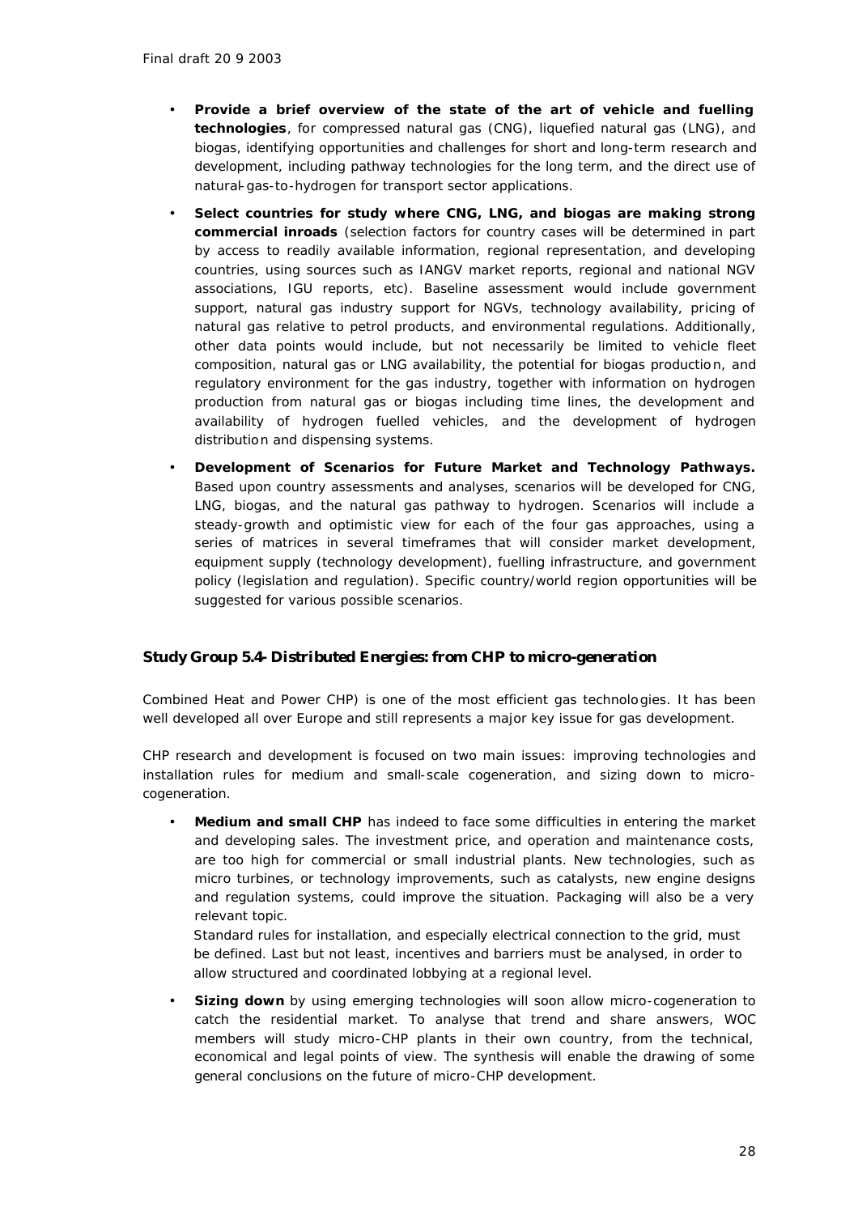- **Provide a brief overview of the state of the art of vehicle and fuelling technologies**, for compressed natural gas (CNG), liquefied natural gas (LNG), and biogas, identifying opportunities and challenges for short and long-term research and development, including pathway technologies for the long term, and the direct use of natural-gas-to-hydrogen for transport sector applications.
- **Select countries for study where CNG, LNG, and biogas are making strong commercial inroads** (selection factors for country cases will be determined in part by access to readily available information, regional representation, and developing countries, using sources such as IANGV market reports, regional and national NGV associations, IGU reports, etc). Baseline assessment would include government support, natural gas industry support for NGVs, technology availability, pricing of natural gas relative to petrol products, and environmental regulations. Additionally, other data points would include, but not necessarily be limited to vehicle fleet composition, natural gas or LNG availability, the potential for biogas production, and regulatory environment for the gas industry, together with information on hydrogen production from natural gas or biogas including time lines, the development and availability of hydrogen fuelled vehicles, and the development of hydrogen distribution and dispensing systems.
- **Development of Scenarios for Future Market and Technology Pathways.** Based upon country assessments and analyses, scenarios will be developed for CNG, LNG, biogas, and the natural gas pathway to hydrogen. Scenarios will include a steady-growth and optimistic view for each of the four gas approaches, using a series of matrices in several timeframes that will consider market development, equipment supply (technology development), fuelling infrastructure, and government policy (legislation and regulation). Specific country/world region opportunities will be suggested for various possible scenarios.

### Study Group 5.4- Distributed Energies: from CHP to micro-generation

Combined Heat and Power CHP) is one of the most efficient gas technologies. It has been well developed all over Europe and still represents a major key issue for gas development.

CHP research and development is focused on two main issues: improving technologies and installation rules for medium and small-scale cogeneration, and sizing down to micro-cogeneration.

- **Medium and small CHP** has indeed to face some difficulties in entering the market and developing sales. The investment price, and operation and maintenance costs, are too high for commercial or small industrial plants. New technologies, such as micro turbines, or technology improvements, such as catalysts, new engine designs and regulation systems, could improve the situation. Packaging will also be a very relevant topic.

  Standard rules for installation, and especially electrical connection to the grid, must be defined. Last but not least, incentives and barriers must be analysed, in order to allow structured and coordinated lobbying at a regional level.

- **Sizing down** by using emerging technologies will soon allow micro-cogeneration to catch the residential market. To analyse that trend and share answers, WOC members will study micro-CHP plants in their own country, from the technical, economical and legal points of view. The synthesis will enable the drawing of some general conclusions on the future of micro-CHP development.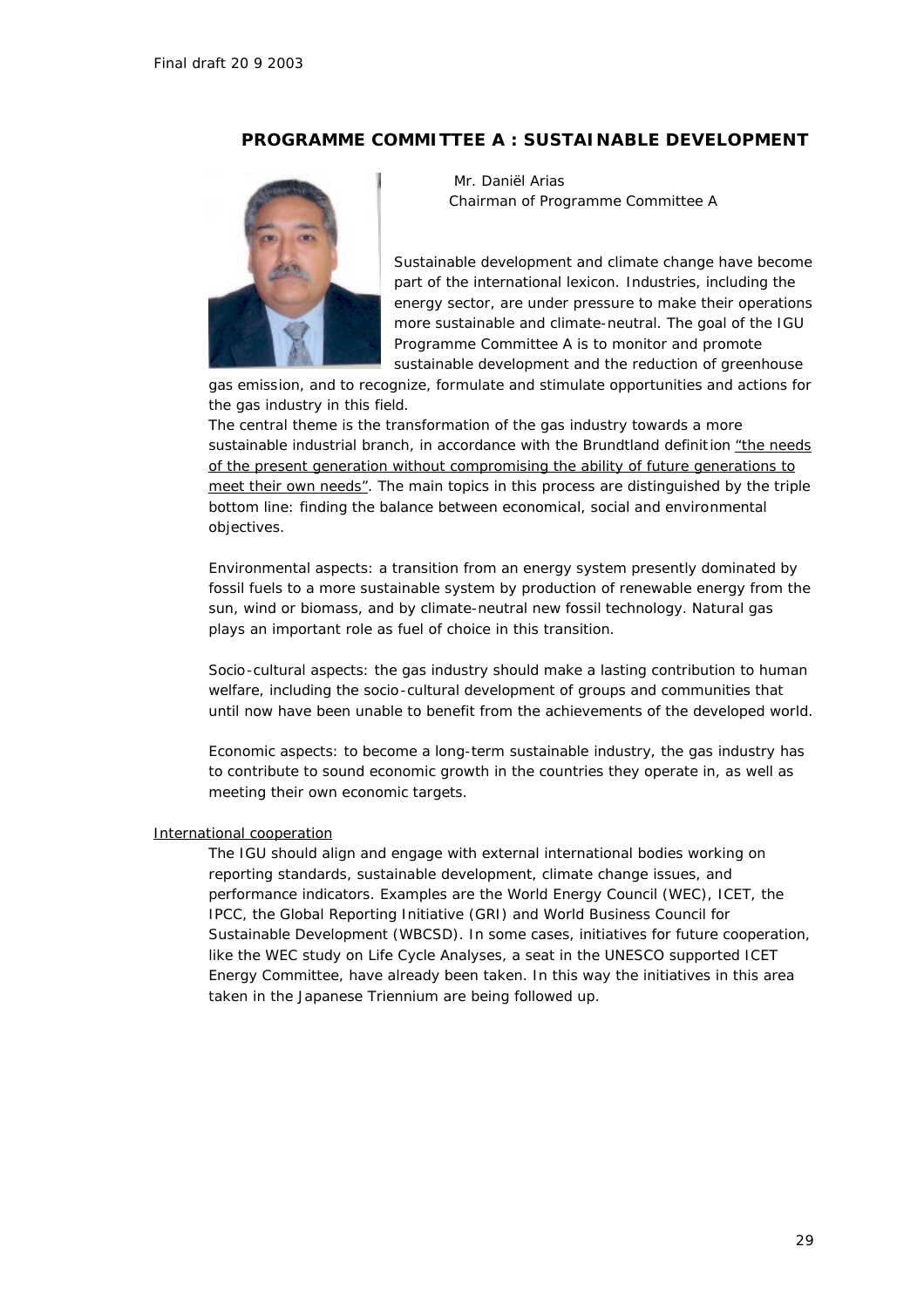## PROGRAMME COMMITTEE A : SUSTAINABLE DEVELOPMENT

Mr. Daniël Arias
Chairman of Programme Committee A

Sustainable development and climate change have become part of the international lexicon. Industries, including the energy sector, are under pressure to make their operations more sustainable and climate-neutral. The goal of the IGU Programme Committee A is to monitor and promote sustainable development and the reduction of greenhouse gas emission, and to recognize, formulate and stimulate opportunities and actions for the gas industry in this field.

The central theme is the transformation of the gas industry towards a more sustainable industrial branch, in accordance with the Brundtland definition "the needs of the present generation without compromising the ability of future generations to meet their own needs". The main topics in this process are distinguished by the triple bottom line: finding the balance between economical, social and environmental objectives.

Environmental aspects: a transition from an energy system presently dominated by fossil fuels to a more sustainable system by production of renewable energy from the sun, wind or biomass, and by climate-neutral new fossil technology. Natural gas plays an important role as fuel of choice in this transition.

Socio-cultural aspects: the gas industry should make a lasting contribution to human welfare, including the socio-cultural development of groups and communities that until now have been unable to benefit from the achievements of the developed world.

Economic aspects: to become a long-term sustainable industry, the gas industry has to contribute to sound economic growth in the countries they operate in, as well as meeting their own economic targets.

International cooperation

The IGU should align and engage with external international bodies working on reporting standards, sustainable development, climate change issues, and performance indicators. Examples are the World Energy Council (WEC), ICET, the IPCC, the Global Reporting Initiative (GRI) and World Business Council for Sustainable Development (WBCSD). In some cases, initiatives for future cooperation, like the WEC study on Life Cycle Analyses, a seat in the UNESCO supported ICET Energy Committee, have already been taken. In this way the initiatives in this area taken in the Japanese Triennium are being followed up.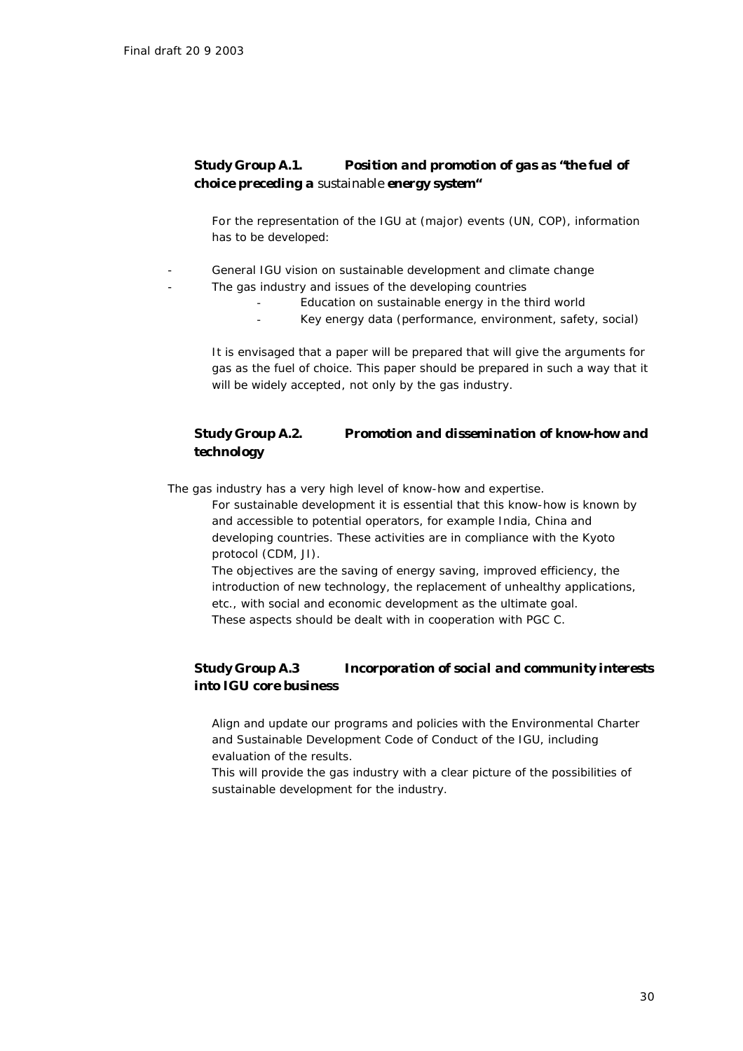Final draft 20 9 2003

### Study Group A.1. Position and promotion of gas as "the fuel of choice preceding a sustainable energy system"

For the representation of the IGU at (major) events (UN, COP), information has to be developed:

- General IGU vision on sustainable development and climate change
- The gas industry and issues of the developing countries
  - Education on sustainable energy in the third world
  - Key energy data (performance, environment, safety, social)

It is envisaged that a paper will be prepared that will give the arguments for gas as the fuel of choice. This paper should be prepared in such a way that it will be widely accepted, not only by the gas industry.

### Study Group A.2. Promotion and dissemination of know-how and technology

The gas industry has a very high level of know-how and expertise.

For sustainable development it is essential that this know-how is known by and accessible to potential operators, for example India, China and developing countries. These activities are in compliance with the Kyoto protocol (CDM, JI).

The objectives are the saving of energy saving, improved efficiency, the introduction of new technology, the replacement of unhealthy applications, etc., with social and economic development as the ultimate goal.

These aspects should be dealt with in cooperation with PGC C.

### Study Group A.3 Incorporation of social and community interests into IGU core business

Align and update our programs and policies with the Environmental Charter and Sustainable Development Code of Conduct of the IGU, including evaluation of the results.

This will provide the gas industry with a clear picture of the possibilities of sustainable development for the industry.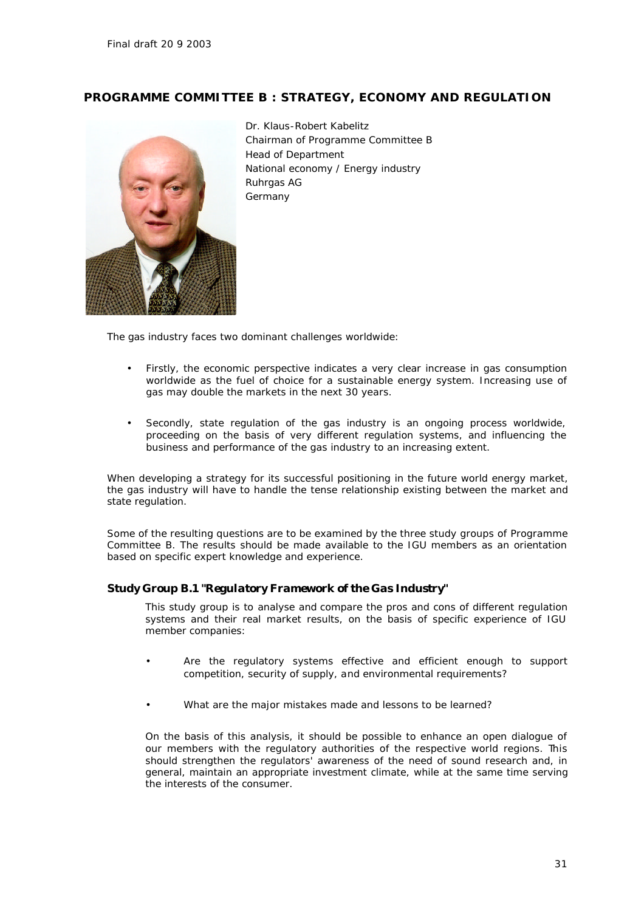Final draft 20 9 2003

## PROGRAMME COMMITTEE B : STRATEGY, ECONOMY AND REGULATION

Dr. Klaus-Robert Kabelitz
Chairman of Programme Committee B
Head of Department
National economy / Energy industry
Ruhrgas AG
Germany

The gas industry faces two dominant challenges worldwide:

- Firstly, the economic perspective indicates a very clear increase in gas consumption worldwide as the fuel of choice for a sustainable energy system. Increasing use of gas may double the markets in the next 30 years.

- Secondly, state regulation of the gas industry is an ongoing process worldwide, proceeding on the basis of very different regulation systems, and influencing the business and performance of the gas industry to an increasing extent.

When developing a strategy for its successful positioning in the future world energy market, the gas industry will have to handle the tense relationship existing between the market and state regulation.

Some of the resulting questions are to be examined by the three study groups of Programme Committee B. The results should be made available to the IGU members as an orientation based on specific expert knowledge and experience.

### Study Group B.1 "Regulatory Framework of the Gas Industry"

This study group is to analyse and compare the pros and cons of different regulation systems and their real market results, on the basis of specific experience of IGU member companies:

- Are the regulatory systems effective and efficient enough to support competition, security of supply, and environmental requirements?

- What are the major mistakes made and lessons to be learned?

On the basis of this analysis, it should be possible to enhance an open dialogue of our members with the regulatory authorities of the respective world regions. This should strengthen the regulators' awareness of the need of sound research and, in general, maintain an appropriate investment climate, while at the same time serving the interests of the consumer.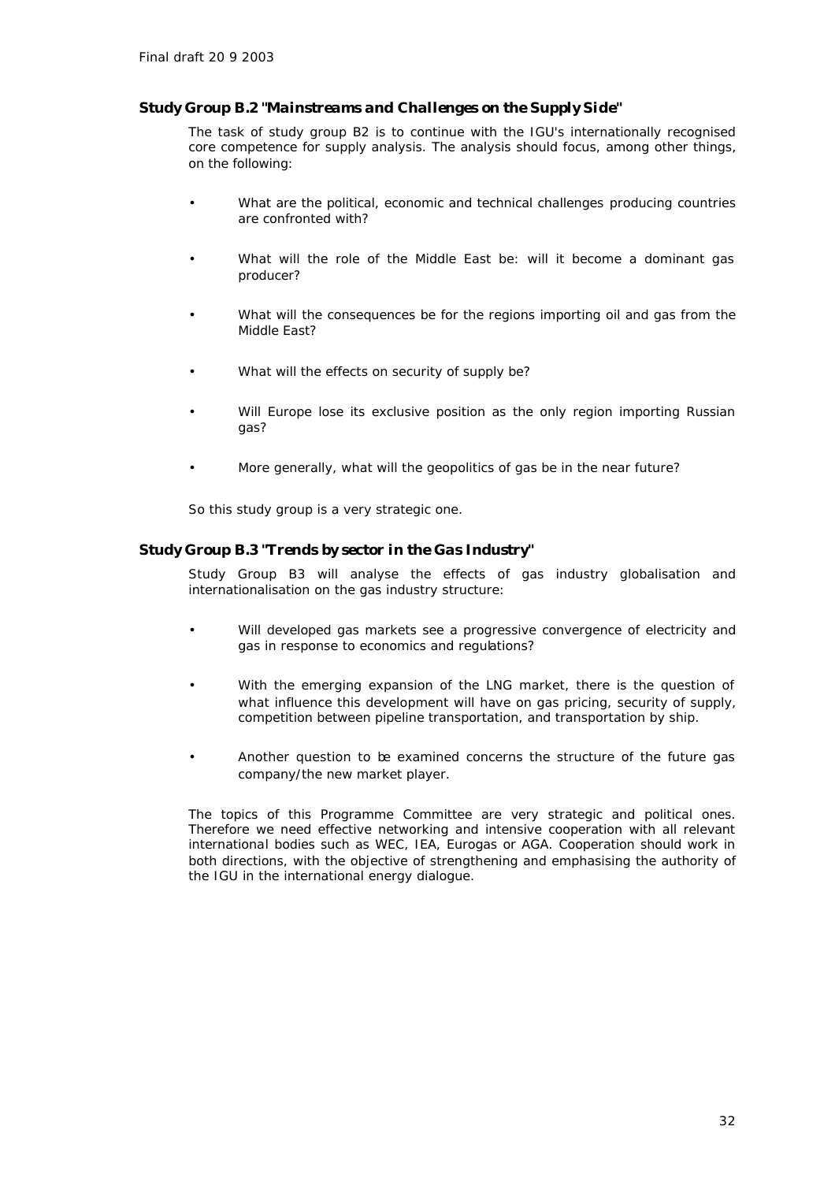### Study Group B.2 "Mainstreams and Challenges on the Supply Side"

*The task of study group B2 is to continue with the IGU's internationally recognised core competence for supply analysis. The analysis should focus, among other things, on the following:*

- *What are the political, economic and technical challenges producing countries are confronted with?*
- *What will the role of the Middle East be: will it become a dominant gas producer?*
- *What will the consequences be for the regions importing oil and gas from the Middle East?*
- *What will the effects on security of supply be?*
- *Will Europe lose its exclusive position as the only region importing Russian gas?*
- *More generally, what will the geopolitics of gas be in the near future?*

*So this study group is a very strategic one.*

### Study Group B.3 "Trends by sector in the Gas Industry"

*Study Group B3 will analyse the effects of gas industry globalisation and internationalisation on the gas industry structure:*

- *Will developed gas markets see a progressive convergence of electricity and gas in response to economics and regulations?*
- *With the emerging expansion of the LNG market, there is the question of what influence this development will have on gas pricing, security of supply, competition between pipeline transportation, and transportation by ship.*
- *Another question to be examined concerns the structure of the future gas company/the new market player.*

*The topics of this Programme Committee are very strategic and political ones. Therefore we need effective networking and intensive cooperation with all relevant international bodies such as WEC, IEA, Eurogas or AGA. Cooperation should work in both directions, with the objective of strengthening and emphasising the authority of the IGU in the international energy dialogue.*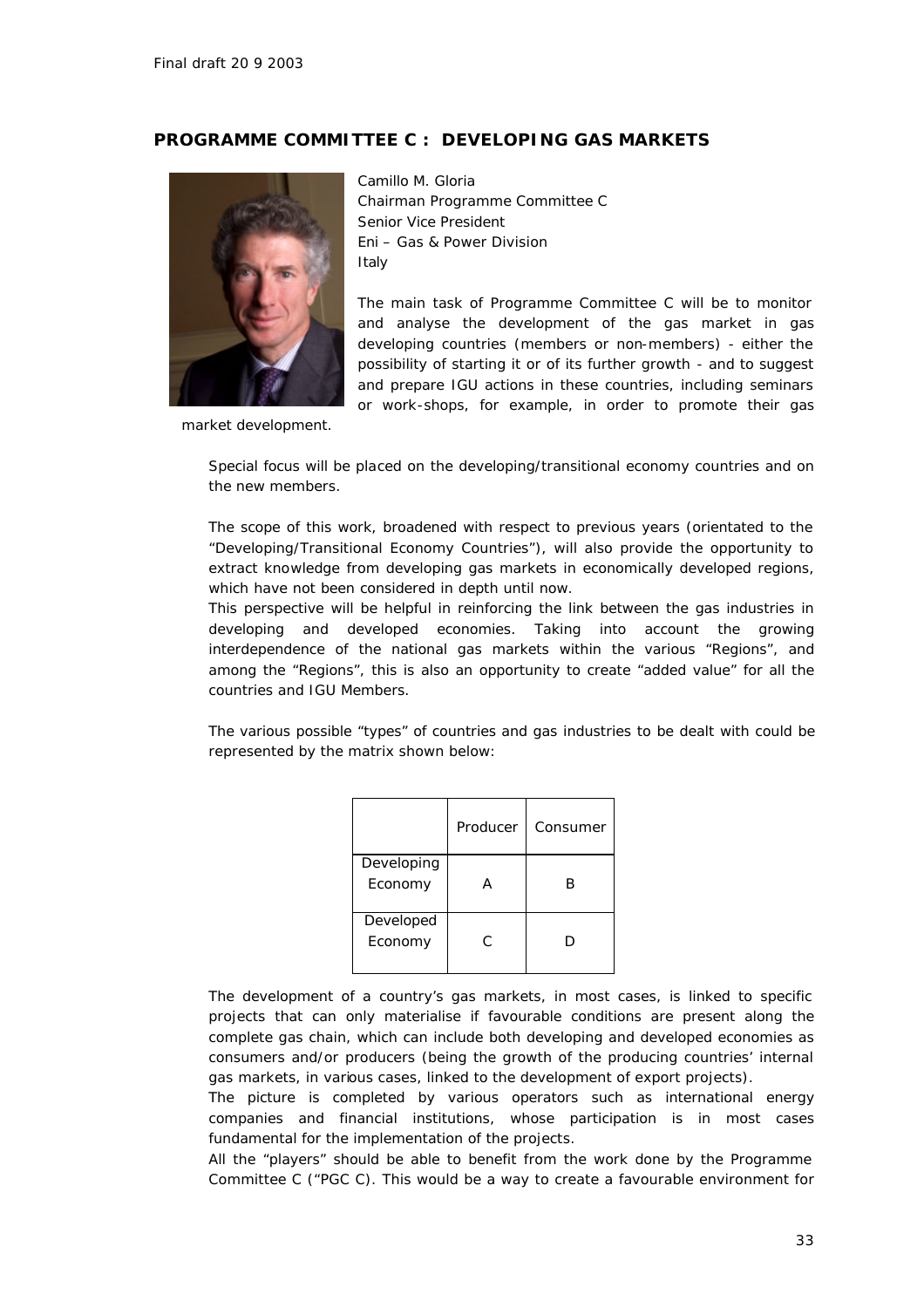## PROGRAMME COMMITTEE C : DEVELOPING GAS MARKETS

Camillo M. Gloria
Chairman Programme Committee C
Senior Vice President
Eni – Gas & Power Division
Italy

The main task of Programme Committee C will be to monitor and analyse the development of the gas market in gas developing countries (members or non-members) - either the possibility of starting it or of its further growth - and to suggest and prepare IGU actions in these countries, including seminars or work-shops, for example, in order to promote their gas market development.

Special focus will be placed on the developing/transitional economy countries and on the new members.

The scope of this work, broadened with respect to previous years (orientated to the "Developing/Transitional Economy Countries"), will also provide the opportunity to extract knowledge from developing gas markets in economically developed regions, which have not been considered in depth until now.

This perspective will be helpful in reinforcing the link between the gas industries in developing and developed economies. Taking into account the growing interdependence of the national gas markets within the various "Regions", and among the "Regions", this is also an opportunity to create "added value" for all the countries and IGU Members.

The various possible "types" of countries and gas industries to be dealt with could be represented by the matrix shown below:

| | Producer | Consumer |
|---|---|---|
| Developing Economy | A | B |
| Developed Economy | C | D |

The development of a country's gas markets, in most cases, is linked to specific projects that can only materialise if favourable conditions are present along the complete gas chain, which can include both developing and developed economies as consumers and/or producers (being the growth of the producing countries' internal gas markets, in various cases, linked to the development of export projects).

The picture is completed by various operators such as international energy companies and financial institutions, whose participation is in most cases fundamental for the implementation of the projects.

All the "players" should be able to benefit from the work done by the Programme Committee C ("PGC C). This would be a way to create a favourable environment for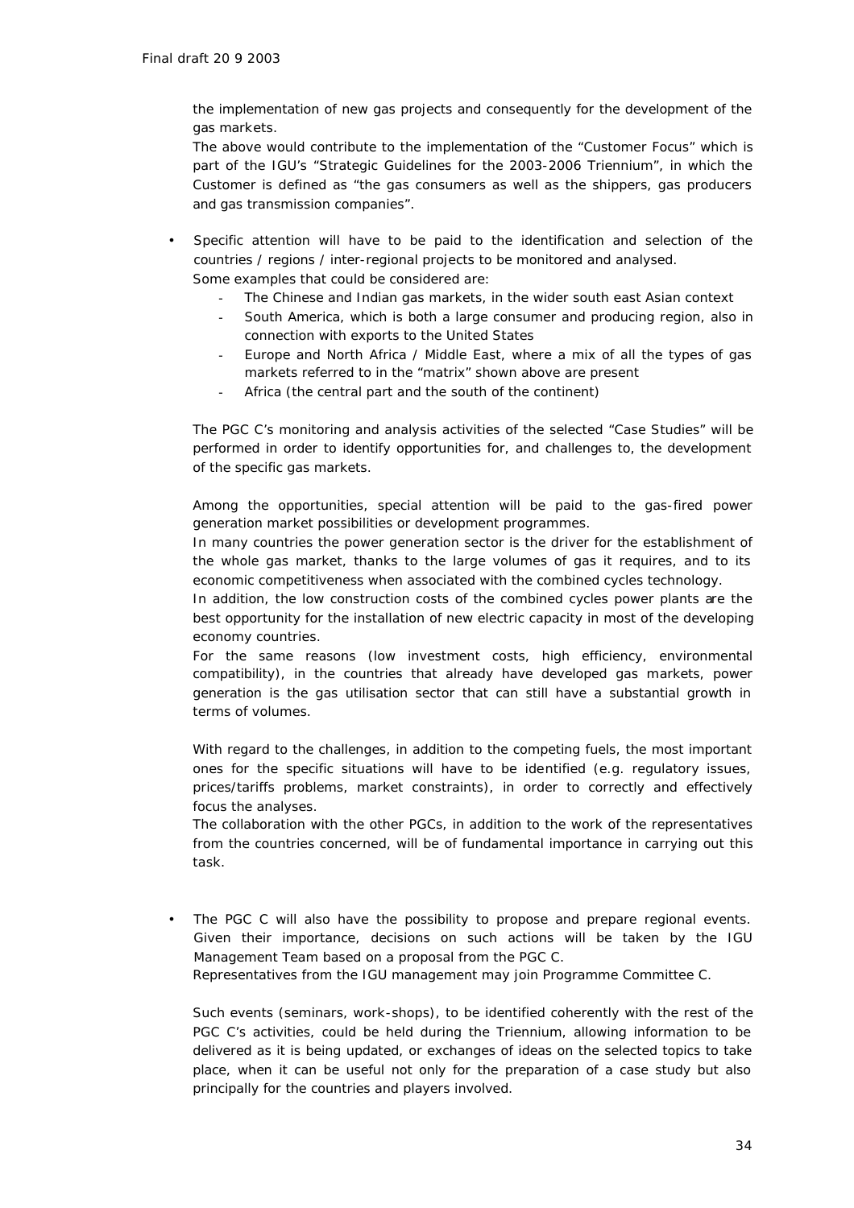the implementation of new gas projects and consequently for the development of the gas markets.

The above would contribute to the implementation of the "Customer Focus" which is part of the IGU's "Strategic Guidelines for the 2003-2006 Triennium", in which the Customer is defined as "the gas consumers as well as the shippers, gas producers and gas transmission companies".

- Specific attention will have to be paid to the identification and selection of the countries / regions / inter-regional projects to be monitored and analysed.
  Some examples that could be considered are:
  - The Chinese and Indian gas markets, in the wider south east Asian context
  - South America, which is both a large consumer and producing region, also in connection with exports to the United States
  - Europe and North Africa / Middle East, where a mix of all the types of gas markets referred to in the "matrix" shown above are present
  - Africa (the central part and the south of the continent)

  The PGC C's monitoring and analysis activities of the selected "Case Studies" will be performed in order to identify opportunities for, and challenges to, the development of the specific gas markets.

  Among the opportunities, special attention will be paid to the gas-fired power generation market possibilities or development programmes.
  In many countries the power generation sector is the driver for the establishment of the whole gas market, thanks to the large volumes of gas it requires, and to its economic competitiveness when associated with the combined cycles technology.
  In addition, the low construction costs of the combined cycles power plants are the best opportunity for the installation of new electric capacity in most of the developing economy countries.
  For the same reasons (low investment costs, high efficiency, environmental compatibility), in the countries that already have developed gas markets, power generation is the gas utilisation sector that can still have a substantial growth in terms of volumes.

  With regard to the challenges, in addition to the competing fuels, the most important ones for the specific situations will have to be identified (e.g. regulatory issues, prices/tariffs problems, market constraints), in order to correctly and effectively focus the analyses.
  The collaboration with the other PGCs, in addition to the work of the representatives from the countries concerned, will be of fundamental importance in carrying out this task.

- The PGC C will also have the possibility to propose and prepare regional events. Given their importance, decisions on such actions will be taken by the IGU Management Team based on a proposal from the PGC C.
  Representatives from the IGU management may join Programme Committee C.

  Such events (seminars, work-shops), to be identified coherently with the rest of the PGC C's activities, could be held during the Triennium, allowing information to be delivered as it is being updated, or exchanges of ideas on the selected topics to take place, when it can be useful not only for the preparation of a case study but also principally for the countries and players involved.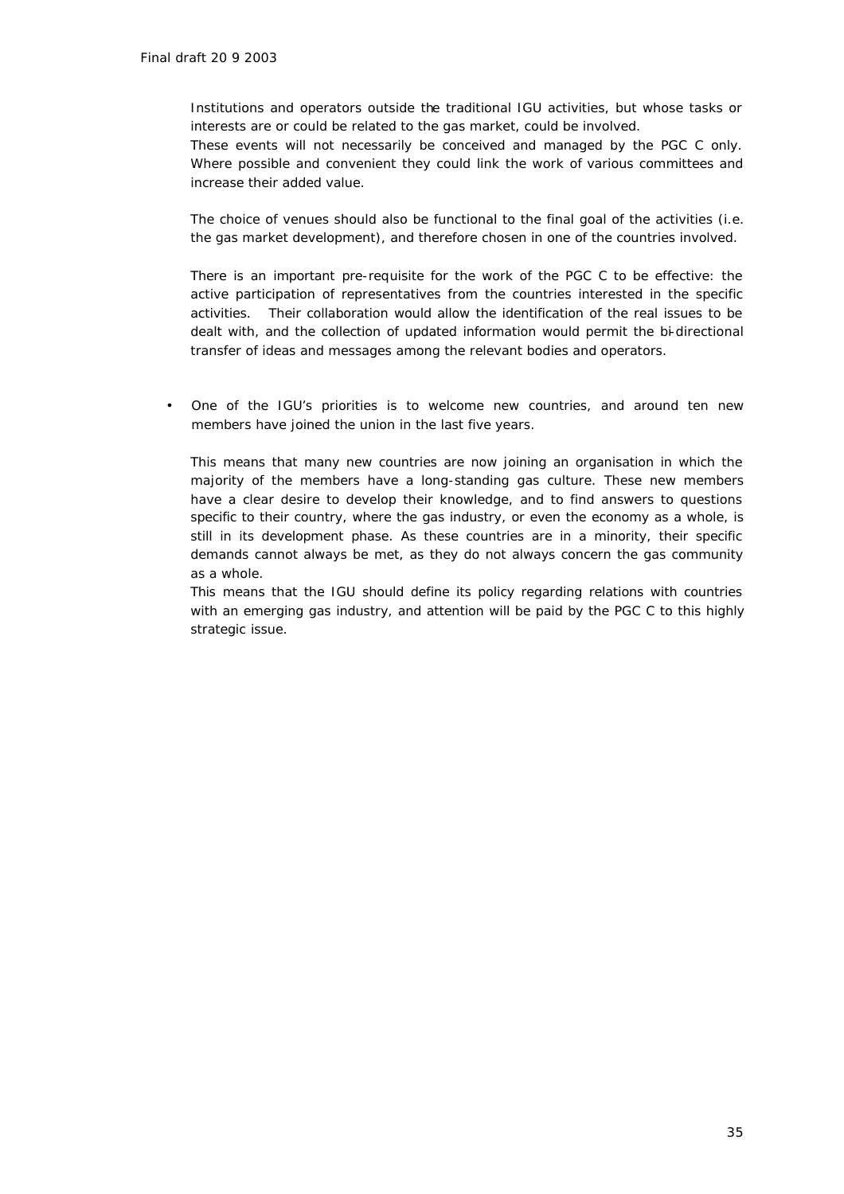Institutions and operators outside the traditional IGU activities, but whose tasks or interests are or could be related to the gas market, could be involved.
These events will not necessarily be conceived and managed by the PGC C only. Where possible and convenient they could link the work of various committees and increase their added value.

The choice of venues should also be functional to the final goal of the activities (i.e. the gas market development), and therefore chosen in one of the countries involved.

There is an important pre-requisite for the work of the PGC C to be effective: the active participation of representatives from the countries interested in the specific activities. Their collaboration would allow the identification of the real issues to be dealt with, and the collection of updated information would permit the bi-directional transfer of ideas and messages among the relevant bodies and operators.

- One of the IGU's priorities is to welcome new countries, and around ten new members have joined the union in the last five years.

  This means that many new countries are now joining an organisation in which the majority of the members have a long-standing gas culture. These new members have a clear desire to develop their knowledge, and to find answers to questions specific to their country, where the gas industry, or even the economy as a whole, is still in its development phase. As these countries are in a minority, their specific demands cannot always be met, as they do not always concern the gas community as a whole.
  This means that the IGU should define its policy regarding relations with countries with an emerging gas industry, and attention will be paid by the PGC C to this highly strategic issue.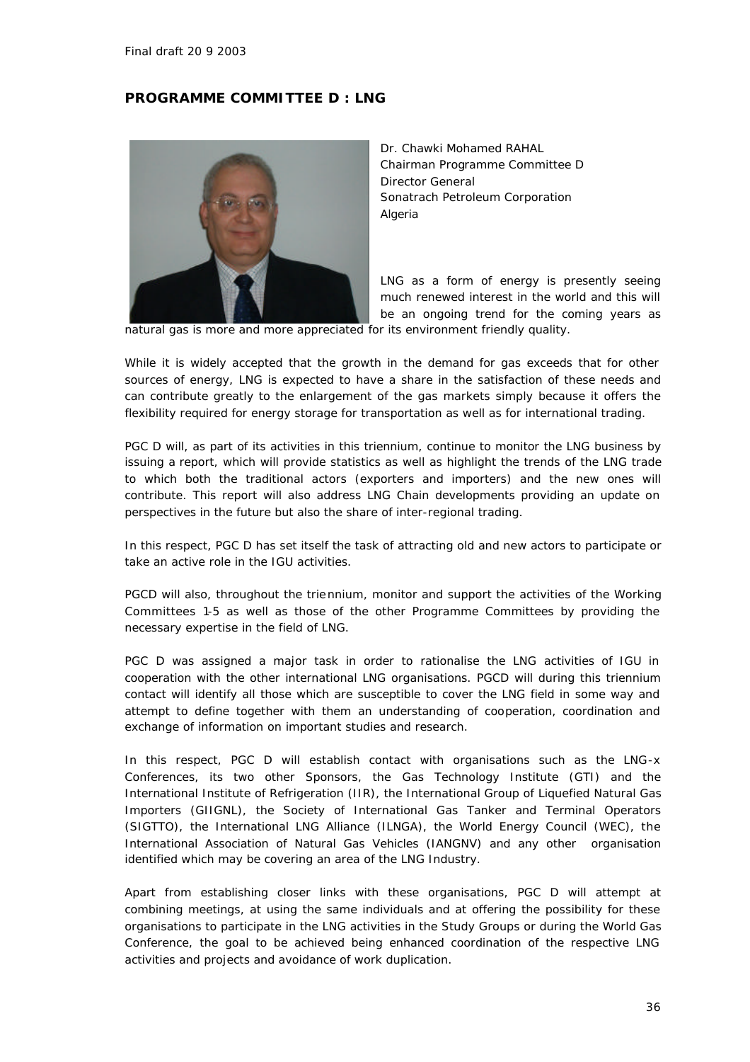Final draft 20 9 2003

## PROGRAMME COMMITTEE D : LNG

Dr. Chawki Mohamed RAHAL
Chairman Programme Committee D
Director General
Sonatrach Petroleum Corporation
Algeria

LNG as a form of energy is presently seeing much renewed interest in the world and this will be an ongoing trend for the coming years as natural gas is more and more appreciated for its environment friendly quality.

While it is widely accepted that the growth in the demand for gas exceeds that for other sources of energy, LNG is expected to have a share in the satisfaction of these needs and can contribute greatly to the enlargement of the gas markets simply because it offers the flexibility required for energy storage for transportation as well as for international trading.

PGC D will, as part of its activities in this triennium, continue to monitor the LNG business by issuing a report, which will provide statistics as well as highlight the trends of the LNG trade to which both the traditional actors (exporters and importers) and the new ones will contribute. This report will also address LNG Chain developments providing an update on perspectives in the future but also the share of inter-regional trading.

In this respect, PGC D has set itself the task of attracting old and new actors to participate or take an active role in the IGU activities.

PGCD will also, throughout the triennium, monitor and support the activities of the Working Committees 1-5 as well as those of the other Programme Committees by providing the necessary expertise in the field of LNG.

PGC D was assigned a major task in order to rationalise the LNG activities of IGU in cooperation with the other international LNG organisations. PGCD will during this triennium contact will identify all those which are susceptible to cover the LNG field in some way and attempt to define together with them an understanding of cooperation, coordination and exchange of information on important studies and research.

In this respect, PGC D will establish contact with organisations such as the LNG-x Conferences, its two other Sponsors, the Gas Technology Institute (GTI) and the International Institute of Refrigeration (IIR), the International Group of Liquefied Natural Gas Importers (GIIGNL), the Society of International Gas Tanker and Terminal Operators (SIGTTO), the International LNG Alliance (ILNGA), the World Energy Council (WEC), the International Association of Natural Gas Vehicles (IANGNV) and any other organisation identified which may be covering an area of the LNG Industry.

Apart from establishing closer links with these organisations, PGC D will attempt at combining meetings, at using the same individuals and at offering the possibility for these organisations to participate in the LNG activities in the Study Groups or during the World Gas Conference, the goal to be achieved being enhanced coordination of the respective LNG activities and projects and avoidance of work duplication.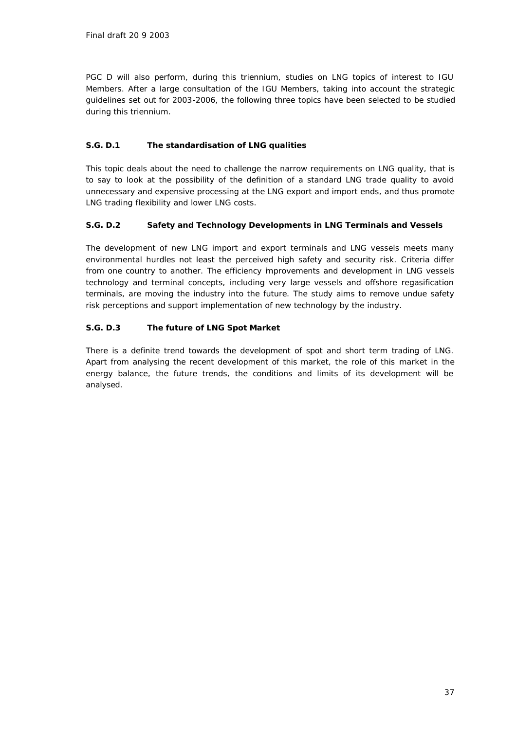PGC D will also perform, during this triennium, studies on LNG topics of interest to IGU Members. After a large consultation of the IGU Members, taking into account the strategic guidelines set out for 2003-2006, the following three topics have been selected to be studied during this triennium.

### S.G. D.1 The standardisation of LNG qualities

This topic deals about the need to challenge the narrow requirements on LNG quality, that is to say to look at the possibility of the definition of a standard LNG trade quality to avoid unnecessary and expensive processing at the LNG export and import ends, and thus promote LNG trading flexibility and lower LNG costs.

### S.G. D.2 Safety and Technology Developments in LNG Terminals and Vessels

The development of new LNG import and export terminals and LNG vessels meets many environmental hurdles not least the perceived high safety and security risk. Criteria differ from one country to another. The efficiency improvements and development in LNG vessels technology and terminal concepts, including very large vessels and offshore regasification terminals, are moving the industry into the future. The study aims to remove undue safety risk perceptions and support implementation of new technology by the industry.

### S.G. D.3 The future of LNG Spot Market

There is a definite trend towards the development of spot and short term trading of LNG. Apart from analysing the recent development of this market, the role of this market in the energy balance, the future trends, the conditions and limits of its development will be analysed.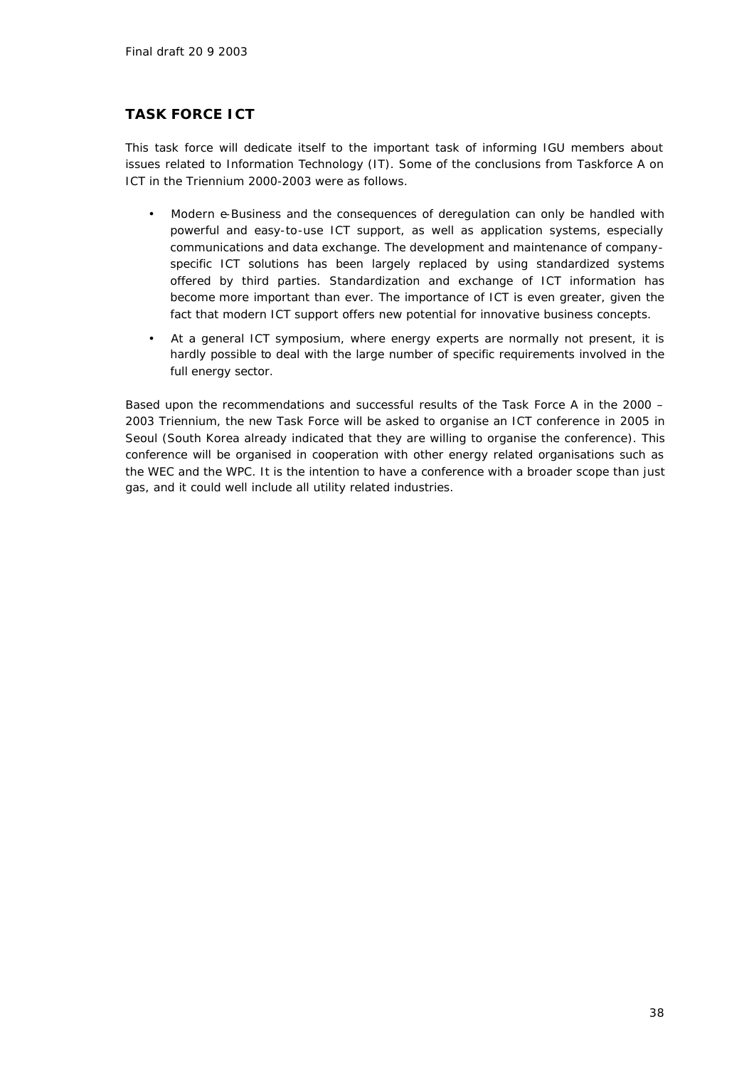## TASK FORCE ICT

This task force will dedicate itself to the important task of informing IGU members about issues related to Information Technology (IT). Some of the conclusions from Taskforce A on ICT in the Triennium 2000-2003 were as follows.

- Modern e-Business and the consequences of deregulation can only be handled with powerful and easy-to-use ICT support, as well as application systems, especially communications and data exchange. The development and maintenance of company-specific ICT solutions has been largely replaced by using standardized systems offered by third parties. Standardization and exchange of ICT information has become more important than ever. The importance of ICT is even greater, given the fact that modern ICT support offers new potential for innovative business concepts.
- At a general ICT symposium, where energy experts are normally not present, it is hardly possible to deal with the large number of specific requirements involved in the full energy sector.

Based upon the recommendations and successful results of the Task Force A in the 2000 – 2003 Triennium, the new Task Force will be asked to organise an ICT conference in 2005 in Seoul (South Korea already indicated that they are willing to organise the conference). This conference will be organised in cooperation with other energy related organisations such as the WEC and the WPC. It is the intention to have a conference with a broader scope than just gas, and it could well include all utility related industries.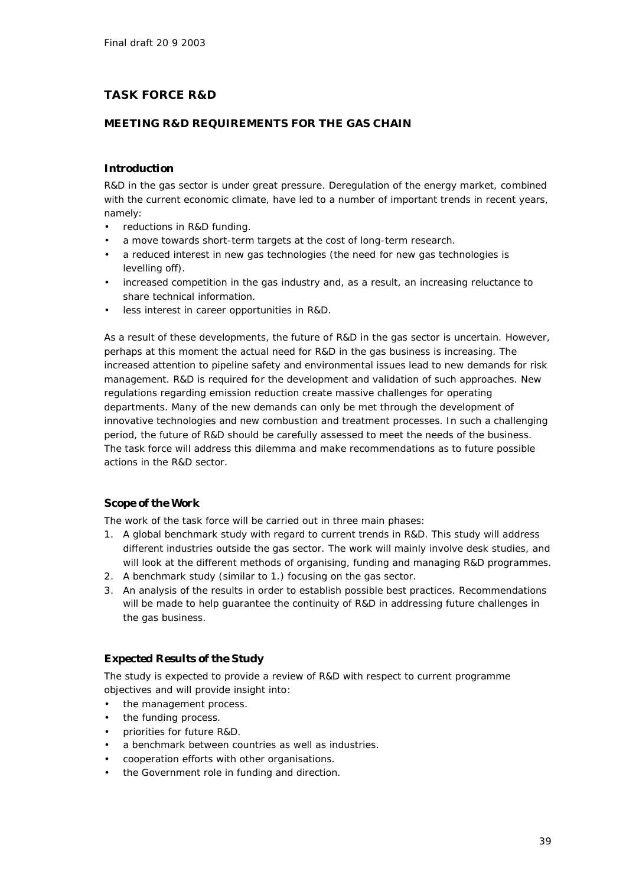Final draft 20 9 2003

## TASK FORCE R&D

### MEETING R&D REQUIREMENTS FOR THE GAS CHAIN

#### Introduction

R&D in the gas sector is under great pressure. Deregulation of the energy market, combined with the current economic climate, have led to a number of important trends in recent years, namely:

- reductions in R&D funding.
- a move towards short-term targets at the cost of long-term research.
- a reduced interest in new gas technologies (the need for new gas technologies is levelling off).
- increased competition in the gas industry and, as a result, an increasing reluctance to share technical information.
- less interest in career opportunities in R&D.

As a result of these developments, the future of R&D in the gas sector is uncertain. However, perhaps at this moment the actual need for R&D in the gas business is increasing. The increased attention to pipeline safety and environmental issues lead to new demands for risk management. R&D is required for the development and validation of such approaches. New regulations regarding emission reduction create massive challenges for operating departments. Many of the new demands can only be met through the development of innovative technologies and new combustion and treatment processes. In such a challenging period, the future of R&D should be carefully assessed to meet the needs of the business. The task force will address this dilemma and make recommendations as to future possible actions in the R&D sector.

#### Scope of the Work

The work of the task force will be carried out in three main phases:

1. A global benchmark study with regard to current trends in R&D. This study will address different industries outside the gas sector. The work will mainly involve desk studies, and will look at the different methods of organising, funding and managing R&D programmes.
2. A benchmark study (similar to 1.) focusing on the gas sector.
3. An analysis of the results in order to establish possible best practices. Recommendations will be made to help guarantee the continuity of R&D in addressing future challenges in the gas business.

#### Expected Results of the Study

The study is expected to provide a review of R&D with respect to current programme objectives and will provide insight into:

- the management process.
- the funding process.
- priorities for future R&D.
- a benchmark between countries as well as industries.
- cooperation efforts with other organisations.
- the Government role in funding and direction.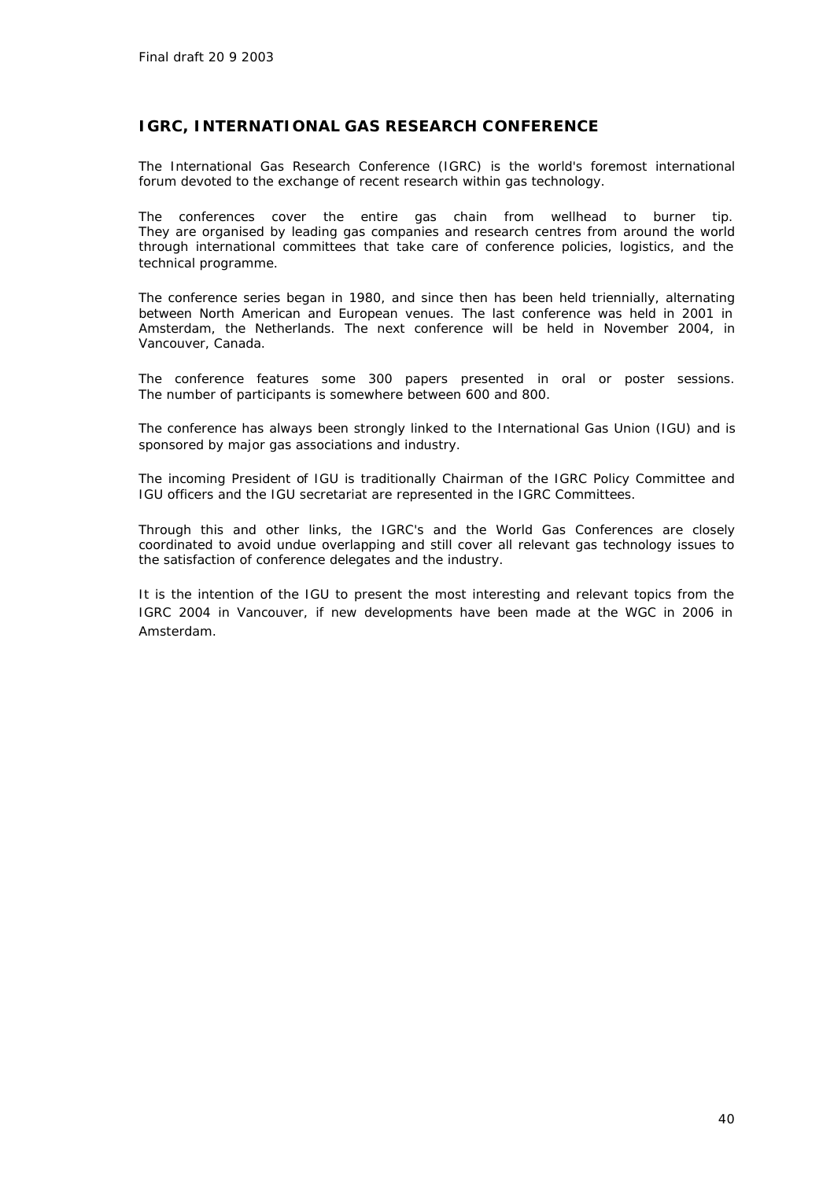## IGRC, INTERNATIONAL GAS RESEARCH CONFERENCE

The International Gas Research Conference (IGRC) is the world's foremost international forum devoted to the exchange of recent research within gas technology.

The conferences cover the entire gas chain from wellhead to burner tip. They are organised by leading gas companies and research centres from around the world through international committees that take care of conference policies, logistics, and the technical programme.

The conference series began in 1980, and since then has been held triennially, alternating between North American and European venues. The last conference was held in 2001 in Amsterdam, the Netherlands. The next conference will be held in November 2004, in Vancouver, Canada.

The conference features some 300 papers presented in oral or poster sessions. The number of participants is somewhere between 600 and 800.

The conference has always been strongly linked to the International Gas Union (IGU) and is sponsored by major gas associations and industry.

The incoming President of IGU is traditionally Chairman of the IGRC Policy Committee and IGU officers and the IGU secretariat are represented in the IGRC Committees.

Through this and other links, the IGRC's and the World Gas Conferences are closely coordinated to avoid undue overlapping and still cover all relevant gas technology issues to the satisfaction of conference delegates and the industry.

It is the intention of the IGU to present the most interesting and relevant topics from the IGRC 2004 in Vancouver, if new developments have been made at the WGC in 2006 in Amsterdam.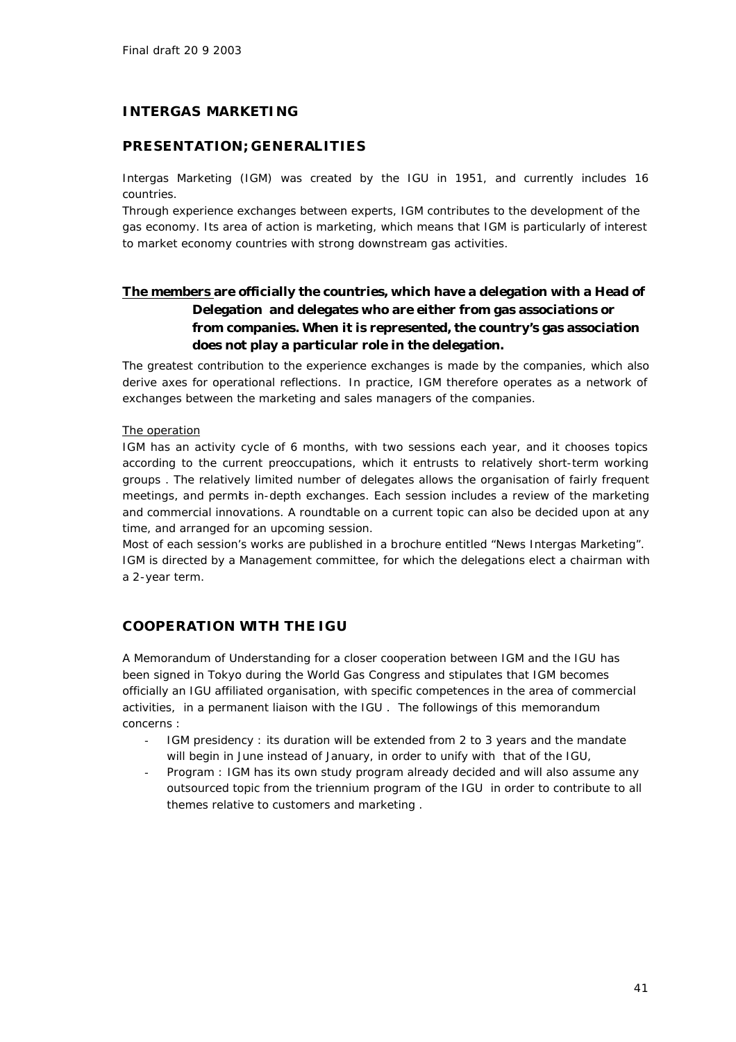Final draft 20 9 2003

## INTERGAS MARKETING

## PRESENTATION; GENERALITIES

Intergas Marketing (IGM) was created by the IGU in 1951, and currently includes 16 countries.

Through experience exchanges between experts, IGM contributes to the development of the gas economy. Its area of action is marketing, which means that IGM is particularly of interest to market economy countries with strong downstream gas activities.

**The members are officially the countries, which have a delegation with a Head of Delegation and delegates who are either from gas associations or from companies. When it is represented, the country's gas association does not play a particular role in the delegation.**

The greatest contribution to the experience exchanges is made by the companies, which also derive axes for operational reflections. In practice, IGM therefore operates as a network of exchanges between the marketing and sales managers of the companies.

The operation

IGM has an activity cycle of 6 months, with two sessions each year, and it chooses topics according to the current preoccupations, which it entrusts to relatively short-term working groups . The relatively limited number of delegates allows the organisation of fairly frequent meetings, and permits in-depth exchanges. Each session includes a review of the marketing and commercial innovations. A roundtable on a current topic can also be decided upon at any time, and arranged for an upcoming session.

Most of each session's works are published in a brochure entitled "News Intergas Marketing".

IGM is directed by a Management committee, for which the delegations elect a chairman with a 2-year term.

## COOPERATION WITH THE IGU

A Memorandum of Understanding for a closer cooperation between IGM and the IGU has been signed in Tokyo during the World Gas Congress and stipulates that IGM becomes officially an IGU affiliated organisation, with specific competences in the area of commercial activities, in a permanent liaison with the IGU . The followings of this memorandum concerns :

- IGM presidency : its duration will be extended from 2 to 3 years and the mandate will begin in June instead of January, in order to unify with that of the IGU,
- Program : IGM has its own study program already decided and will also assume any outsourced topic from the triennium program of the IGU in order to contribute to all themes relative to customers and marketing .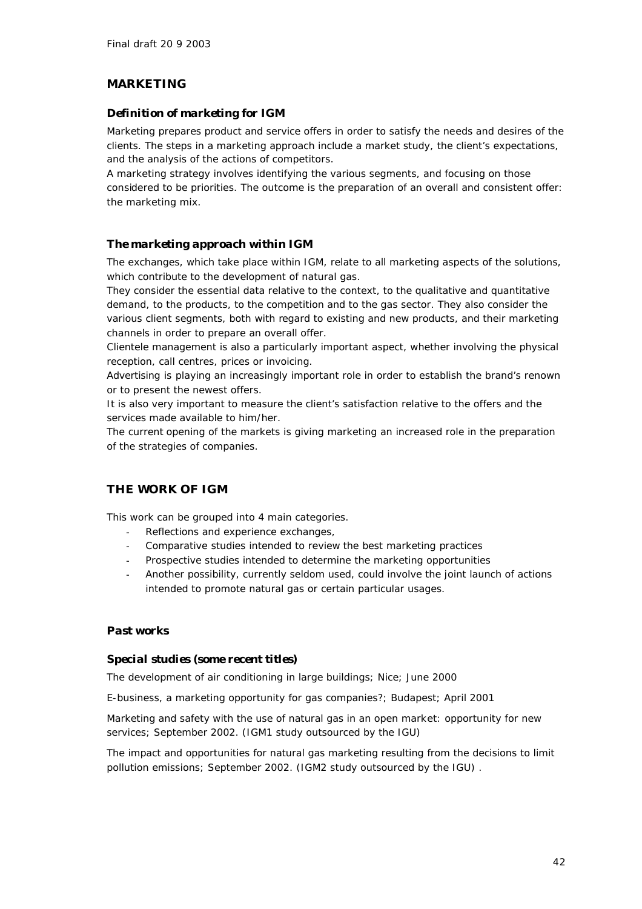Final draft 20 9 2003

## MARKETING

### Definition of marketing for IGM

Marketing prepares product and service offers in order to satisfy the needs and desires of the clients. The steps in a marketing approach include a market study, the client's expectations, and the analysis of the actions of competitors.
A marketing strategy involves identifying the various segments, and focusing on those considered to be priorities. The outcome is the preparation of an overall and consistent offer: the marketing mix.

### The marketing approach within IGM

The exchanges, which take place within IGM, relate to all marketing aspects of the solutions, which contribute to the development of natural gas.
They consider the essential data relative to the context, to the qualitative and quantitative demand, to the products, to the competition and to the gas sector. They also consider the various client segments, both with regard to existing and new products, and their marketing channels in order to prepare an overall offer.
Clientele management is also a particularly important aspect, whether involving the physical reception, call centres, prices or invoicing.
Advertising is playing an increasingly important role in order to establish the brand's renown or to present the newest offers.
It is also very important to measure the client's satisfaction relative to the offers and the services made available to him/her.
The current opening of the markets is giving marketing an increased role in the preparation of the strategies of companies.

## THE WORK OF IGM

This work can be grouped into 4 main categories.

- Reflections and experience exchanges,
- Comparative studies intended to review the best marketing practices
- Prospective studies intended to determine the marketing opportunities
- Another possibility, currently seldom used, could involve the joint launch of actions intended to promote natural gas or certain particular usages.

### Past works

#### Special studies (some recent titles)

The development of air conditioning in large buildings; Nice; June 2000

E-business, a marketing opportunity for gas companies?; Budapest; April 2001

Marketing and safety with the use of natural gas in an open market: opportunity for new services; September 2002. (IGM1 study outsourced by the IGU)

The impact and opportunities for natural gas marketing resulting from the decisions to limit pollution emissions; September 2002. (IGM2 study outsourced by the IGU) .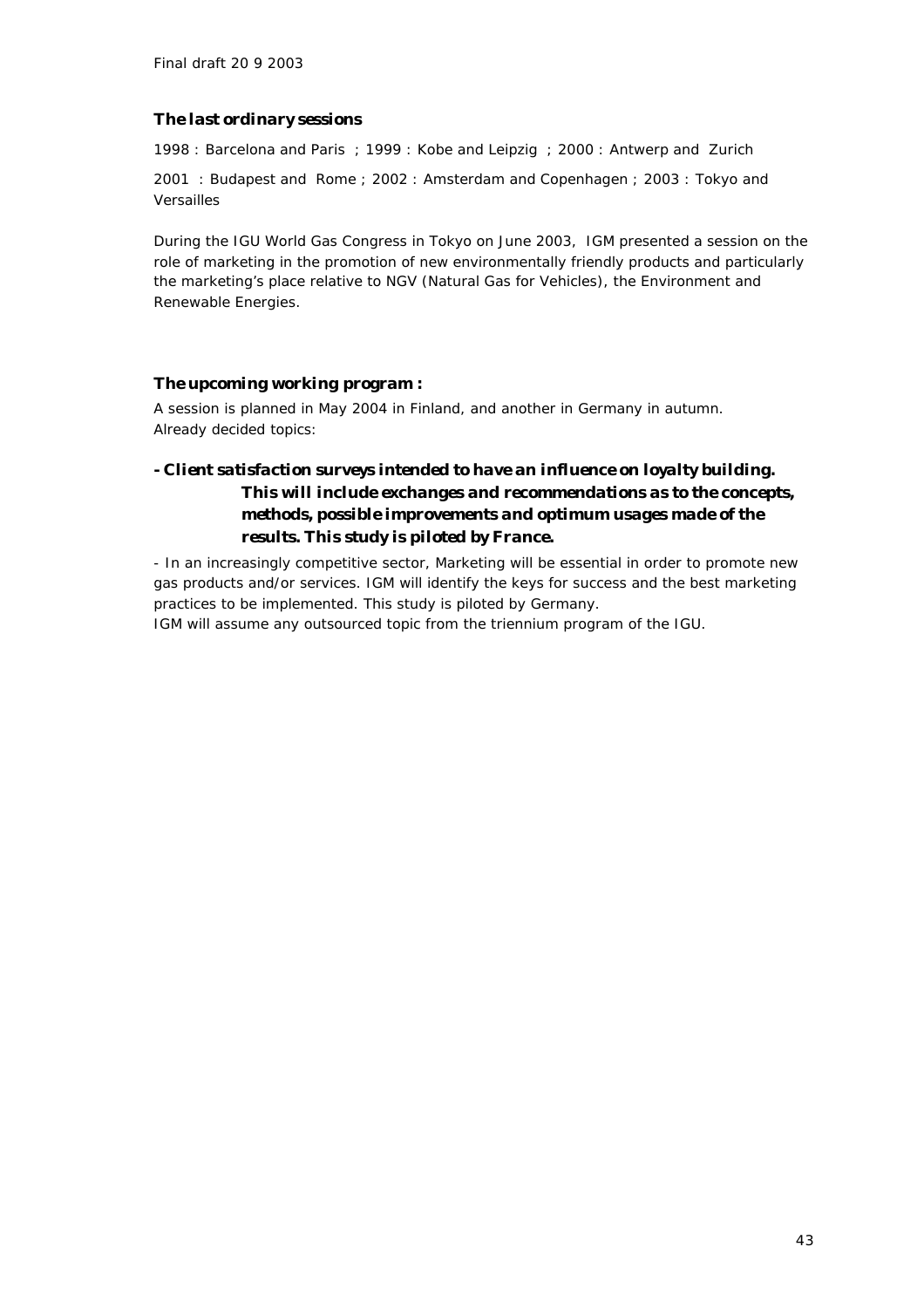Final draft 20 9 2003

**The last ordinary sessions**

1998 : Barcelona and Paris ; 1999 : Kobe and Leipzig ; 2000 : Antwerp and Zurich

2001 : Budapest and Rome ; 2002 : Amsterdam and Copenhagen ; 2003 : Tokyo and Versailles

During the IGU World Gas Congress in Tokyo on June 2003, IGM presented a session on the role of marketing in the promotion of new environmentally friendly products and particularly the marketing's place relative to NGV (Natural Gas for Vehicles), the Environment and Renewable Energies.

**The upcoming working program :**

A session is planned in May 2004 in Finland, and another in Germany in autumn.
Already decided topics:

**- Client satisfaction surveys intended to have an influence on loyalty building. This will include exchanges and recommendations as to the concepts, methods, possible improvements and optimum usages made of the results. This study is piloted by France.**

- In an increasingly competitive sector, Marketing will be essential in order to promote new gas products and/or services. IGM will identify the keys for success and the best marketing practices to be implemented. This study is piloted by Germany.
IGM will assume any outsourced topic from the triennium program of the IGU.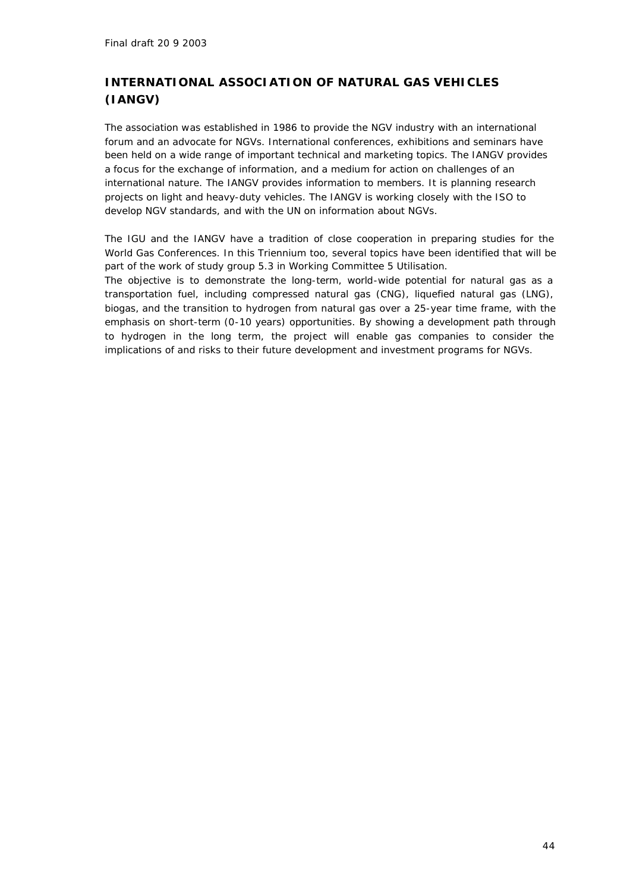## INTERNATIONAL ASSOCIATION OF NATURAL GAS VEHICLES (IANGV)

The association was established in 1986 to provide the NGV industry with an international forum and an advocate for NGVs. International conferences, exhibitions and seminars have been held on a wide range of important technical and marketing topics. The IANGV provides a focus for the exchange of information, and a medium for action on challenges of an international nature. The IANGV provides information to members. It is planning research projects on light and heavy-duty vehicles. The IANGV is working closely with the ISO to develop NGV standards, and with the UN on information about NGVs.

The IGU and the IANGV have a tradition of close cooperation in preparing studies for the World Gas Conferences. In this Triennium too, several topics have been identified that will be part of the work of study group 5.3 in Working Committee 5 Utilisation.
The objective is to demonstrate the long-term, world-wide potential for natural gas as a transportation fuel, including compressed natural gas (CNG), liquefied natural gas (LNG), biogas, and the transition to hydrogen from natural gas over a 25-year time frame, with the emphasis on short-term (0-10 years) opportunities. By showing a development path through to hydrogen in the long term, the project will enable gas companies to consider the implications of and risks to their future development and investment programs for NGVs.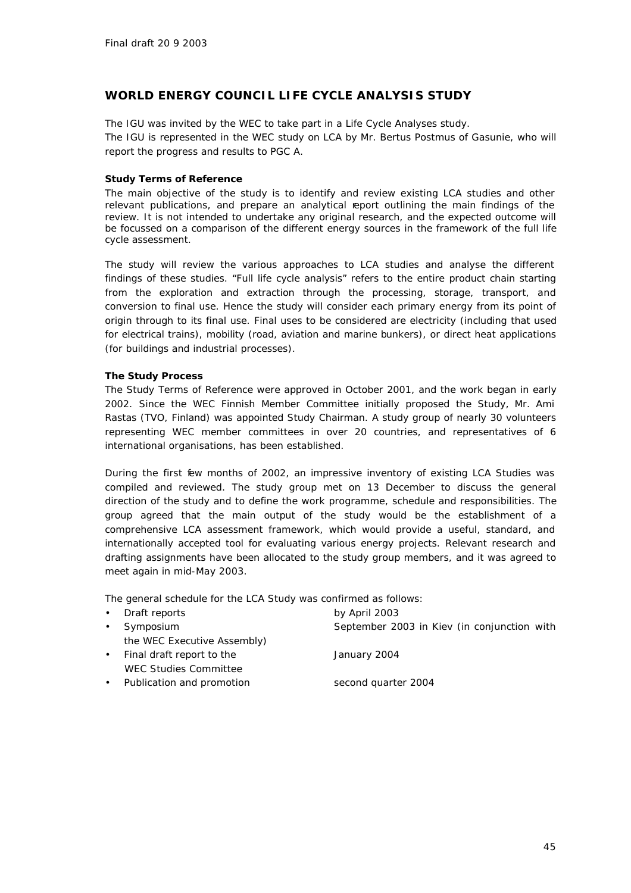Final draft 20 9 2003

## WORLD ENERGY COUNCIL LIFE CYCLE ANALYSIS STUDY

The IGU was invited by the WEC to take part in a Life Cycle Analyses study.
The IGU is represented in the WEC study on LCA by Mr. Bertus Postmus of Gasunie, who will report the progress and results to PGC A.

**Study Terms of Reference**

The main objective of the study is to identify and review existing LCA studies and other relevant publications, and prepare an analytical report outlining the main findings of the review. It is not intended to undertake any original research, and the expected outcome will be focussed on a comparison of the different energy sources in the framework of the full life cycle assessment.

The study will review the various approaches to LCA studies and analyse the different findings of these studies. "Full life cycle analysis" refers to the entire product chain starting from the exploration and extraction through the processing, storage, transport, and conversion to final use. Hence the study will consider each primary energy from its point of origin through to its final use. Final uses to be considered are electricity (including that used for electrical trains), mobility (road, aviation and marine bunkers), or direct heat applications (for buildings and industrial processes).

**The Study Process**

The Study Terms of Reference were approved in October 2001, and the work began in early 2002. Since the WEC Finnish Member Committee initially proposed the Study, Mr. Ami Rastas (TVO, Finland) was appointed Study Chairman. A study group of nearly 30 volunteers representing WEC member committees in over 20 countries, and representatives of 6 international organisations, has been established.

During the first few months of 2002, an impressive inventory of existing LCA Studies was compiled and reviewed. The study group met on 13 December to discuss the general direction of the study and to define the work programme, schedule and responsibilities. The group agreed that the main output of the study would be the establishment of a comprehensive LCA assessment framework, which would provide a useful, standard, and internationally accepted tool for evaluating various energy projects. Relevant research and drafting assignments have been allocated to the study group members, and it was agreed to meet again in mid-May 2003.

The general schedule for the LCA Study was confirmed as follows:

- Draft reports — by April 2003
- Symposium — September 2003 in Kiev (in conjunction with the WEC Executive Assembly)
- Final draft report to the WEC Studies Committee — January 2004
- Publication and promotion — second quarter 2004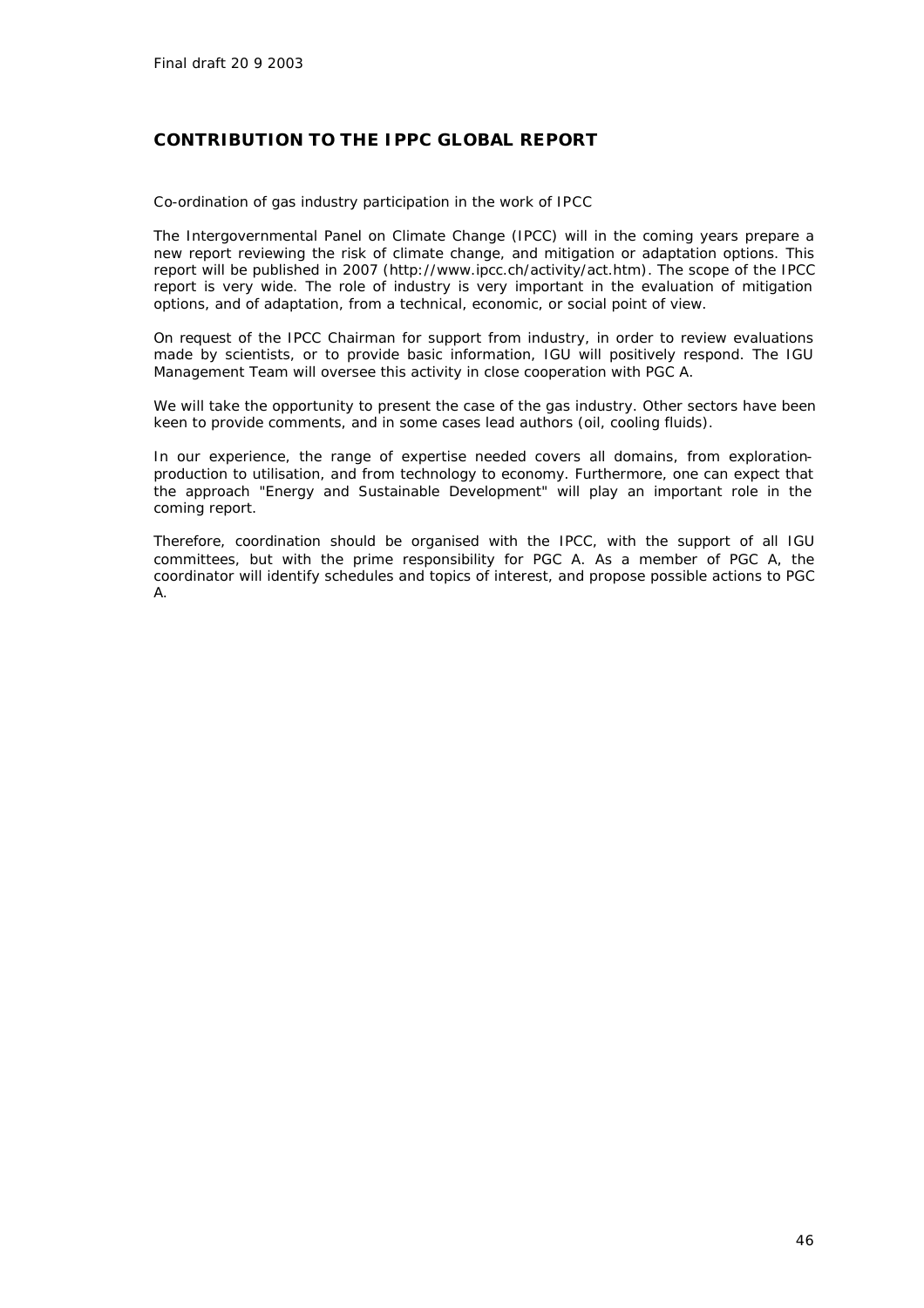Final draft 20 9 2003

## CONTRIBUTION TO THE IPPC GLOBAL REPORT

Co-ordination of gas industry participation in the work of IPCC

The Intergovernmental Panel on Climate Change (IPCC) will in the coming years prepare a new report reviewing the risk of climate change, and mitigation or adaptation options. This report will be published in 2007 (http://www.ipcc.ch/activity/act.htm). The scope of the IPCC report is very wide. The role of industry is very important in the evaluation of mitigation options, and of adaptation, from a technical, economic, or social point of view.

On request of the IPCC Chairman for support from industry, in order to review evaluations made by scientists, or to provide basic information, IGU will positively respond. The IGU Management Team will oversee this activity in close cooperation with PGC A.

We will take the opportunity to present the case of the gas industry. Other sectors have been keen to provide comments, and in some cases lead authors (oil, cooling fluids).

In our experience, the range of expertise needed covers all domains, from exploration-production to utilisation, and from technology to economy. Furthermore, one can expect that the approach "Energy and Sustainable Development" will play an important role in the coming report.

Therefore, coordination should be organised with the IPCC, with the support of all IGU committees, but with the prime responsibility for PGC A. As a member of PGC A, the coordinator will identify schedules and topics of interest, and propose possible actions to PGC A.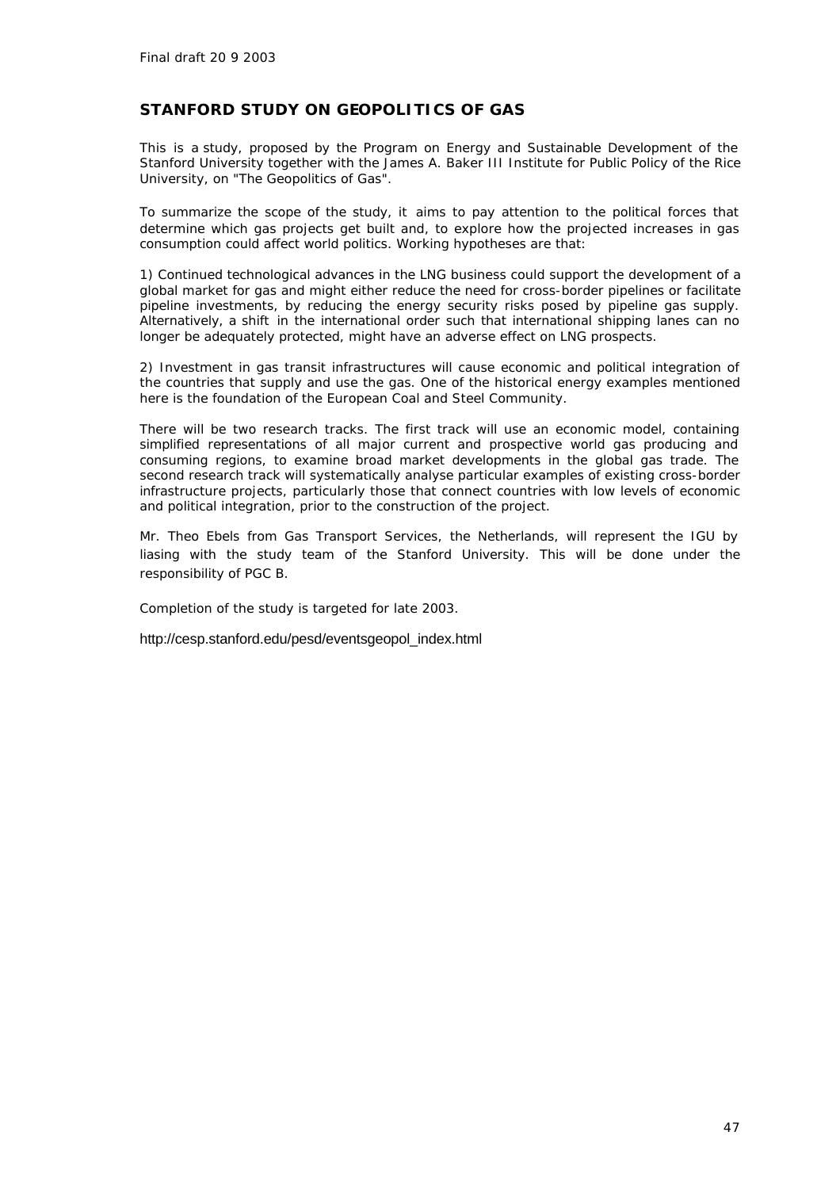Final draft 20 9 2003

## STANFORD STUDY ON GEOPOLITICS OF GAS

This is a study, proposed by the Program on Energy and Sustainable Development of the Stanford University together with the James A. Baker III Institute for Public Policy of the Rice University, on "The Geopolitics of Gas".

To summarize the scope of the study, it aims to pay attention to the political forces that determine which gas projects get built and, to explore how the projected increases in gas consumption could affect world politics. Working hypotheses are that:

1) Continued technological advances in the LNG business could support the development of a global market for gas and might either reduce the need for cross-border pipelines or facilitate pipeline investments, by reducing the energy security risks posed by pipeline gas supply. Alternatively, a shift in the international order such that international shipping lanes can no longer be adequately protected, might have an adverse effect on LNG prospects.

2) Investment in gas transit infrastructures will cause economic and political integration of the countries that supply and use the gas. One of the historical energy examples mentioned here is the foundation of the European Coal and Steel Community.

There will be two research tracks. The first track will use an economic model, containing simplified representations of all major current and prospective world gas producing and consuming regions, to examine broad market developments in the global gas trade. The second research track will systematically analyse particular examples of existing cross-border infrastructure projects, particularly those that connect countries with low levels of economic and political integration, prior to the construction of the project.

Mr. Theo Ebels from Gas Transport Services, the Netherlands, will represent the IGU by liasing with the study team of the Stanford University. This will be done under the responsibility of PGC B.

Completion of the study is targeted for late 2003.

http://cesp.stanford.edu/pesd/eventsgeopol_index.html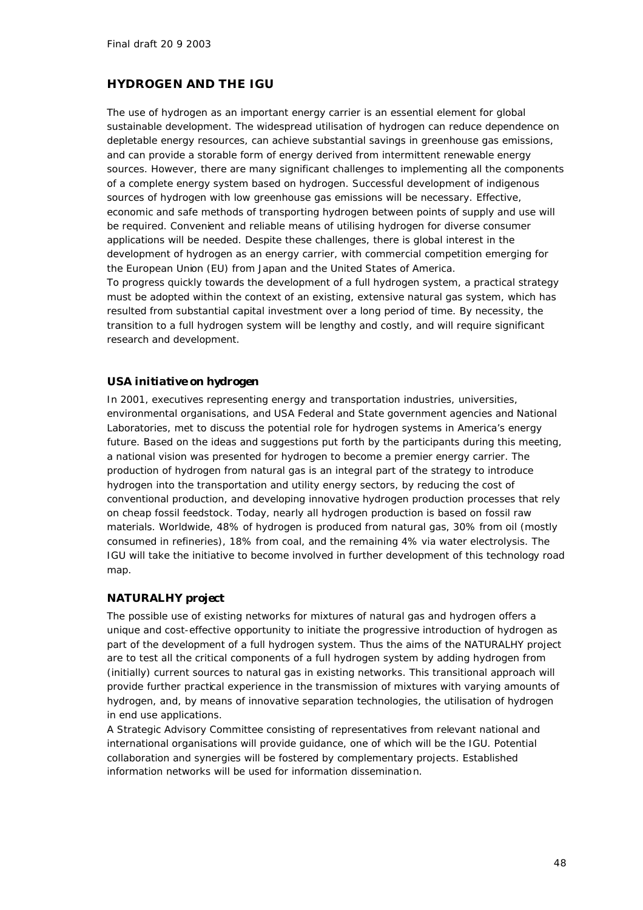## HYDROGEN AND THE IGU

The use of hydrogen as an important energy carrier is an essential element for global sustainable development. The widespread utilisation of hydrogen can reduce dependence on depletable energy resources, can achieve substantial savings in greenhouse gas emissions, and can provide a storable form of energy derived from intermittent renewable energy sources. However, there are many significant challenges to implementing all the components of a complete energy system based on hydrogen. Successful development of indigenous sources of hydrogen with low greenhouse gas emissions will be necessary. Effective, economic and safe methods of transporting hydrogen between points of supply and use will be required. Convenient and reliable means of utilising hydrogen for diverse consumer applications will be needed. Despite these challenges, there is global interest in the development of hydrogen as an energy carrier, with commercial competition emerging for the European Union (EU) from Japan and the United States of America.
To progress quickly towards the development of a full hydrogen system, a practical strategy must be adopted within the context of an existing, extensive natural gas system, which has resulted from substantial capital investment over a long period of time. By necessity, the transition to a full hydrogen system will be lengthy and costly, and will require significant research and development.

### *USA initiative on hydrogen*

In 2001, executives representing energy and transportation industries, universities, environmental organisations, and USA Federal and State government agencies and National Laboratories, met to discuss the potential role for hydrogen systems in America's energy future. Based on the ideas and suggestions put forth by the participants during this meeting, a national vision was presented for hydrogen to become a premier energy carrier. The production of hydrogen from natural gas is an integral part of the strategy to introduce hydrogen into the transportation and utility energy sectors, by reducing the cost of conventional production, and developing innovative hydrogen production processes that rely on cheap fossil feedstock. Today, nearly all hydrogen production is based on fossil raw materials. Worldwide, 48% of hydrogen is produced from natural gas, 30% from oil (mostly consumed in refineries), 18% from coal, and the remaining 4% via water electrolysis. The IGU will take the initiative to become involved in further development of this technology road map.

### *NATURALHY project*

The possible use of existing networks for mixtures of natural gas and hydrogen offers a unique and cost-effective opportunity to initiate the progressive introduction of hydrogen as part of the development of a full hydrogen system. Thus the aims of the NATURALHY project are to test all the critical components of a full hydrogen system by adding hydrogen from (initially) current sources to natural gas in existing networks. This transitional approach will provide further practical experience in the transmission of mixtures with varying amounts of hydrogen, and, by means of innovative separation technologies, the utilisation of hydrogen in end use applications.
A Strategic Advisory Committee consisting of representatives from relevant national and international organisations will provide guidance, one of which will be the IGU. Potential collaboration and synergies will be fostered by complementary projects. Established information networks will be used for information dissemination.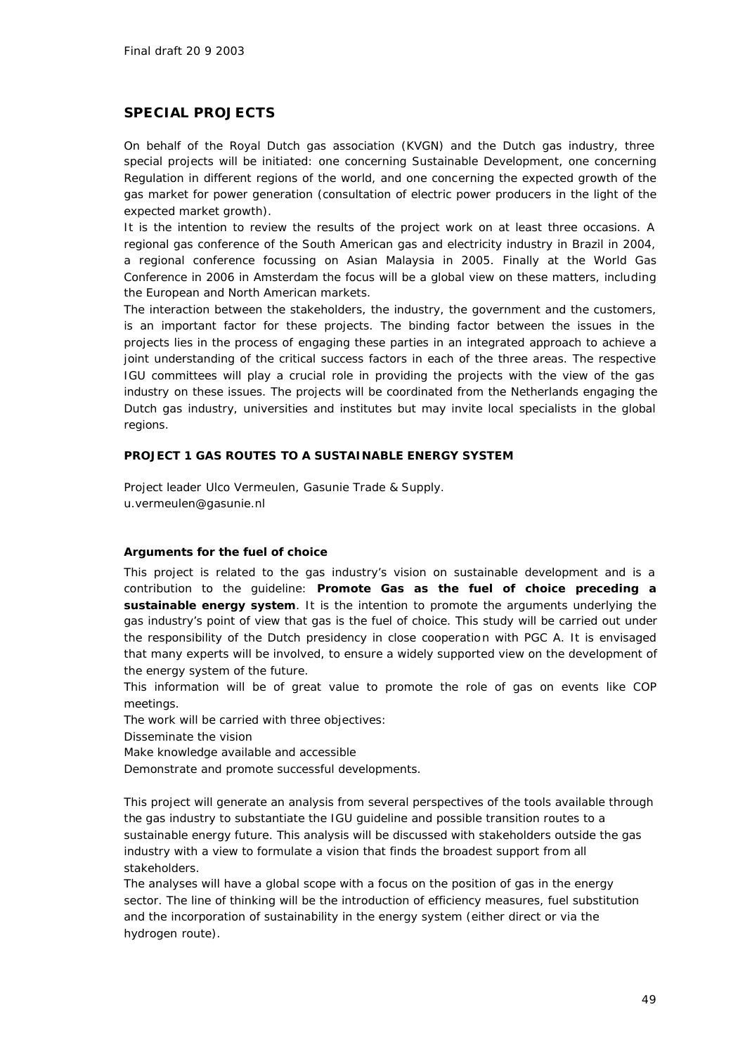Final draft 20 9 2003

## SPECIAL PROJECTS

On behalf of the Royal Dutch gas association (KVGN) and the Dutch gas industry, three special projects will be initiated: one concerning Sustainable Development, one concerning Regulation in different regions of the world, and one concerning the expected growth of the gas market for power generation (consultation of electric power producers in the light of the expected market growth).

It is the intention to review the results of the project work on at least three occasions. A regional gas conference of the South American gas and electricity industry in Brazil in 2004, a regional conference focussing on Asian Malaysia in 2005. Finally at the World Gas Conference in 2006 in Amsterdam the focus will be a global view on these matters, including the European and North American markets.

The interaction between the stakeholders, the industry, the government and the customers, is an important factor for these projects. The binding factor between the issues in the projects lies in the process of engaging these parties in an integrated approach to achieve a joint understanding of the critical success factors in each of the three areas. The respective IGU committees will play a crucial role in providing the projects with the view of the gas industry on these issues. The projects will be coordinated from the Netherlands engaging the Dutch gas industry, universities and institutes but may invite local specialists in the global regions.

### PROJECT 1 GAS ROUTES TO A SUSTAINABLE ENERGY SYSTEM

Project leader Ulco Vermeulen, Gasunie Trade & Supply.
u.vermeulen@gasunie.nl

#### Arguments for the fuel of choice

This project is related to the gas industry's vision on sustainable development and is a contribution to the guideline: **Promote Gas as the fuel of choice preceding a sustainable energy system**. It is the intention to promote the arguments underlying the gas industry's point of view that gas is the fuel of choice. This study will be carried out under the responsibility of the Dutch presidency in close cooperation with PGC A. It is envisaged that many experts will be involved, to ensure a widely supported view on the development of the energy system of the future.

This information will be of great value to promote the role of gas on events like COP meetings.

The work will be carried with three objectives:

Disseminate the vision

Make knowledge available and accessible

Demonstrate and promote successful developments.

This project will generate an analysis from several perspectives of the tools available through the gas industry to substantiate the IGU guideline and possible transition routes to a sustainable energy future. This analysis will be discussed with stakeholders outside the gas industry with a view to formulate a vision that finds the broadest support from all stakeholders.

The analyses will have a global scope with a focus on the position of gas in the energy sector. The line of thinking will be the introduction of efficiency measures, fuel substitution and the incorporation of sustainability in the energy system (either direct or via the hydrogen route).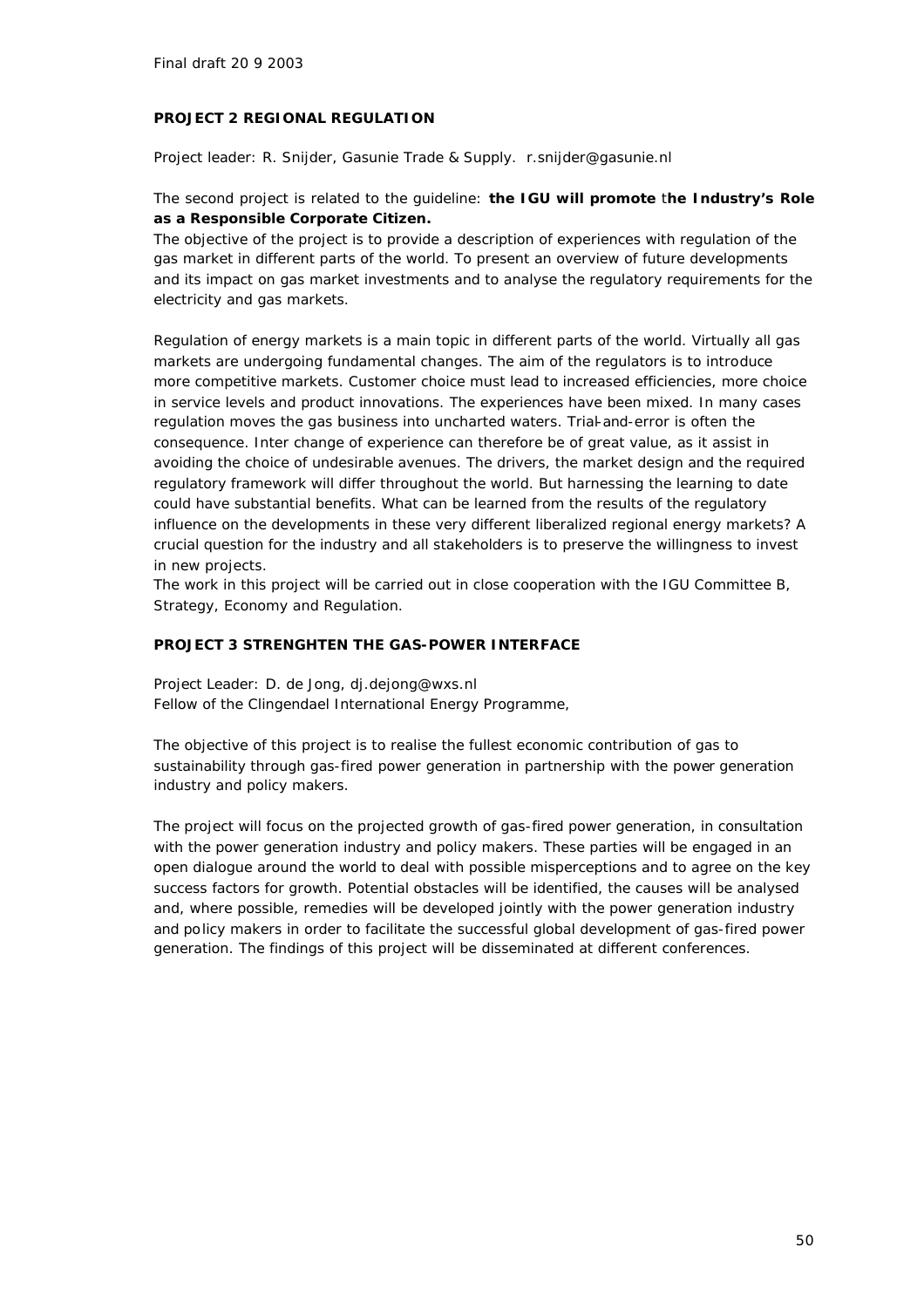Final draft 20 9 2003

**PROJECT 2 REGIONAL REGULATION**

Project leader: R. Snijder, Gasunie Trade & Supply. r.snijder@gasunie.nl

The second project is related to the guideline: **the IGU will promote** t**he Industry's Role as a Responsible Corporate Citizen.**

The objective of the project is to provide a description of experiences with regulation of the gas market in different parts of the world. To present an overview of future developments and its impact on gas market investments and to analyse the regulatory requirements for the electricity and gas markets.

Regulation of energy markets is a main topic in different parts of the world. Virtually all gas markets are undergoing fundamental changes. The aim of the regulators is to introduce more competitive markets. Customer choice must lead to increased efficiencies, more choice in service levels and product innovations. The experiences have been mixed. In many cases regulation moves the gas business into uncharted waters. Trial-and-error is often the consequence. Inter change of experience can therefore be of great value, as it assist in avoiding the choice of undesirable avenues. The drivers, the market design and the required regulatory framework will differ throughout the world. But harnessing the learning to date could have substantial benefits. What can be learned from the results of the regulatory influence on the developments in these very different liberalized regional energy markets? A crucial question for the industry and all stakeholders is to preserve the willingness to invest in new projects.

The work in this project will be carried out in close cooperation with the IGU Committee B, Strategy, Economy and Regulation.

**PROJECT 3 STRENGHTEN THE GAS-POWER INTERFACE**

Project Leader: D. de Jong, dj.dejong@wxs.nl
Fellow of the Clingendael International Energy Programme,

The objective of this project is to realise the fullest economic contribution of gas to sustainability through gas-fired power generation in partnership with the power generation industry and policy makers.

The project will focus on the projected growth of gas-fired power generation, in consultation with the power generation industry and policy makers. These parties will be engaged in an open dialogue around the world to deal with possible misperceptions and to agree on the key success factors for growth. Potential obstacles will be identified, the causes will be analysed and, where possible, remedies will be developed jointly with the power generation industry and policy makers in order to facilitate the successful global development of gas-fired power generation. The findings of this project will be disseminated at different conferences.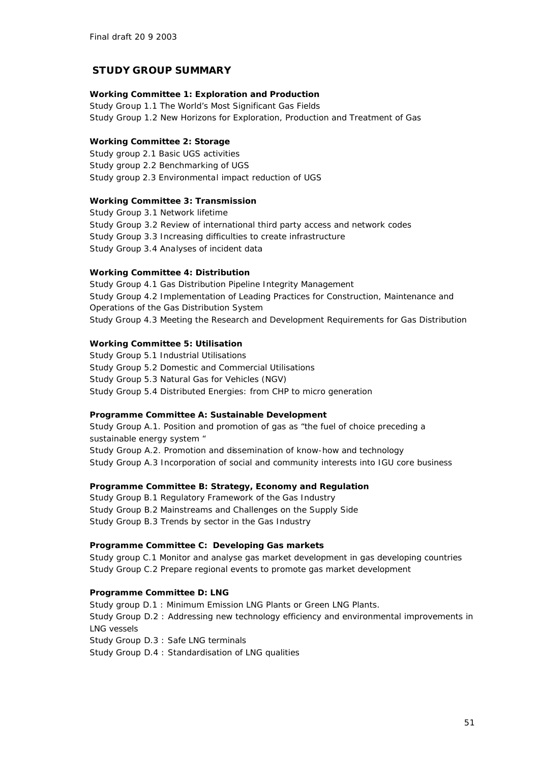Final draft 20 9 2003

## STUDY GROUP SUMMARY

**Working Committee 1: Exploration and Production**
Study Group 1.1 The World's Most Significant Gas Fields
Study Group 1.2 New Horizons for Exploration, Production and Treatment of Gas

**Working Committee 2: Storage**
Study group 2.1 Basic UGS activities
Study group 2.2 Benchmarking of UGS
Study group 2.3 Environmental impact reduction of UGS

**Working Committee 3: Transmission**
Study Group 3.1 Network lifetime
Study Group 3.2 Review of international third party access and network codes
Study Group 3.3 Increasing difficulties to create infrastructure
Study Group 3.4 Analyses of incident data

**Working Committee 4: Distribution**
Study Group 4.1 Gas Distribution Pipeline Integrity Management
Study Group 4.2 Implementation of Leading Practices for Construction, Maintenance and Operations of the Gas Distribution System
Study Group 4.3 Meeting the Research and Development Requirements for Gas Distribution

**Working Committee 5: Utilisation**
Study Group 5.1 Industrial Utilisations
Study Group 5.2 Domestic and Commercial Utilisations
Study Group 5.3 Natural Gas for Vehicles (NGV)
Study Group 5.4 Distributed Energies: from CHP to micro generation

**Programme Committee A: Sustainable Development**
Study Group A.1. Position and promotion of gas as "the fuel of choice preceding a sustainable energy system "
Study Group A.2. Promotion and dissemination of know-how and technology
Study Group A.3 Incorporation of social and community interests into IGU core business

**Programme Committee B: Strategy, Economy and Regulation**
Study Group B.1 Regulatory Framework of the Gas Industry
Study Group B.2 Mainstreams and Challenges on the Supply Side
Study Group B.3 Trends by sector in the Gas Industry

**Programme Committee C: Developing Gas markets**
Study group C.1 Monitor and analyse gas market development in gas developing countries
Study Group C.2 Prepare regional events to promote gas market development

**Programme Committee D: LNG**
Study group D.1 : Minimum Emission LNG Plants or Green LNG Plants.
Study Group D.2 : Addressing new technology efficiency and environmental improvements in LNG vessels
Study Group D.3 : Safe LNG terminals
Study Group D.4 : Standardisation of LNG qualities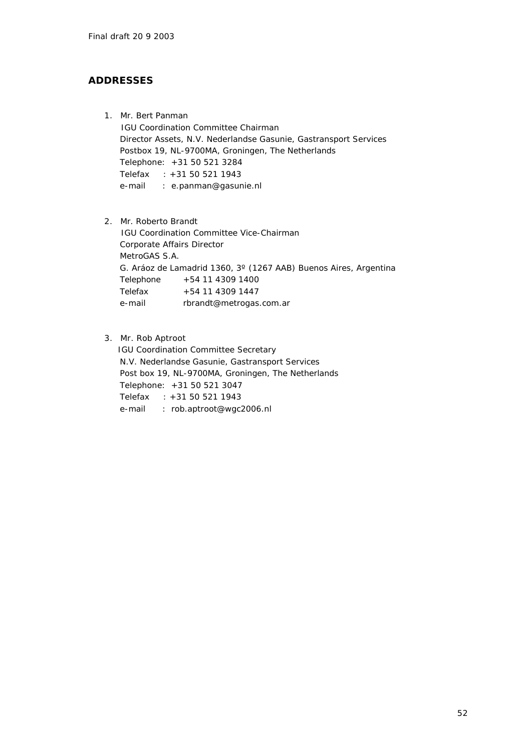## ADDRESSES

1. Mr. Bert Panman
   IGU Coordination Committee Chairman
   Director Assets, N.V. Nederlandse Gasunie, Gastransport Services
   Postbox 19, NL-9700MA, Groningen, The Netherlands
   Telephone: +31 50 521 3284
   Telefax : +31 50 521 1943
   e-mail : e.panman@gasunie.nl

2. Mr. Roberto Brandt
   IGU Coordination Committee Vice-Chairman
   Corporate Affairs Director
   MetroGAS S.A.
   G. Aráoz de Lamadrid 1360, 3º (1267 AAB) Buenos Aires, Argentina
   Telephone +54 11 4309 1400
   Telefax +54 11 4309 1447
   e-mail rbrandt@metrogas.com.ar

3. Mr. Rob Aptroot
   IGU Coordination Committee Secretary
   N.V. Nederlandse Gasunie, Gastransport Services
   Post box 19, NL-9700MA, Groningen, The Netherlands
   Telephone: +31 50 521 3047
   Telefax : +31 50 521 1943
   e-mail : rob.aptroot@wgc2006.nl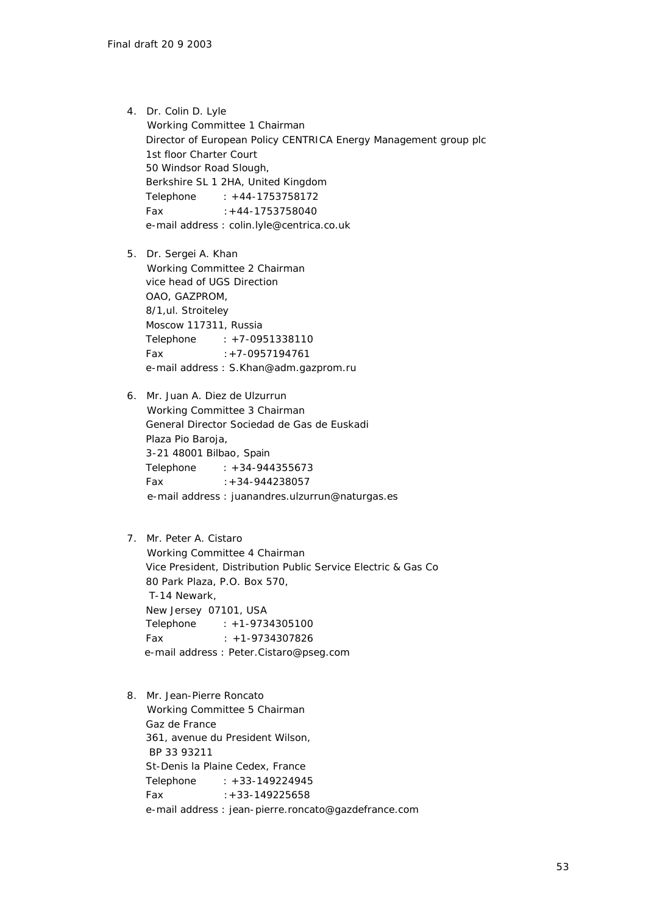4. Dr. Colin D. Lyle
   Working Committee 1 Chairman
   Director of European Policy CENTRICA Energy Management group plc
   1st floor Charter Court
   50 Windsor Road Slough,
   Berkshire SL 1 2HA, United Kingdom
   Telephone : +44-1753758172
   Fax :+44-1753758040
   e-mail address : colin.lyle@centrica.co.uk

5. Dr. Sergei A. Khan
   Working Committee 2 Chairman
   vice head of UGS Direction
   OAO, GAZPROM,
   8/1,ul. Stroiteley
   Moscow 117311, Russia
   Telephone : +7-0951338110
   Fax :+7-0957194761
   e-mail address : S.Khan@adm.gazprom.ru

6. Mr. Juan A. Diez de Ulzurrun
   Working Committee 3 Chairman
   General Director Sociedad de Gas de Euskadi
   Plaza Pio Baroja,
   3-21 48001 Bilbao, Spain
   Telephone : +34-944355673
   Fax :+34-944238057
   e-mail address : juanandres.ulzurrun@naturgas.es

7. Mr. Peter A. Cistaro
   Working Committee 4 Chairman
   Vice President, Distribution Public Service Electric & Gas Co
   80 Park Plaza, P.O. Box 570,
   T-14 Newark,
   New Jersey 07101, USA
   Telephone : +1-9734305100
   Fax : +1-9734307826
   e-mail address : Peter.Cistaro@pseg.com

8. Mr. Jean-Pierre Roncato
   Working Committee 5 Chairman
   Gaz de France
   361, avenue du President Wilson,
   BP 33 93211
   St-Denis la Plaine Cedex, France
   Telephone : +33-149224945
   Fax :+33-149225658
   e-mail address : jean-pierre.roncato@gazdefrance.com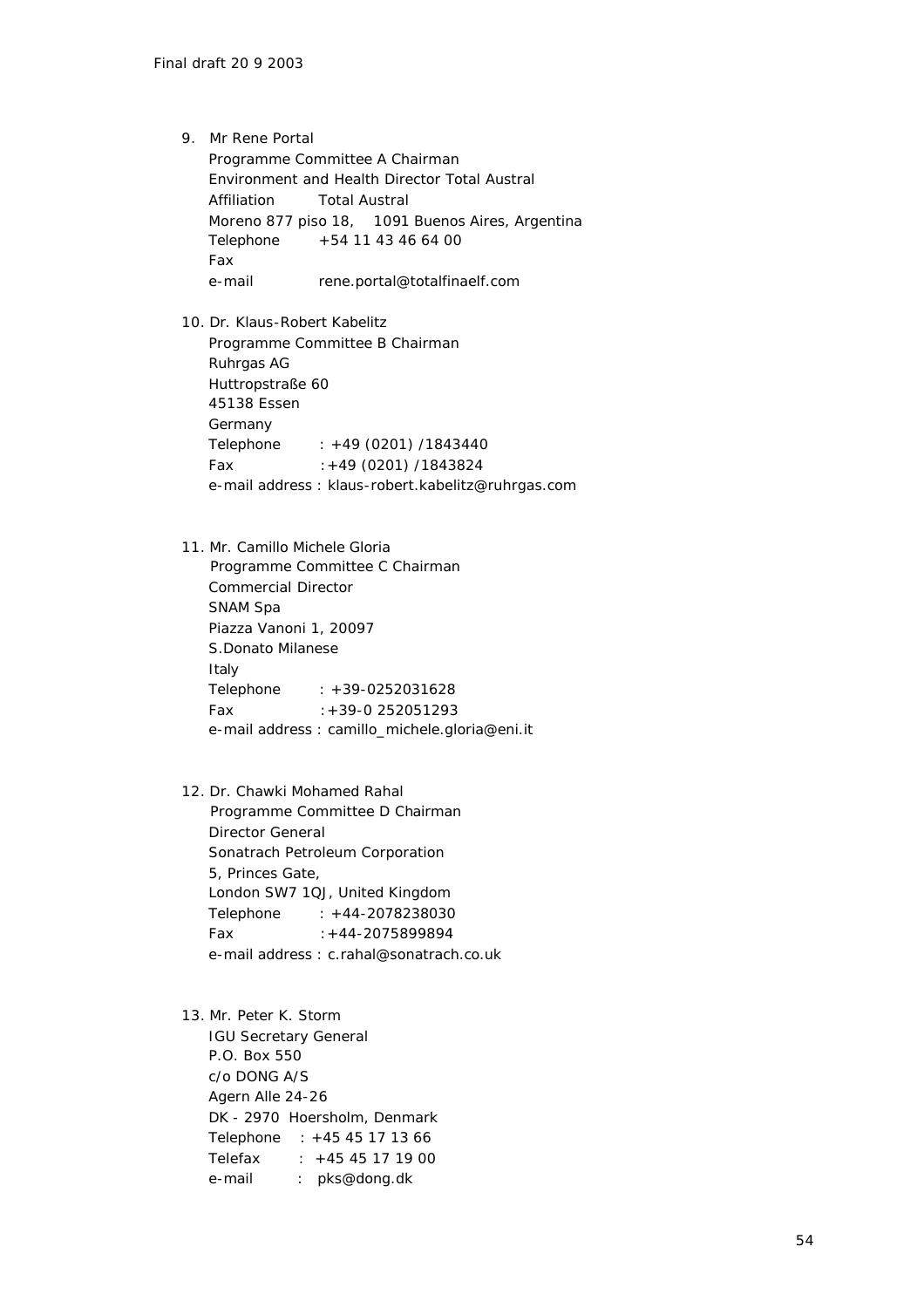9. Mr Rene Portal
   Programme Committee A Chairman
   Environment and Health Director Total Austral
   Affiliation Total Austral
   Moreno 877 piso 18, 1091 Buenos Aires, Argentina
   Telephone +54 11 43 46 64 00
   Fax
   e-mail rene.portal@totalfinaelf.com

10. Dr. Klaus-Robert Kabelitz
    Programme Committee B Chairman
    Ruhrgas AG
    Huttropstraße 60
    45138 Essen
    Germany
    Telephone : +49 (0201) /1843440
    Fax :+49 (0201) /1843824
    e-mail address : klaus-robert.kabelitz@ruhrgas.com

11. Mr. Camillo Michele Gloria
    Programme Committee C Chairman
    Commercial Director
    SNAM Spa
    Piazza Vanoni 1, 20097
    S.Donato Milanese
    Italy
    Telephone : +39-0252031628
    Fax :+39-0 252051293
    e-mail address : camillo_michele.gloria@eni.it

12. Dr. Chawki Mohamed Rahal
    Programme Committee D Chairman
    Director General
    Sonatrach Petroleum Corporation
    5, Princes Gate,
    London SW7 1QJ, United Kingdom
    Telephone : +44-2078238030
    Fax :+44-2075899894
    e-mail address : c.rahal@sonatrach.co.uk

13. Mr. Peter K. Storm
    IGU Secretary General
    P.O. Box 550
    c/o DONG A/S
    Agern Alle 24-26
    DK - 2970 Hoersholm, Denmark
    Telephone : +45 45 17 13 66
    Telefax : +45 45 17 19 00
    e-mail : pks@dong.dk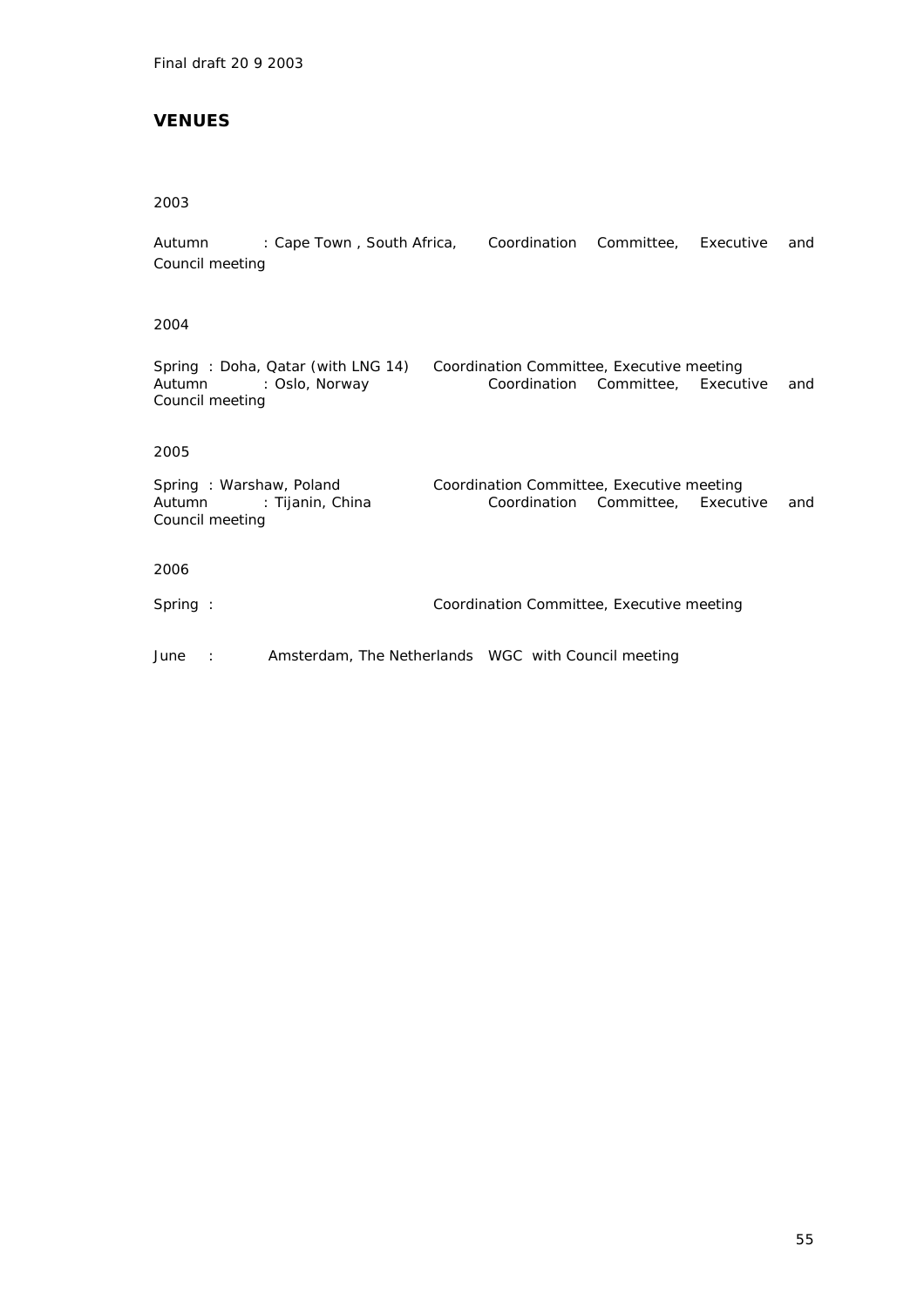Final draft 20 9 2003

## VENUES

2003

Autumn : Cape Town , South Africa, Coordination Committee, Executive and Council meeting

2004

Spring : Doha, Qatar (with LNG 14) Coordination Committee, Executive meeting
Autumn : Oslo, Norway Coordination Committee, Executive and Council meeting

2005

Spring : Warshaw, Poland Coordination Committee, Executive meeting
Autumn : Tijanin, China Coordination Committee, Executive and Council meeting

2006

Spring : Coordination Committee, Executive meeting

June : Amsterdam, The Netherlands WGC with Council meeting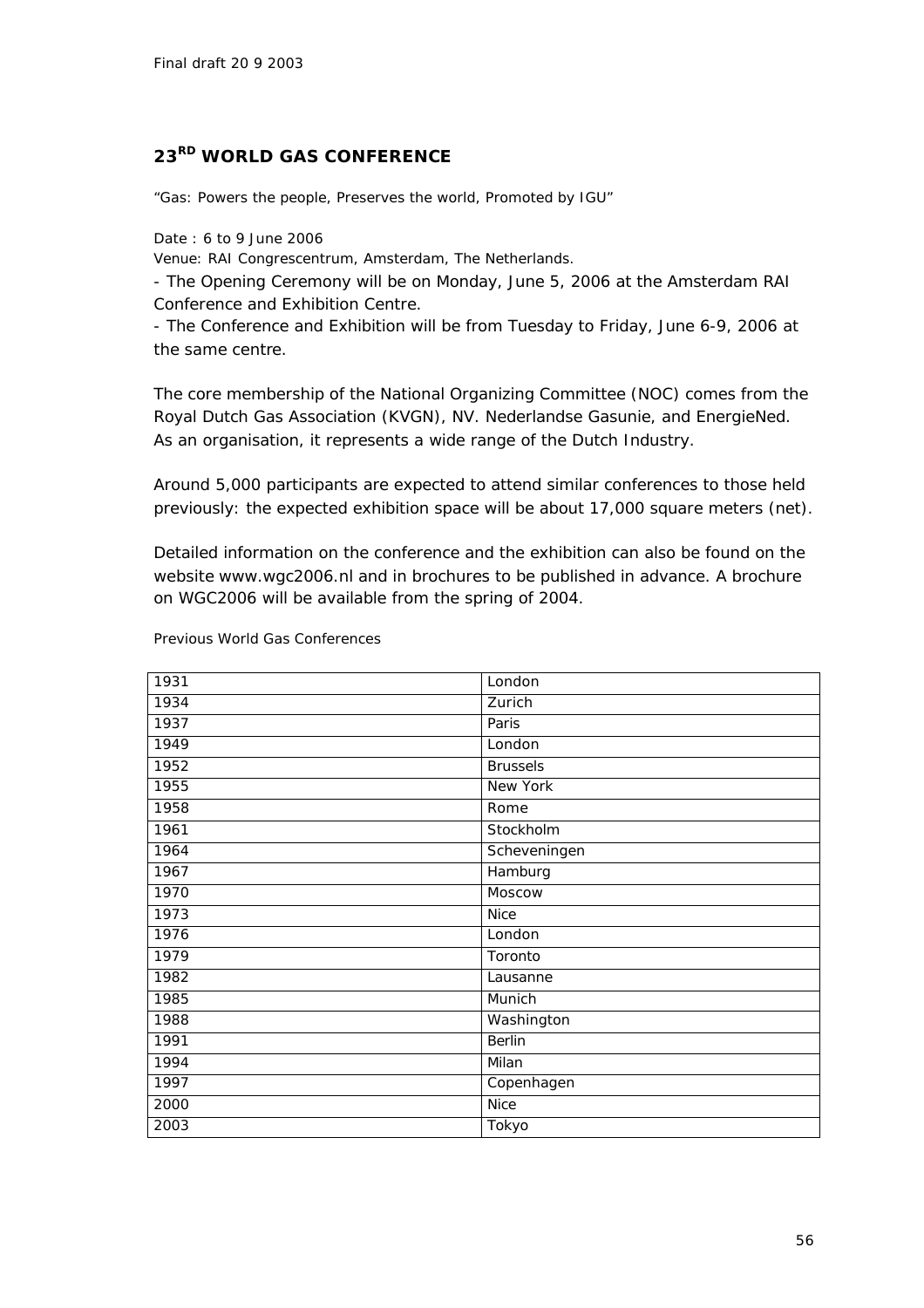Final draft 20 9 2003

## 23RD WORLD GAS CONFERENCE

"Gas: Powers the people, Preserves the world, Promoted by IGU"

Date : 6 to 9 June 2006
Venue: RAI Congrescentrum, Amsterdam, The Netherlands.
- The Opening Ceremony will be on Monday, June 5, 2006 at the Amsterdam RAI Conference and Exhibition Centre.
- The Conference and Exhibition will be from Tuesday to Friday, June 6-9, 2006 at the same centre.

The core membership of the National Organizing Committee (NOC) comes from the Royal Dutch Gas Association (KVGN), NV. Nederlandse Gasunie, and EnergieNed. As an organisation, it represents a wide range of the Dutch Industry.

Around 5,000 participants are expected to attend similar conferences to those held previously: the expected exhibition space will be about 17,000 square meters (net).

Detailed information on the conference and the exhibition can also be found on the website www.wgc2006.nl and in brochures to be published in advance. A brochure on WGC2006 will be available from the spring of 2004.

Previous World Gas Conferences

| | |
|---|---|
| 1931 | London |
| 1934 | Zurich |
| 1937 | Paris |
| 1949 | London |
| 1952 | Brussels |
| 1955 | New York |
| 1958 | Rome |
| 1961 | Stockholm |
| 1964 | Scheveningen |
| 1967 | Hamburg |
| 1970 | Moscow |
| 1973 | Nice |
| 1976 | London |
| 1979 | Toronto |
| 1982 | Lausanne |
| 1985 | Munich |
| 1988 | Washington |
| 1991 | Berlin |
| 1994 | Milan |
| 1997 | Copenhagen |
| 2000 | Nice |
| 2003 | Tokyo |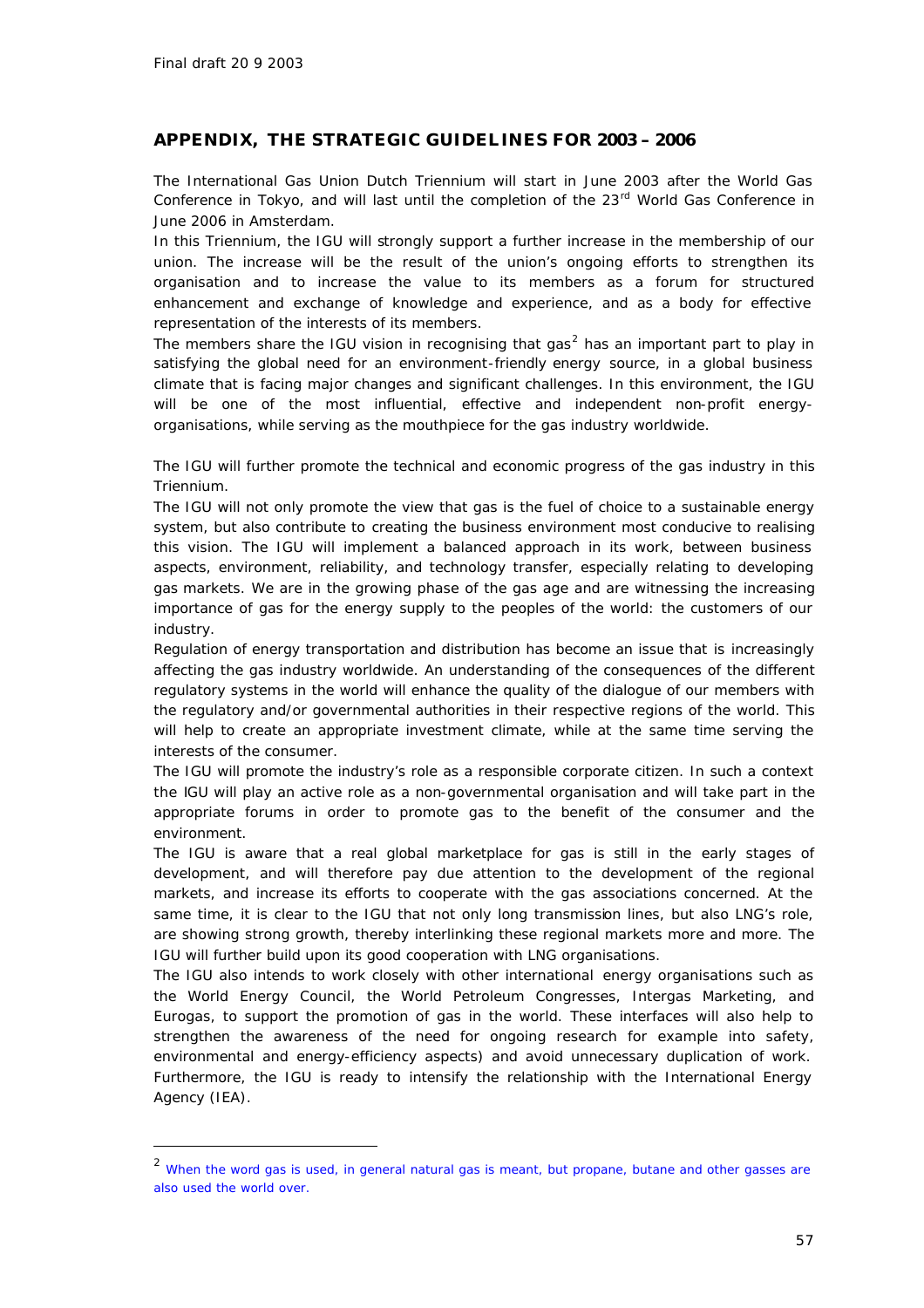## APPENDIX, THE STRATEGIC GUIDELINES FOR 2003 – 2006

The International Gas Union Dutch Triennium will start in June 2003 after the World Gas Conference in Tokyo, and will last until the completion of the 23rd World Gas Conference in June 2006 in Amsterdam.

In this Triennium, the IGU will strongly support a further increase in the membership of our union. The increase will be the result of the union's ongoing efforts to strengthen its organisation and to increase the value to its members as a forum for structured enhancement and exchange of knowledge and experience, and as a body for effective representation of the interests of its members.

The members share the IGU vision in recognising that gas[2] has an important part to play in satisfying the global need for an environment-friendly energy source, in a global business climate that is facing major changes and significant challenges. In this environment, the IGU will be one of the most influential, effective and independent non-profit energy-organisations, while serving as the mouthpiece for the gas industry worldwide.

The IGU will further promote the technical and economic progress of the gas industry in this Triennium.

The IGU will not only promote the view that gas is the fuel of choice to a sustainable energy system, but also contribute to creating the business environment most conducive to realising this vision. The IGU will implement a balanced approach in its work, between business aspects, environment, reliability, and technology transfer, especially relating to developing gas markets. We are in the growing phase of the gas age and are witnessing the increasing importance of gas for the energy supply to the peoples of the world: the customers of our industry.

Regulation of energy transportation and distribution has become an issue that is increasingly affecting the gas industry worldwide. An understanding of the consequences of the different regulatory systems in the world will enhance the quality of the dialogue of our members with the regulatory and/or governmental authorities in their respective regions of the world. This will help to create an appropriate investment climate, while at the same time serving the interests of the consumer.

The IGU will promote the industry's role as a responsible corporate citizen. In such a context the IGU will play an active role as a non-governmental organisation and will take part in the appropriate forums in order to promote gas to the benefit of the consumer and the environment.

The IGU is aware that a real global marketplace for gas is still in the early stages of development, and will therefore pay due attention to the development of the regional markets, and increase its efforts to cooperate with the gas associations concerned. At the same time, it is clear to the IGU that not only long transmission lines, but also LNG's role, are showing strong growth, thereby interlinking these regional markets more and more. The IGU will further build upon its good cooperation with LNG organisations.

The IGU also intends to work closely with other international energy organisations such as the World Energy Council, the World Petroleum Congresses, Intergas Marketing, and Eurogas, to support the promotion of gas in the world. These interfaces will also help to strengthen the awareness of the need for ongoing research for example into safety, environmental and energy-efficiency aspects) and avoid unnecessary duplication of work. Furthermore, the IGU is ready to intensify the relationship with the International Energy Agency (IEA).

---

[2] When the word gas is used, in general natural gas is meant, but propane, butane and other gasses are also used the world over.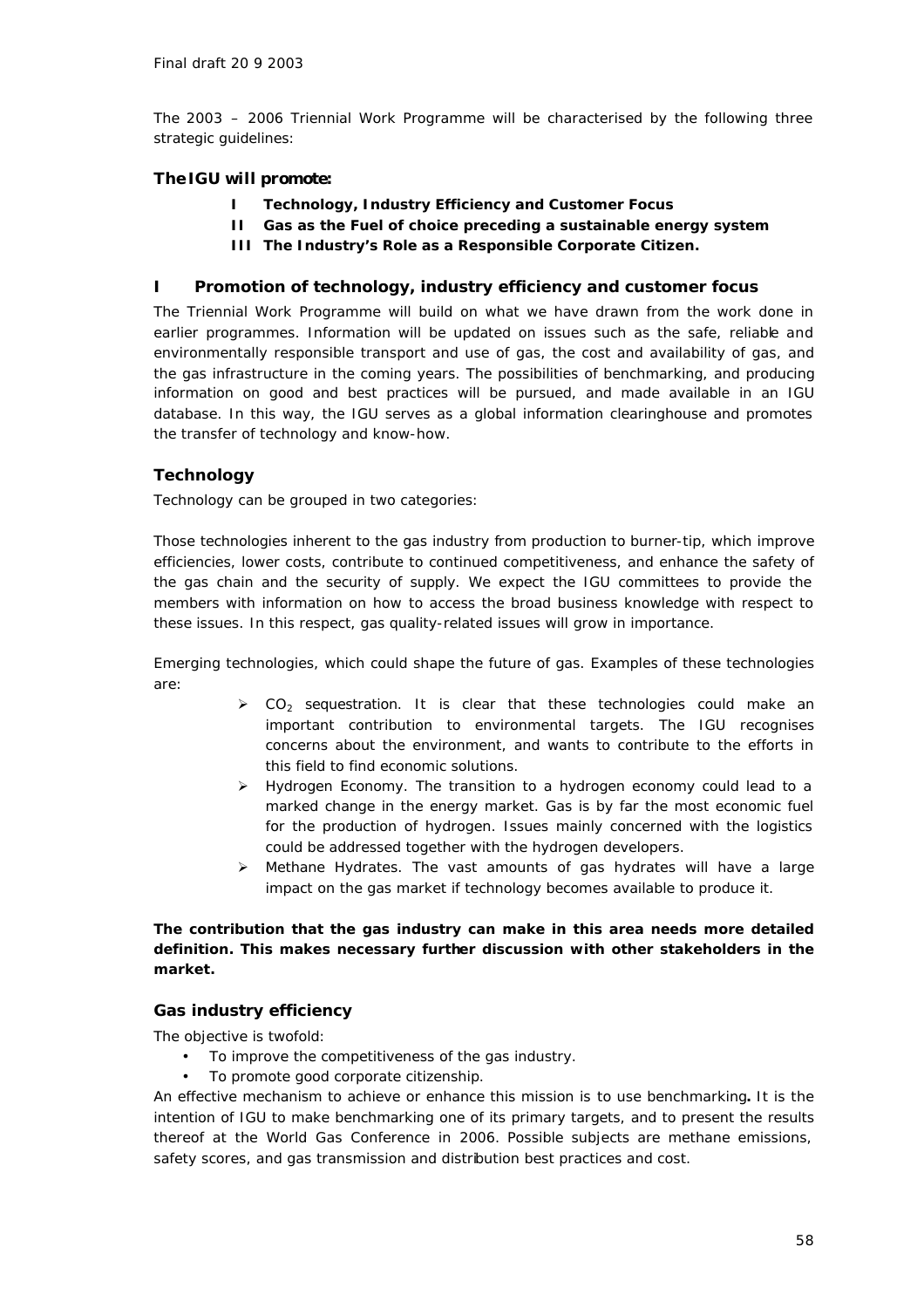Final draft 20 9 2003

The 2003 – 2006 Triennial Work Programme will be characterised by the following three strategic guidelines:

**The IGU will promote:**

- **I Technology, Industry Efficiency and Customer Focus**
- **II Gas as the Fuel of choice preceding a sustainable energy system**
- **III The Industry's Role as a Responsible Corporate Citizen.**

## I Promotion of technology, industry efficiency and customer focus

The Triennial Work Programme will build on what we have drawn from the work done in earlier programmes. Information will be updated on issues such as the safe, reliable and environmentally responsible transport and use of gas, the cost and availability of gas, and the gas infrastructure in the coming years. The possibilities of benchmarking, and producing information on good and best practices will be pursued, and made available in an IGU database. In this way, the IGU serves as a global information clearinghouse and promotes the transfer of technology and know-how.

### Technology

Technology can be grouped in two categories:

Those technologies inherent to the gas industry from production to burner-tip, which improve efficiencies, lower costs, contribute to continued competitiveness, and enhance the safety of the gas chain and the security of supply. We expect the IGU committees to provide the members with information on how to access the broad business knowledge with respect to these issues. In this respect, gas quality-related issues will grow in importance.

Emerging technologies, which could shape the future of gas. Examples of these technologies are:

- $CO_2$ sequestration. It is clear that these technologies could make an important contribution to environmental targets. The IGU recognises concerns about the environment, and wants to contribute to the efforts in this field to find economic solutions.
- Hydrogen Economy. The transition to a hydrogen economy could lead to a marked change in the energy market. Gas is by far the most economic fuel for the production of hydrogen. Issues mainly concerned with the logistics could be addressed together with the hydrogen developers.
- Methane Hydrates. The vast amounts of gas hydrates will have a large impact on the gas market if technology becomes available to produce it.

**The contribution that the gas industry can make in this area needs more detailed definition. This makes necessary further discussion with other stakeholders in the market.**

### Gas industry efficiency

The objective is twofold:

- To improve the competitiveness of the gas industry.
- To promote good corporate citizenship.

An effective mechanism to achieve or enhance this mission is to use benchmarking**.** It is the intention of IGU to make benchmarking one of its primary targets, and to present the results thereof at the World Gas Conference in 2006. Possible subjects are methane emissions, safety scores, and gas transmission and distribution best practices and cost.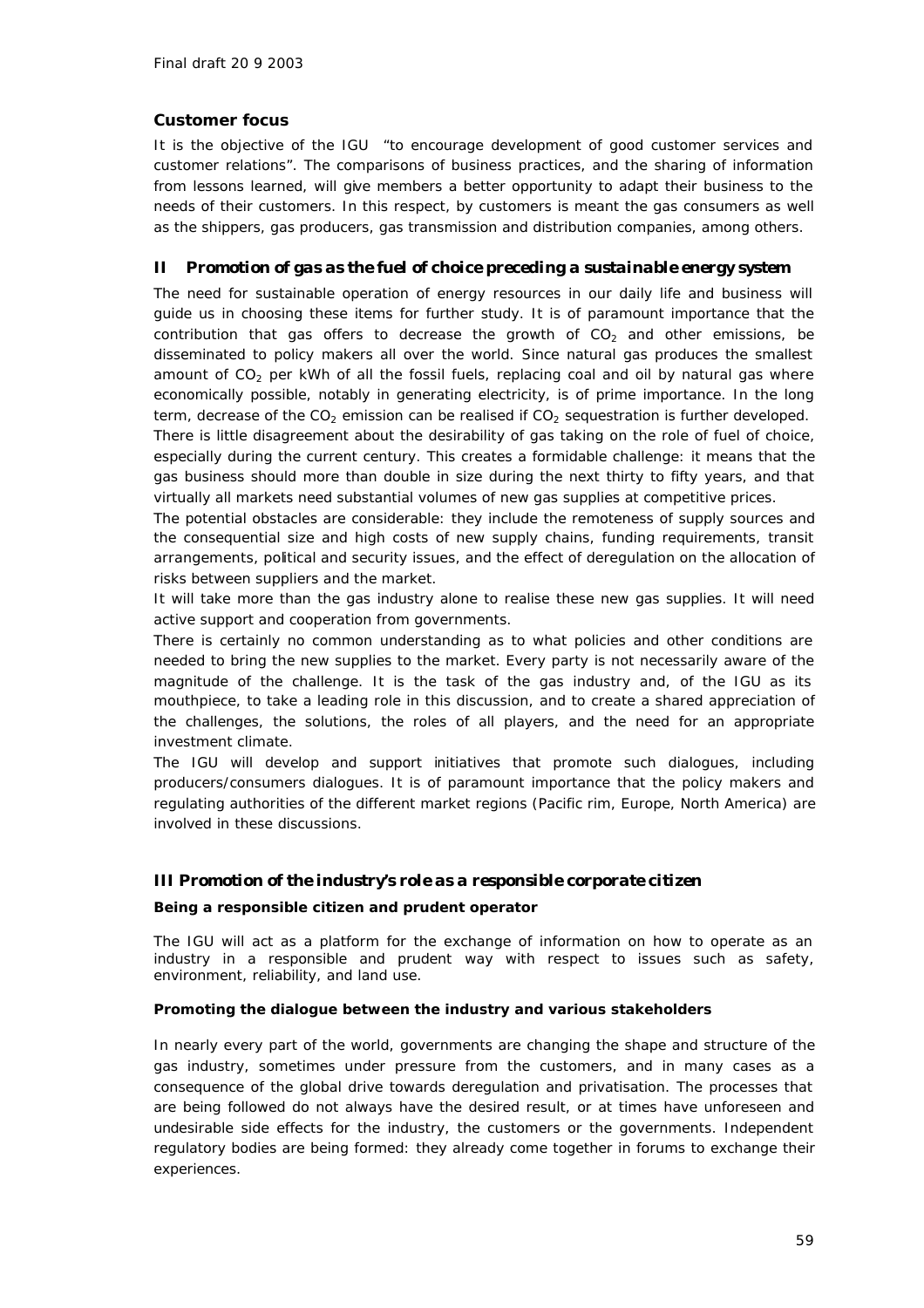### Customer focus

It is the objective of the IGU "to encourage development of good customer services and customer relations". The comparisons of business practices, and the sharing of information from lessons learned, will give members a better opportunity to adapt their business to the needs of their customers. In this respect, by customers is meant the gas consumers as well as the shippers, gas producers, gas transmission and distribution companies, among others.

## II Promotion of gas as the fuel of choice preceding a sustainable energy system

The need for sustainable operation of energy resources in our daily life and business will guide us in choosing these items for further study. It is of paramount importance that the contribution that gas offers to decrease the growth of $CO_2$ and other emissions, be disseminated to policy makers all over the world. Since natural gas produces the smallest amount of $CO_2$ per kWh of all the fossil fuels, replacing coal and oil by natural gas where economically possible, notably in generating electricity, is of prime importance. In the long term, decrease of the $CO_2$ emission can be realised if $CO_2$ sequestration is further developed.

There is little disagreement about the desirability of gas taking on the role of fuel of choice, especially during the current century. This creates a formidable challenge: it means that the gas business should more than double in size during the next thirty to fifty years, and that virtually all markets need substantial volumes of new gas supplies at competitive prices.

The potential obstacles are considerable: they include the remoteness of supply sources and the consequential size and high costs of new supply chains, funding requirements, transit arrangements, political and security issues, and the effect of deregulation on the allocation of risks between suppliers and the market.

It will take more than the gas industry alone to realise these new gas supplies. It will need active support and cooperation from governments.

There is certainly no common understanding as to what policies and other conditions are needed to bring the new supplies to the market. Every party is not necessarily aware of the magnitude of the challenge. It is the task of the gas industry and, of the IGU as its mouthpiece, to take a leading role in this discussion, and to create a shared appreciation of the challenges, the solutions, the roles of all players, and the need for an appropriate investment climate.

The IGU will develop and support initiatives that promote such dialogues, including producers/consumers dialogues. It is of paramount importance that the policy makers and regulating authorities of the different market regions (Pacific rim, Europe, North America) are involved in these discussions.

## III Promotion of the industry's role as a responsible corporate citizen

**Being a responsible citizen and prudent operator**

The IGU will act as a platform for the exchange of information on how to operate as an industry in a responsible and prudent way with respect to issues such as safety, environment, reliability, and land use.

**Promoting the dialogue between the industry and various stakeholders**

In nearly every part of the world, governments are changing the shape and structure of the gas industry, sometimes under pressure from the customers, and in many cases as a consequence of the global drive towards deregulation and privatisation. The processes that are being followed do not always have the desired result, or at times have unforeseen and undesirable side effects for the industry, the customers or the governments. Independent regulatory bodies are being formed: they already come together in forums to exchange their experiences.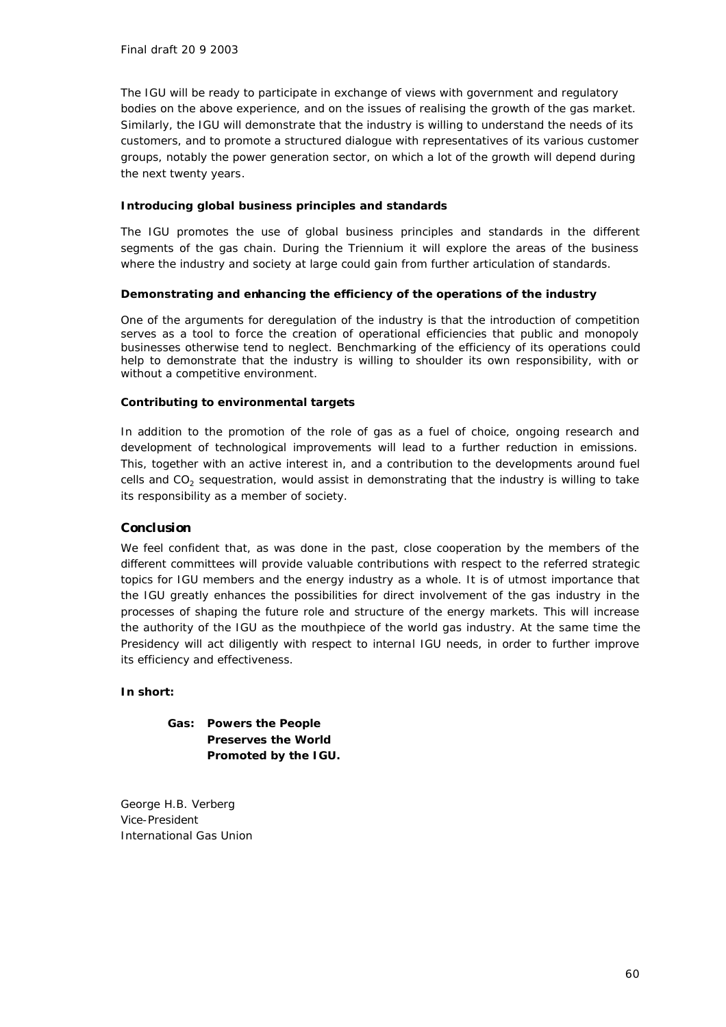The IGU will be ready to participate in exchange of views with government and regulatory bodies on the above experience, and on the issues of realising the growth of the gas market. Similarly, the IGU will demonstrate that the industry is willing to understand the needs of its customers, and to promote a structured dialogue with representatives of its various customer groups, notably the power generation sector, on which a lot of the growth will depend during the next twenty years.

**Introducing global business principles and standards**

The IGU promotes the use of global business principles and standards in the different segments of the gas chain. During the Triennium it will explore the areas of the business where the industry and society at large could gain from further articulation of standards.

**Demonstrating and enhancing the efficiency of the operations of the industry**

One of the arguments for deregulation of the industry is that the introduction of competition serves as a tool to force the creation of operational efficiencies that public and monopoly businesses otherwise tend to neglect. Benchmarking of the efficiency of its operations could help to demonstrate that the industry is willing to shoulder its own responsibility, with or without a competitive environment.

**Contributing to environmental targets**

In addition to the promotion of the role of gas as a fuel of choice, ongoing research and development of technological improvements will lead to a further reduction in emissions. This, together with an active interest in, and a contribution to the developments around fuel cells and $CO_2$ sequestration, would assist in demonstrating that the industry is willing to take its responsibility as a member of society.

## Conclusion

We feel confident that, as was done in the past, close cooperation by the members of the different committees will provide valuable contributions with respect to the referred strategic topics for IGU members and the energy industry as a whole. It is of utmost importance that the IGU greatly enhances the possibilities for direct involvement of the gas industry in the processes of shaping the future role and structure of the energy markets. This will increase the authority of the IGU as the mouthpiece of the world gas industry. At the same time the Presidency will act diligently with respect to internal IGU needs, in order to further improve its efficiency and effectiveness.

**In short:**

**Gas: Powers the People**
**Preserves the World**
**Promoted by the IGU.**

George H.B. Verberg
Vice-President
International Gas Union